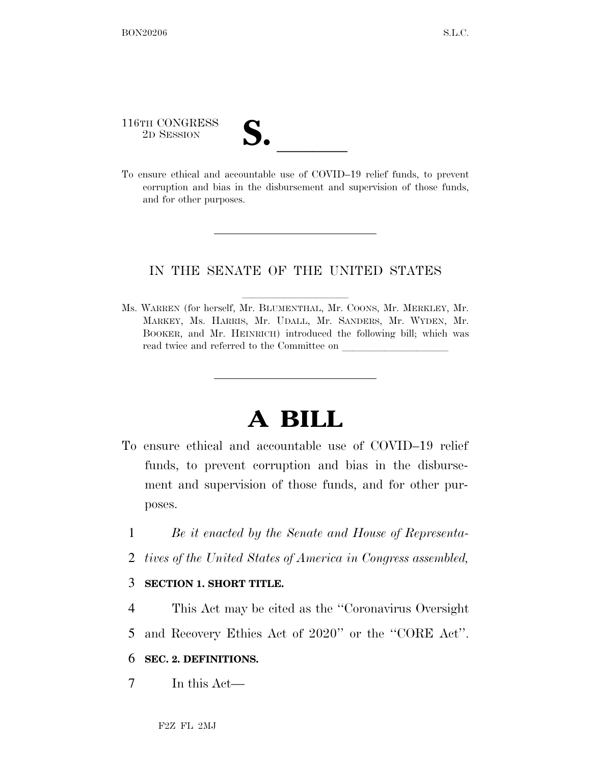116TH CONGRESS
2D SESSION

# S. ______

To ensure ethical and accountable use of COVID–19 relief funds, to prevent corruption and bias in the disbursement and supervision of those funds, and for other purposes.

---

IN THE SENATE OF THE UNITED STATES

---

Ms. WARREN (for herself, Mr. BLUMENTHAL, Mr. COONS, Mr. MERKLEY, Mr. MARKEY, Ms. HARRIS, Mr. UDALL, Mr. SANDERS, Mr. WYDEN, Mr. BOOKER, and Mr. HEINRICH) introduced the following bill; which was read twice and referred to the Committee on ____________________

---

# A BILL

To ensure ethical and accountable use of COVID–19 relief funds, to prevent corruption and bias in the disbursement and supervision of those funds, and for other purposes.

1 *Be it enacted by the Senate and House of Representa-*
2 *tives of the United States of America in Congress assembled,*

3 **SECTION 1. SHORT TITLE.**

4 This Act may be cited as the ''Coronavirus Oversight
5 and Recovery Ethics Act of 2020'' or the ''CORE Act''.

6 **SEC. 2. DEFINITIONS.**

7 In this Act—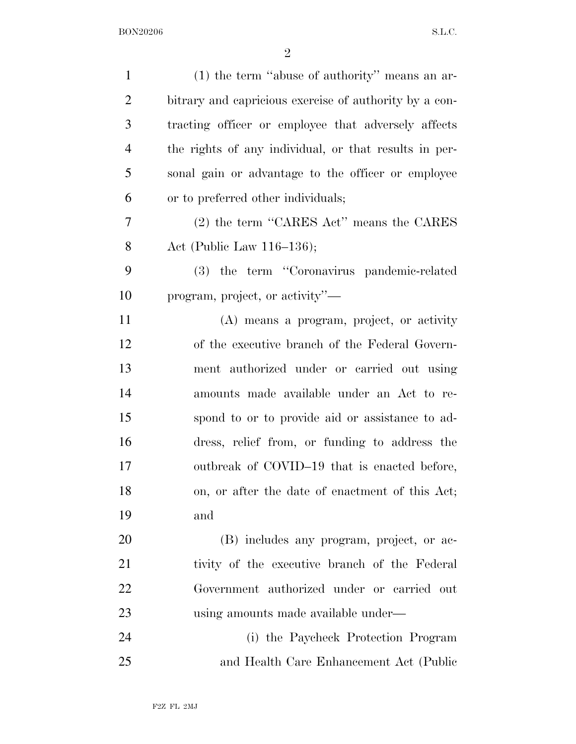(1) the term "abuse of authority" means an arbitrary and capricious exercise of authority by a contracting officer or employee that adversely affects the rights of any individual, or that results in personal gain or advantage to the officer or employee or to preferred other individuals;

(2) the term "CARES Act" means the CARES Act (Public Law 116–136);

(3) the term "Coronavirus pandemic-related program, project, or activity"—

(A) means a program, project, or activity of the executive branch of the Federal Government authorized under or carried out using amounts made available under an Act to respond to or to provide aid or assistance to address, relief from, or funding to address the outbreak of COVID–19 that is enacted before, on, or after the date of enactment of this Act; and

(B) includes any program, project, or activity of the executive branch of the Federal Government authorized under or carried out using amounts made available under—

(i) the Paycheck Protection Program and Health Care Enhancement Act (Public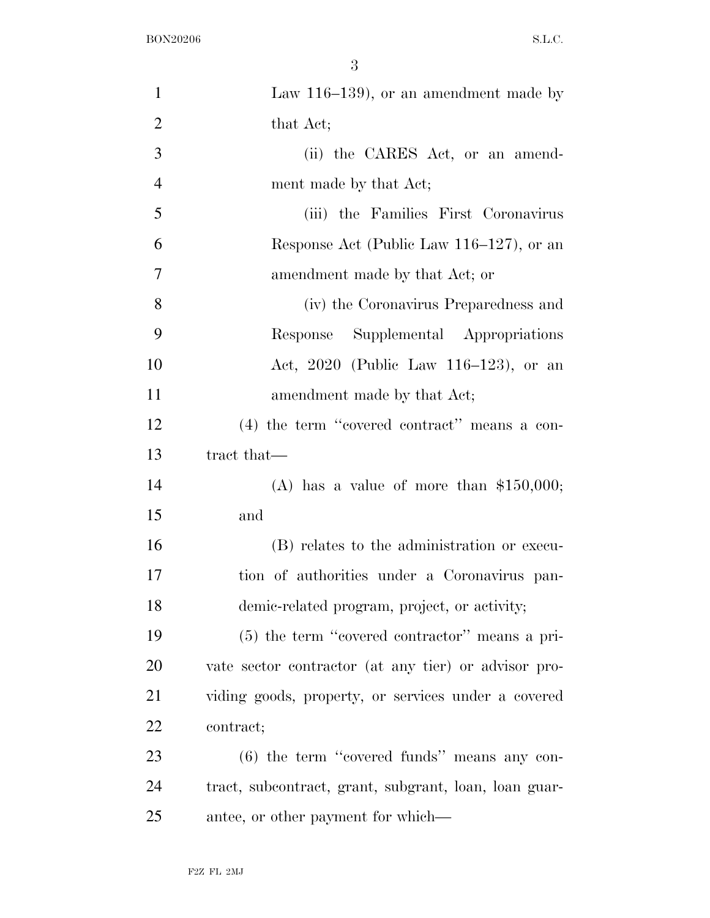Law 116–139), or an amendment made by that Act;

(ii) the CARES Act, or an amendment made by that Act;

(iii) the Families First Coronavirus Response Act (Public Law 116–127), or an amendment made by that Act; or

(iv) the Coronavirus Preparedness and Response Supplemental Appropriations Act, 2020 (Public Law 116–123), or an amendment made by that Act;

(4) the term ''covered contract'' means a contract that—

(A) has a value of more than $150,000; and

(B) relates to the administration or execution of authorities under a Coronavirus pandemic-related program, project, or activity;

(5) the term ''covered contractor'' means a private sector contractor (at any tier) or advisor providing goods, property, or services under a covered contract;

(6) the term ''covered funds'' means any contract, subcontract, grant, subgrant, loan, loan guarantee, or other payment for which—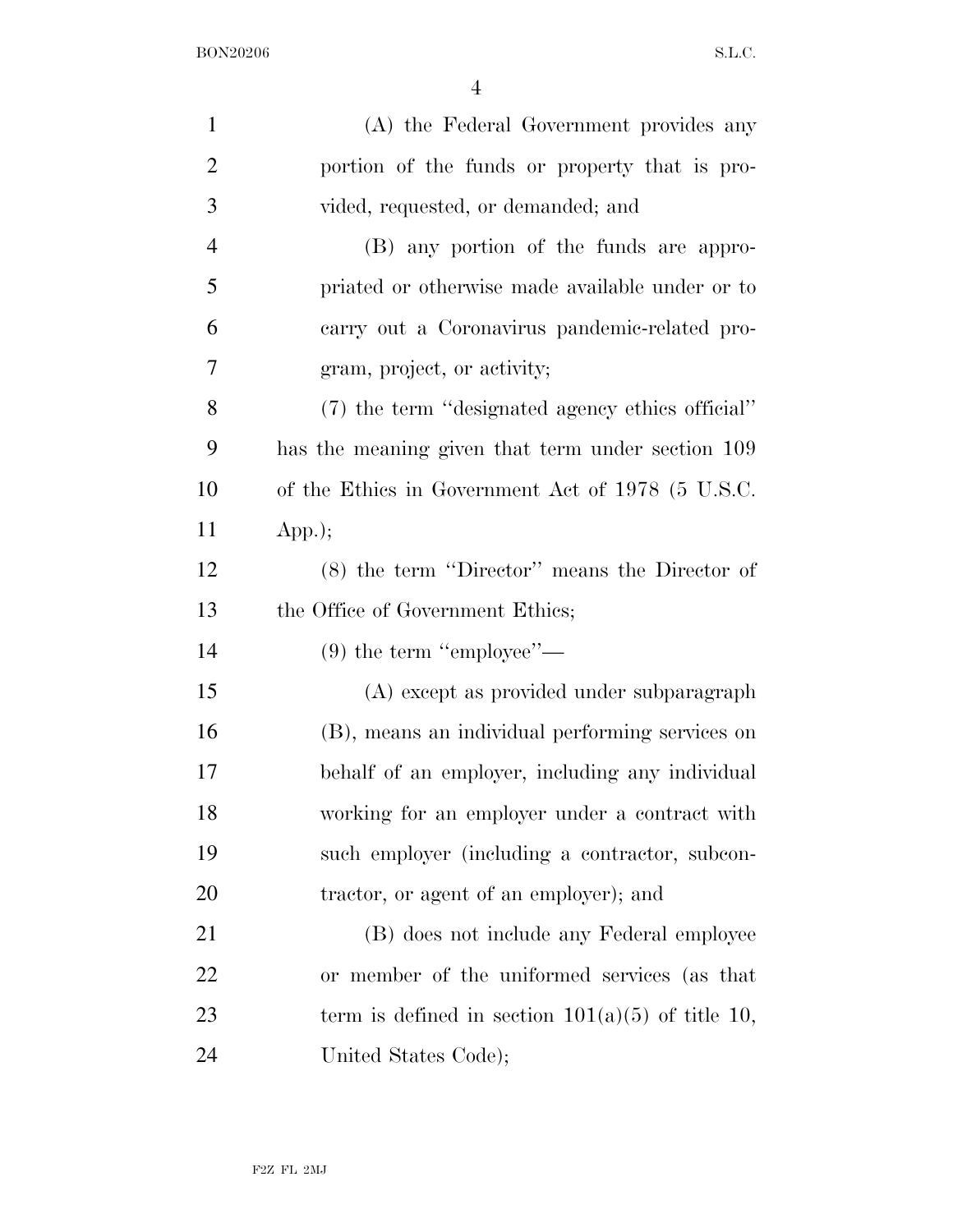(A) the Federal Government provides any portion of the funds or property that is provided, requested, or demanded; and

(B) any portion of the funds are appropriated or otherwise made available under or to carry out a Coronavirus pandemic-related program, project, or activity;

(7) the term ''designated agency ethics official'' has the meaning given that term under section 109 of the Ethics in Government Act of 1978 (5 U.S.C. App.);

(8) the term ''Director'' means the Director of the Office of Government Ethics;

(9) the term ''employee''—

(A) except as provided under subparagraph (B), means an individual performing services on behalf of an employer, including any individual working for an employer under a contract with such employer (including a contractor, subcontractor, or agent of an employer); and

(B) does not include any Federal employee or member of the uniformed services (as that term is defined in section 101(a)(5) of title 10, United States Code);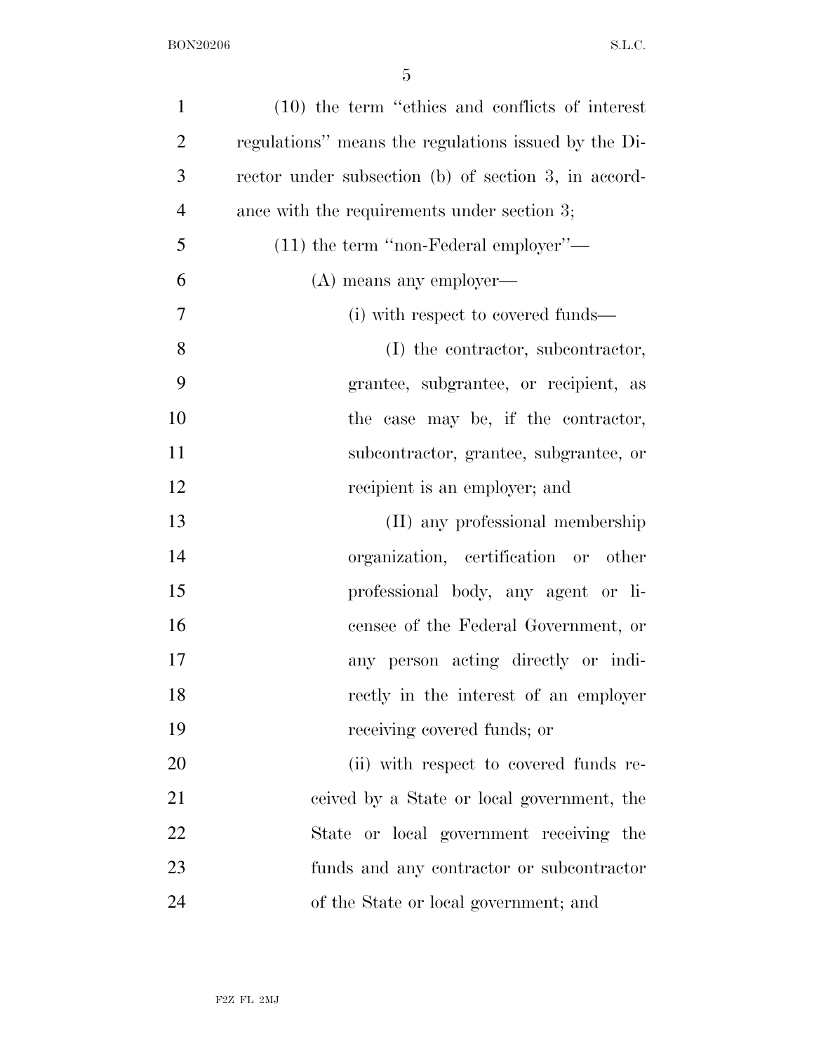(10) the term "ethics and conflicts of interest regulations" means the regulations issued by the Director under subsection (b) of section 3, in accordance with the requirements under section 3;

(11) the term "non-Federal employer"—

(A) means any employer—

(i) with respect to covered funds—

(I) the contractor, subcontractor, grantee, subgrantee, or recipient, as the case may be, if the contractor, subcontractor, grantee, subgrantee, or recipient is an employer; and

(II) any professional membership organization, certification or other professional body, any agent or licensee of the Federal Government, or any person acting directly or indirectly in the interest of an employer receiving covered funds; or

(ii) with respect to covered funds received by a State or local government, the State or local government receiving the funds and any contractor or subcontractor of the State or local government; and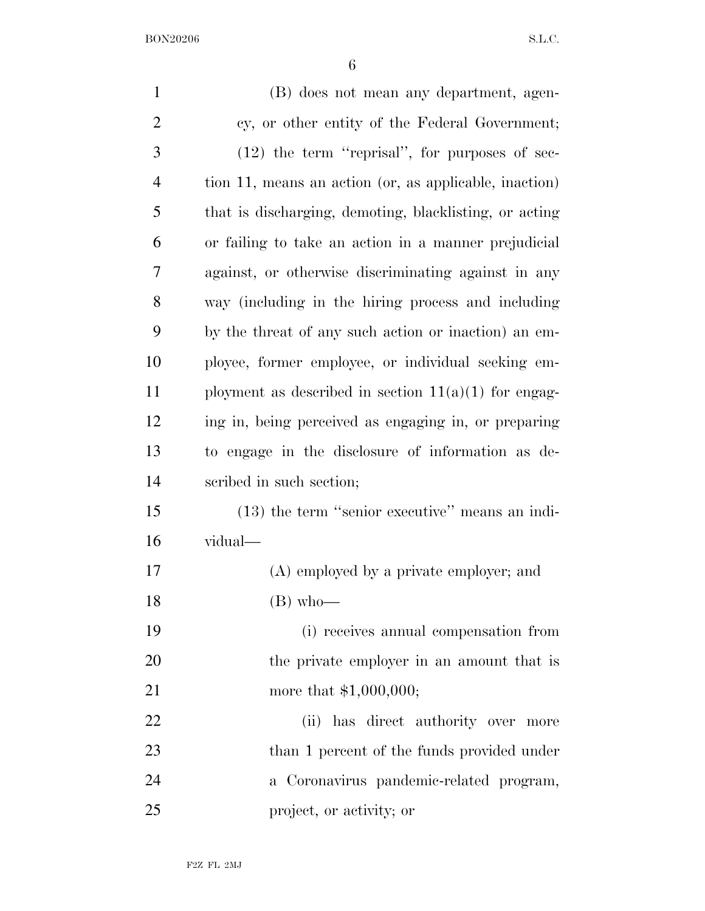(B) does not mean any department, agency, or other entity of the Federal Government;

(12) the term ''reprisal'', for purposes of section 11, means an action (or, as applicable, inaction) that is discharging, demoting, blacklisting, or acting or failing to take an action in a manner prejudicial against, or otherwise discriminating against in any way (including in the hiring process and including by the threat of any such action or inaction) an employee, former employee, or individual seeking employment as described in section 11(a)(1) for engaging in, being perceived as engaging in, or preparing to engage in the disclosure of information as described in such section;

(13) the term ''senior executive'' means an individual—

(A) employed by a private employer; and

(B) who—

(i) receives annual compensation from the private employer in an amount that is more that $1,000,000;

(ii) has direct authority over more than 1 percent of the funds provided under a Coronavirus pandemic-related program, project, or activity; or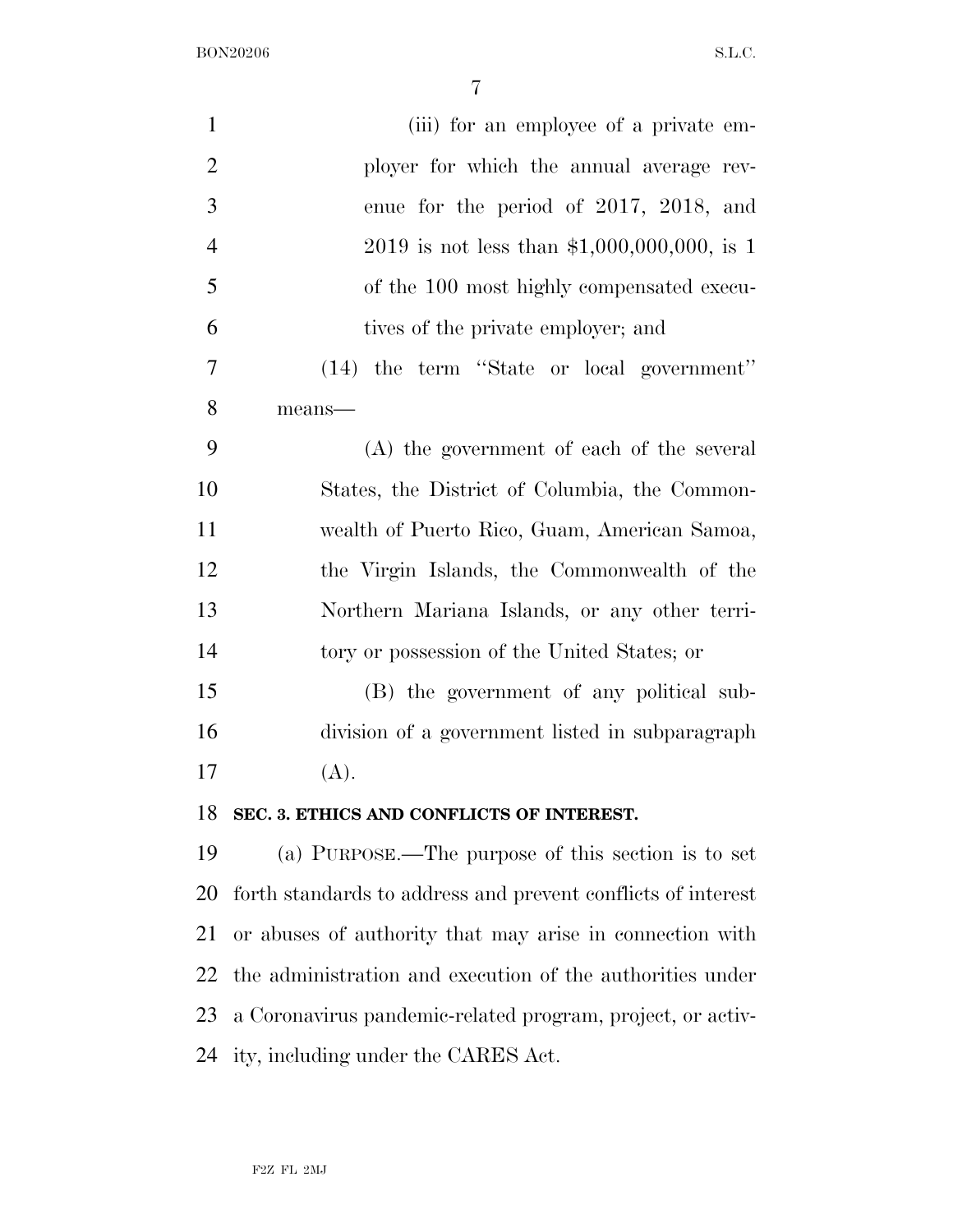(iii) for an employee of a private employer for which the annual average revenue for the period of 2017, 2018, and 2019 is not less than $1,000,000,000, is 1 of the 100 most highly compensated executives of the private employer; and

(14) the term ''State or local government'' means—

(A) the government of each of the several States, the District of Columbia, the Commonwealth of Puerto Rico, Guam, American Samoa, the Virgin Islands, the Commonwealth of the Northern Mariana Islands, or any other territory or possession of the United States; or

(B) the government of any political subdivision of a government listed in subparagraph (A).

### SEC. 3. ETHICS AND CONFLICTS OF INTEREST.

(a) PURPOSE.—The purpose of this section is to set forth standards to address and prevent conflicts of interest or abuses of authority that may arise in connection with the administration and execution of the authorities under a Coronavirus pandemic-related program, project, or activity, including under the CARES Act.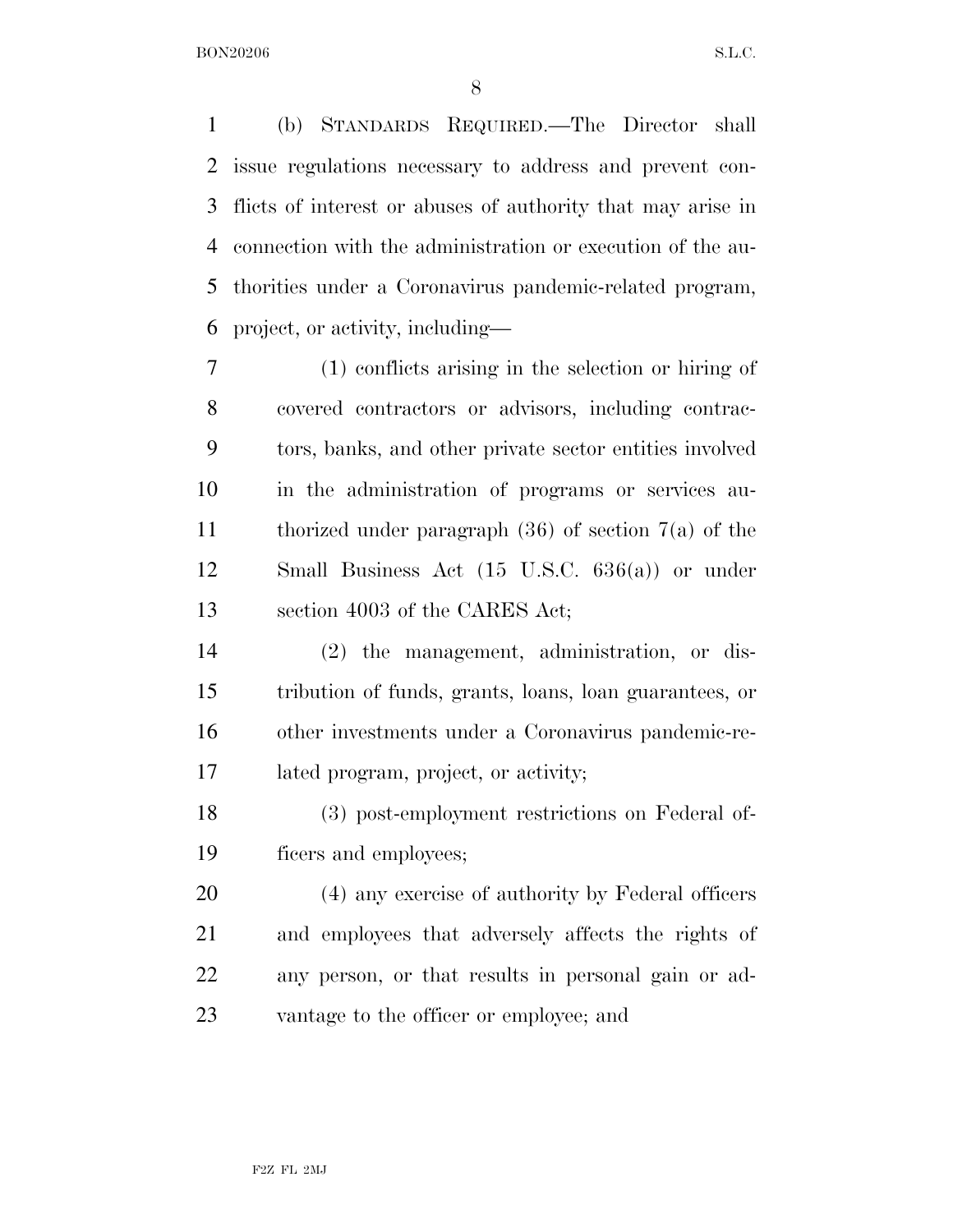(b) STANDARDS REQUIRED.—The Director shall issue regulations necessary to address and prevent conflicts of interest or abuses of authority that may arise in connection with the administration or execution of the authorities under a Coronavirus pandemic-related program, project, or activity, including—

(1) conflicts arising in the selection or hiring of covered contractors or advisors, including contractors, banks, and other private sector entities involved in the administration of programs or services authorized under paragraph (36) of section 7(a) of the Small Business Act (15 U.S.C. 636(a)) or under section 4003 of the CARES Act;

(2) the management, administration, or distribution of funds, grants, loans, loan guarantees, or other investments under a Coronavirus pandemic-related program, project, or activity;

(3) post-employment restrictions on Federal officers and employees;

(4) any exercise of authority by Federal officers and employees that adversely affects the rights of any person, or that results in personal gain or advantage to the officer or employee; and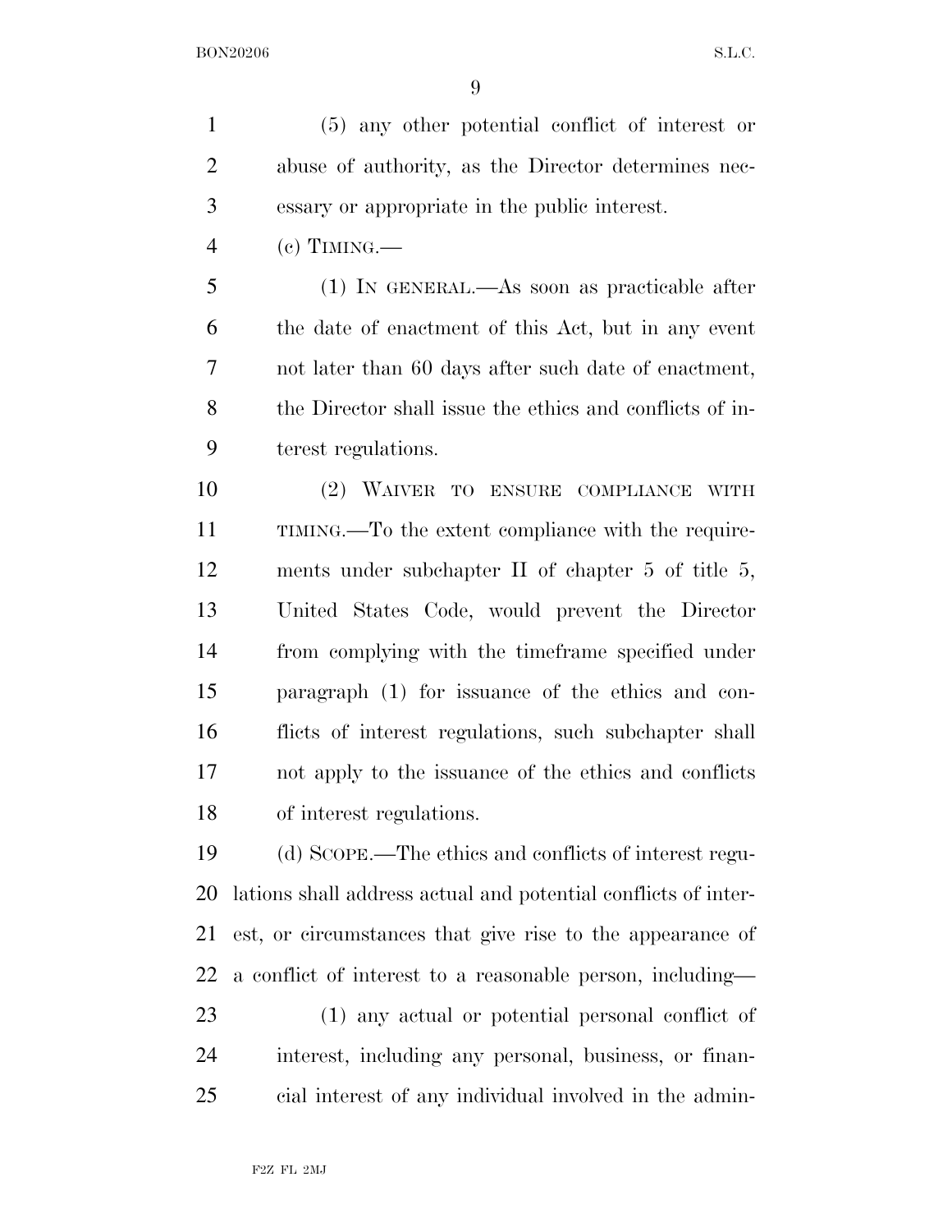(5) any other potential conflict of interest or abuse of authority, as the Director determines necessary or appropriate in the public interest.

(c) TIMING.—

(1) IN GENERAL.—As soon as practicable after the date of enactment of this Act, but in any event not later than 60 days after such date of enactment, the Director shall issue the ethics and conflicts of interest regulations.

(2) WAIVER TO ENSURE COMPLIANCE WITH TIMING.—To the extent compliance with the requirements under subchapter II of chapter 5 of title 5, United States Code, would prevent the Director from complying with the timeframe specified under paragraph (1) for issuance of the ethics and conflicts of interest regulations, such subchapter shall not apply to the issuance of the ethics and conflicts of interest regulations.

(d) SCOPE.—The ethics and conflicts of interest regulations shall address actual and potential conflicts of interest, or circumstances that give rise to the appearance of a conflict of interest to a reasonable person, including—

(1) any actual or potential personal conflict of interest, including any personal, business, or financial interest of any individual involved in the admin-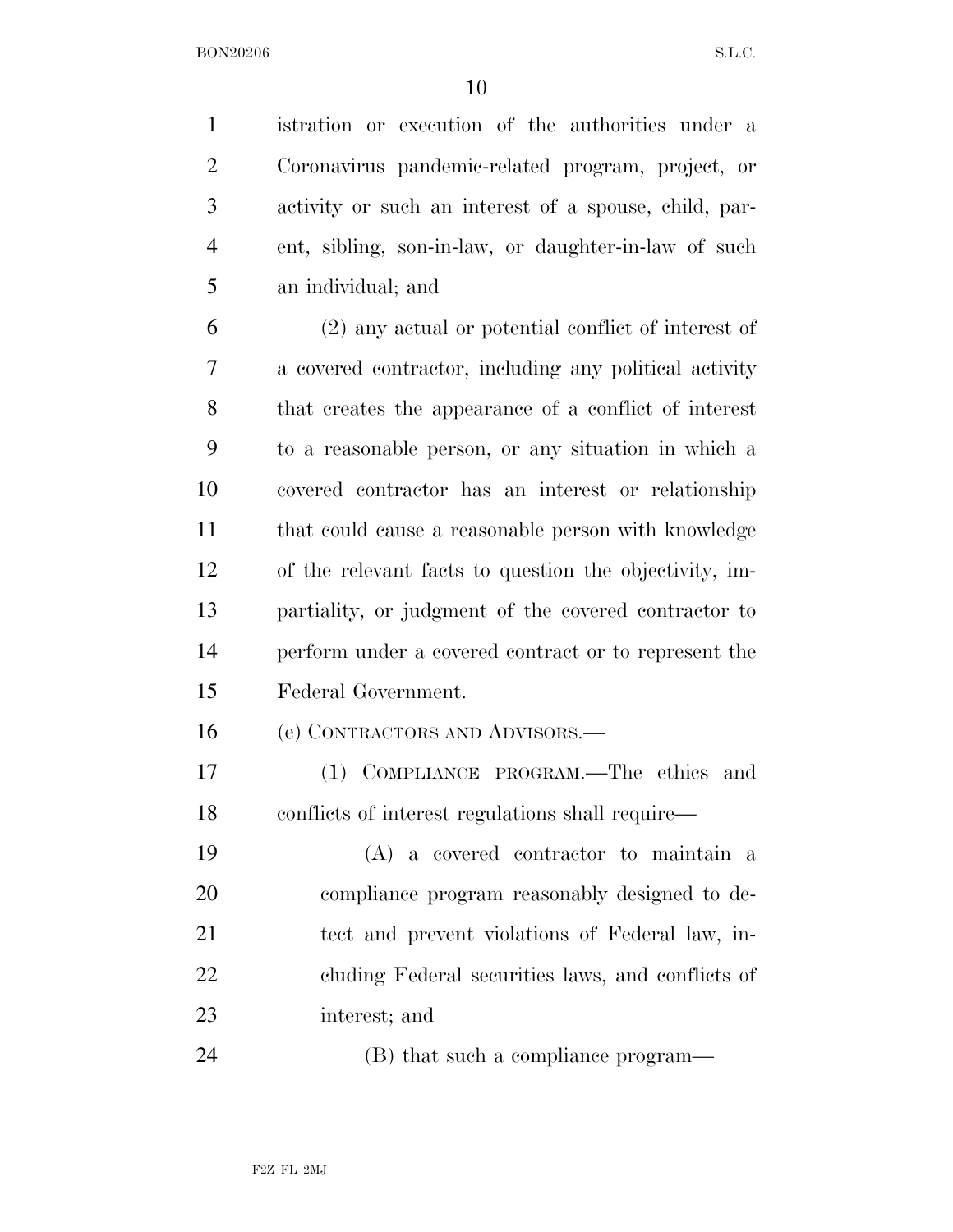istration or execution of the authorities under a Coronavirus pandemic-related program, project, or activity or such an interest of a spouse, child, parent, sibling, son-in-law, or daughter-in-law of such an individual; and

(2) any actual or potential conflict of interest of a covered contractor, including any political activity that creates the appearance of a conflict of interest to a reasonable person, or any situation in which a covered contractor has an interest or relationship that could cause a reasonable person with knowledge of the relevant facts to question the objectivity, impartiality, or judgment of the covered contractor to perform under a covered contract or to represent the Federal Government.

(e) CONTRACTORS AND ADVISORS.—

(1) COMPLIANCE PROGRAM.—The ethics and conflicts of interest regulations shall require—

(A) a covered contractor to maintain a compliance program reasonably designed to detect and prevent violations of Federal law, including Federal securities laws, and conflicts of interest; and

(B) that such a compliance program—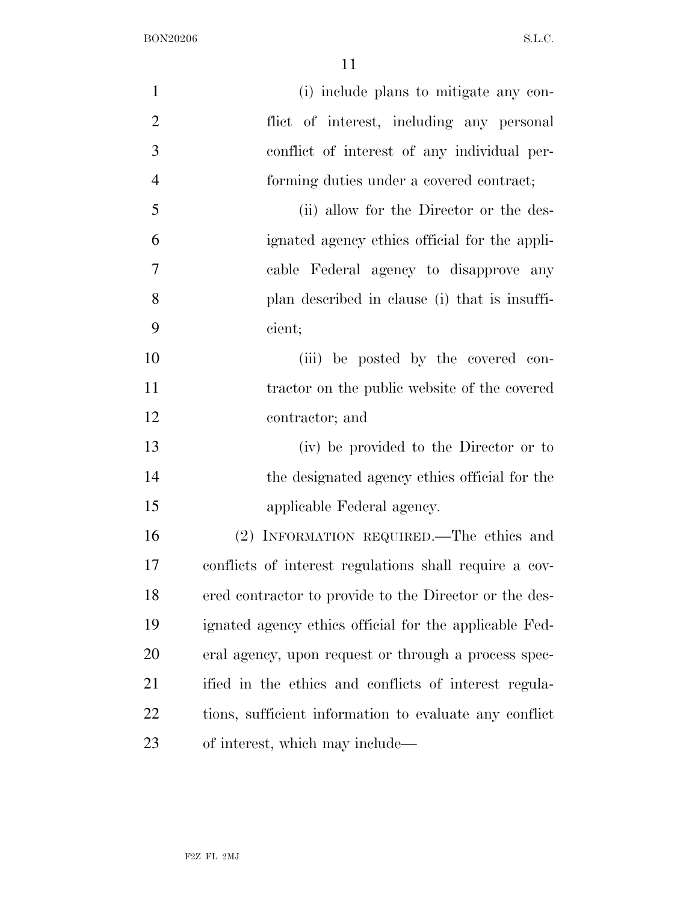(i) include plans to mitigate any conflict of interest, including any personal conflict of interest of any individual performing duties under a covered contract;

(ii) allow for the Director or the designated agency ethics official for the applicable Federal agency to disapprove any plan described in clause (i) that is insufficient;

(iii) be posted by the covered contractor on the public website of the covered contractor; and

(iv) be provided to the Director or to the designated agency ethics official for the applicable Federal agency.

(2) INFORMATION REQUIRED.—The ethics and conflicts of interest regulations shall require a covered contractor to provide to the Director or the designated agency ethics official for the applicable Federal agency, upon request or through a process specified in the ethics and conflicts of interest regulations, sufficient information to evaluate any conflict of interest, which may include—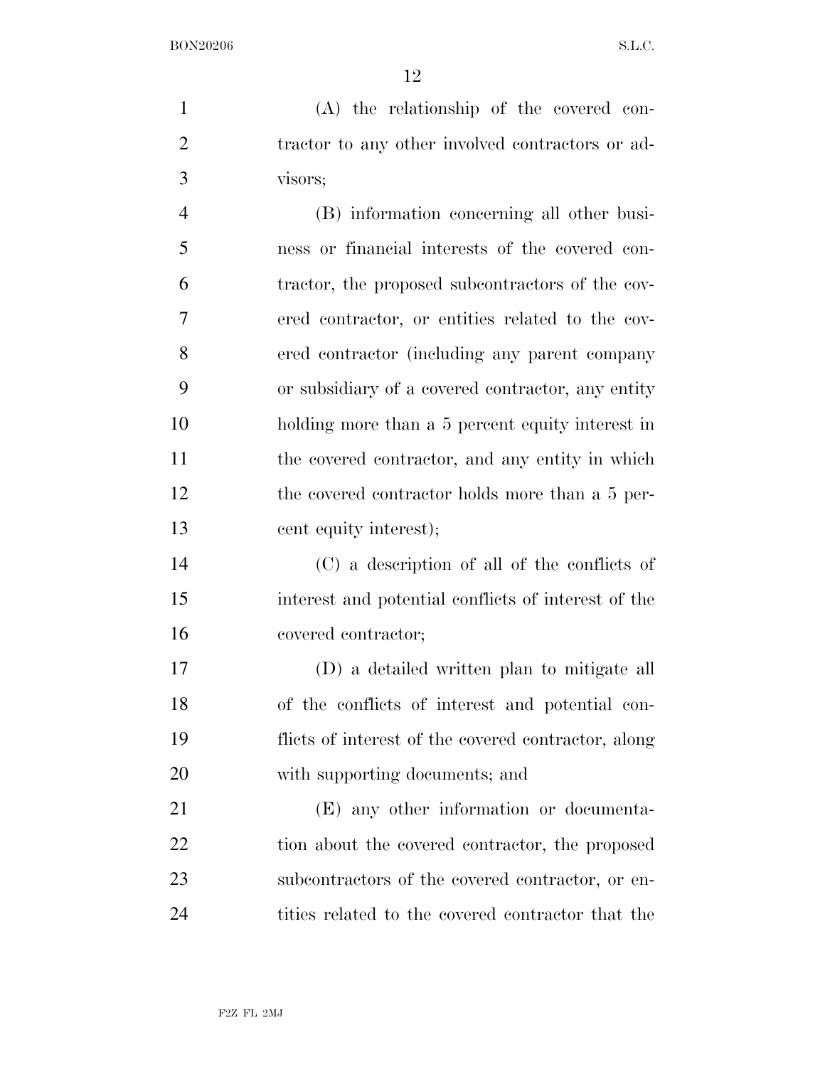(A) the relationship of the covered contractor to any other involved contractors or advisors;

(B) information concerning all other business or financial interests of the covered contractor, the proposed subcontractors of the covered contractor, or entities related to the covered contractor (including any parent company or subsidiary of a covered contractor, any entity holding more than a 5 percent equity interest in the covered contractor, and any entity in which the covered contractor holds more than a 5 percent equity interest);

(C) a description of all of the conflicts of interest and potential conflicts of interest of the covered contractor;

(D) a detailed written plan to mitigate all of the conflicts of interest and potential conflicts of interest of the covered contractor, along with supporting documents; and

(E) any other information or documentation about the covered contractor, the proposed subcontractors of the covered contractor, or entities related to the covered contractor that the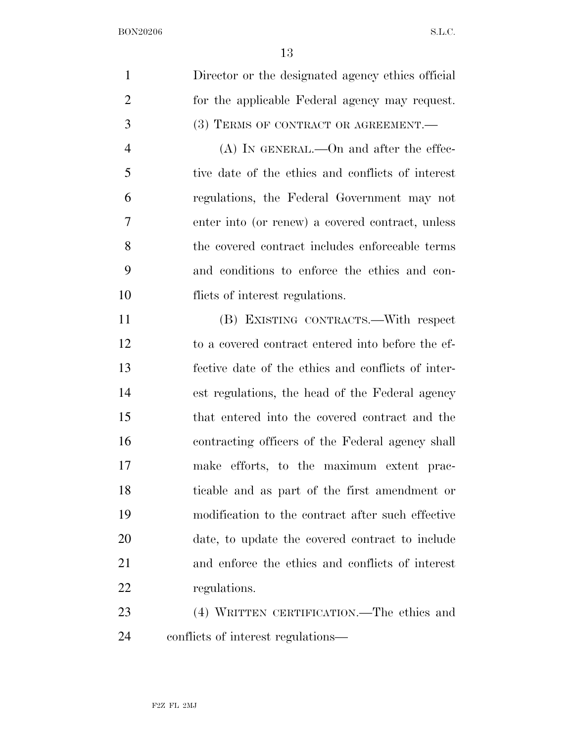Director or the designated agency ethics official for the applicable Federal agency may request.

(3) TERMS OF CONTRACT OR AGREEMENT.—

(A) IN GENERAL.—On and after the effective date of the ethics and conflicts of interest regulations, the Federal Government may not enter into (or renew) a covered contract, unless the covered contract includes enforceable terms and conditions to enforce the ethics and conflicts of interest regulations.

(B) EXISTING CONTRACTS.—With respect to a covered contract entered into before the effective date of the ethics and conflicts of interest regulations, the head of the Federal agency that entered into the covered contract and the contracting officers of the Federal agency shall make efforts, to the maximum extent practicable and as part of the first amendment or modification to the contract after such effective date, to update the covered contract to include and enforce the ethics and conflicts of interest regulations.

(4) WRITTEN CERTIFICATION.—The ethics and conflicts of interest regulations—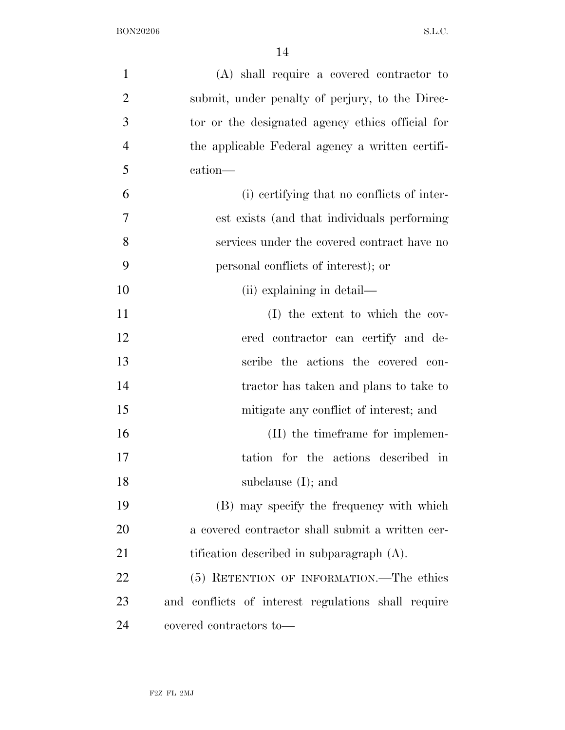(A) shall require a covered contractor to submit, under penalty of perjury, to the Director or the designated agency ethics official for the applicable Federal agency a written certification—

(i) certifying that no conflicts of interest exists (and that individuals performing services under the covered contract have no personal conflicts of interest); or

(ii) explaining in detail—

(I) the extent to which the covered contractor can certify and describe the actions the covered contractor has taken and plans to take to mitigate any conflict of interest; and

(II) the timeframe for implementation for the actions described in subclause (I); and

(B) may specify the frequency with which a covered contractor shall submit a written certification described in subparagraph (A).

(5) RETENTION OF INFORMATION.—The ethics and conflicts of interest regulations shall require covered contractors to—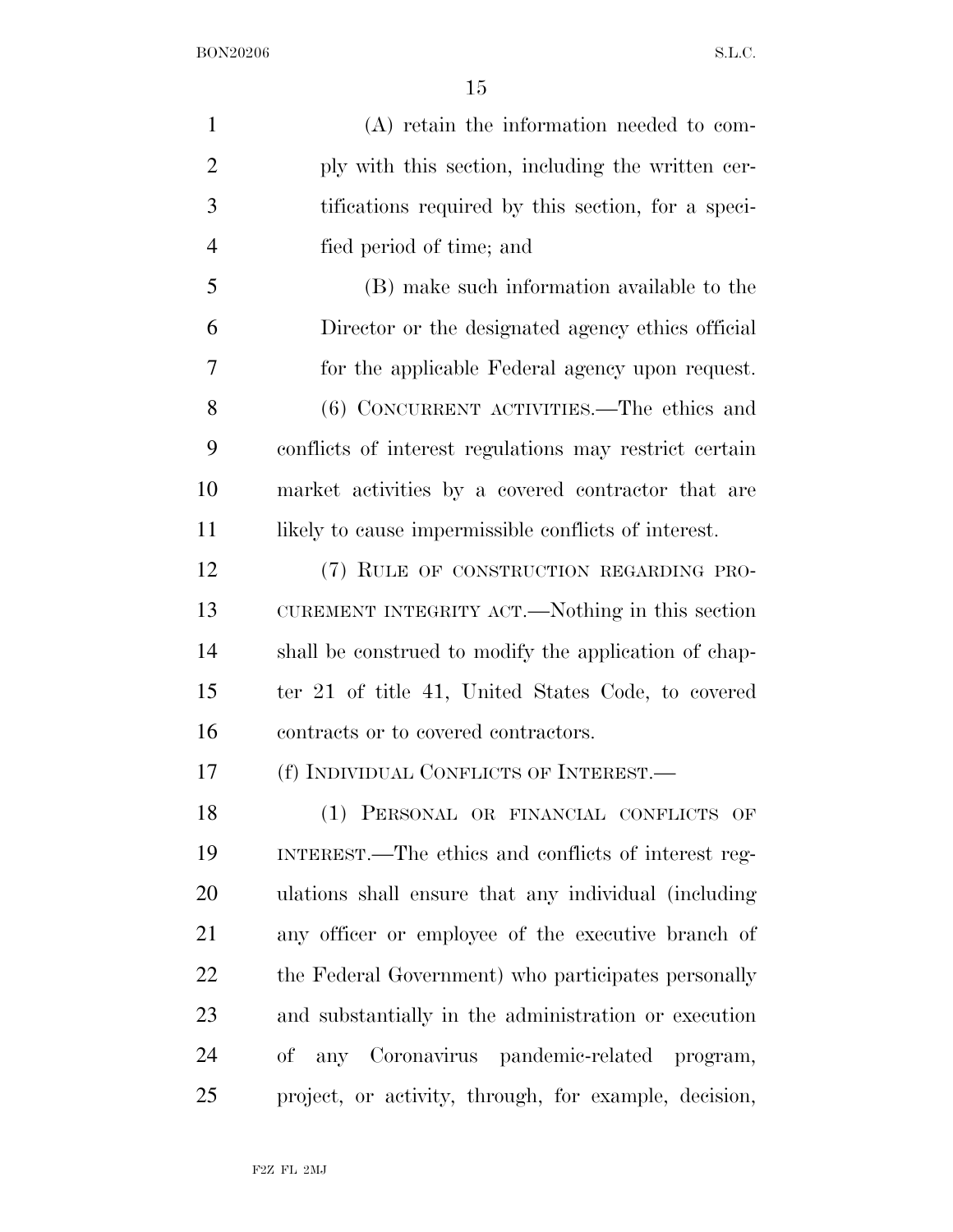(A) retain the information needed to comply with this section, including the written certifications required by this section, for a specified period of time; and

(B) make such information available to the Director or the designated agency ethics official for the applicable Federal agency upon request.

(6) CONCURRENT ACTIVITIES.—The ethics and conflicts of interest regulations may restrict certain market activities by a covered contractor that are likely to cause impermissible conflicts of interest.

(7) RULE OF CONSTRUCTION REGARDING PROCUREMENT INTEGRITY ACT.—Nothing in this section shall be construed to modify the application of chapter 21 of title 41, United States Code, to covered contracts or to covered contractors.

(f) INDIVIDUAL CONFLICTS OF INTEREST.—

(1) PERSONAL OR FINANCIAL CONFLICTS OF INTEREST.—The ethics and conflicts of interest regulations shall ensure that any individual (including any officer or employee of the executive branch of the Federal Government) who participates personally and substantially in the administration or execution of any Coronavirus pandemic-related program, project, or activity, through, for example, decision,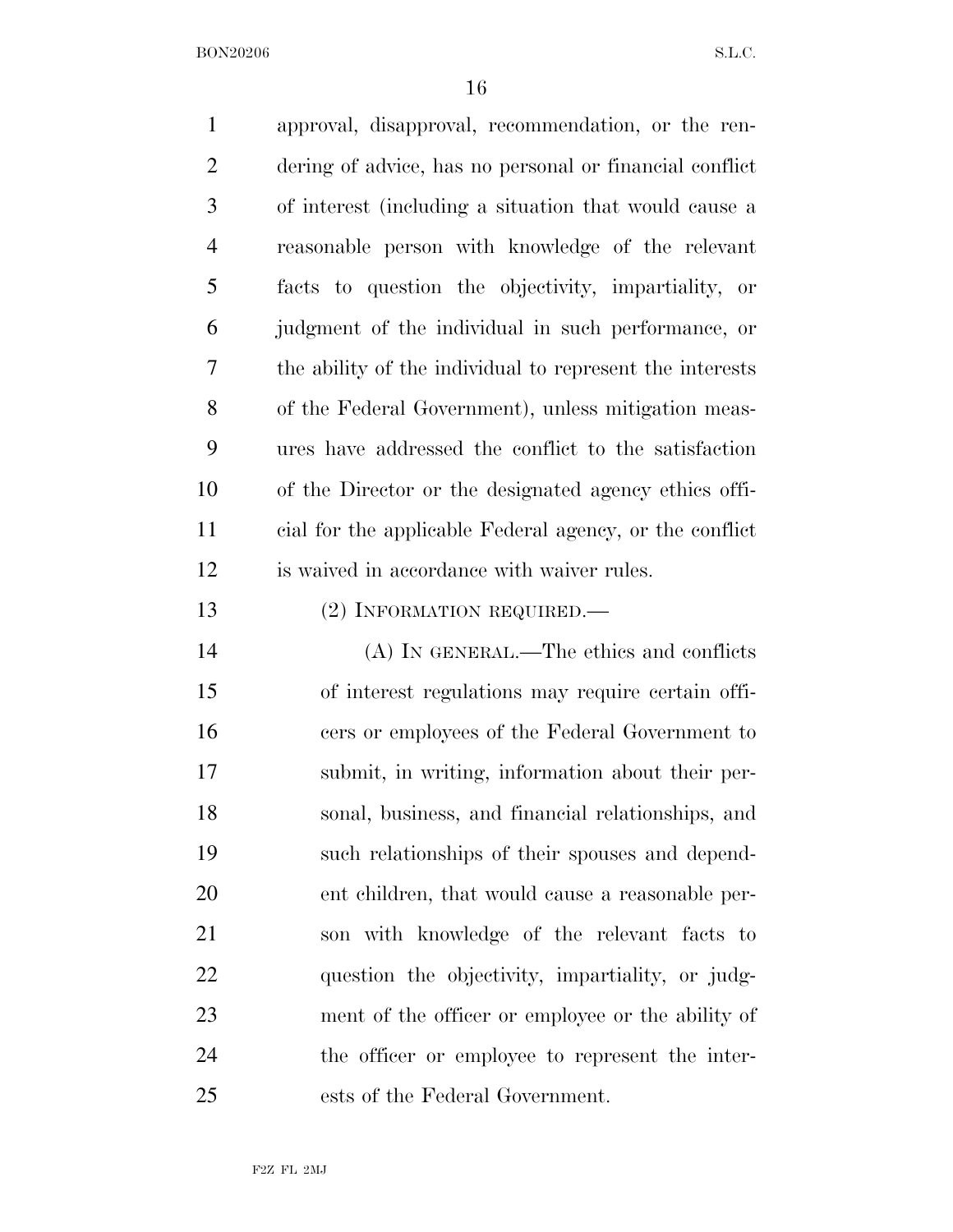approval, disapproval, recommendation, or the rendering of advice, has no personal or financial conflict of interest (including a situation that would cause a reasonable person with knowledge of the relevant facts to question the objectivity, impartiality, or judgment of the individual in such performance, or the ability of the individual to represent the interests of the Federal Government), unless mitigation measures have addressed the conflict to the satisfaction of the Director or the designated agency ethics official for the applicable Federal agency, or the conflict is waived in accordance with waiver rules.

(2) INFORMATION REQUIRED.—

(A) IN GENERAL.—The ethics and conflicts of interest regulations may require certain officers or employees of the Federal Government to submit, in writing, information about their personal, business, and financial relationships, and such relationships of their spouses and dependent children, that would cause a reasonable person with knowledge of the relevant facts to question the objectivity, impartiality, or judgment of the officer or employee or the ability of the officer or employee to represent the interests of the Federal Government.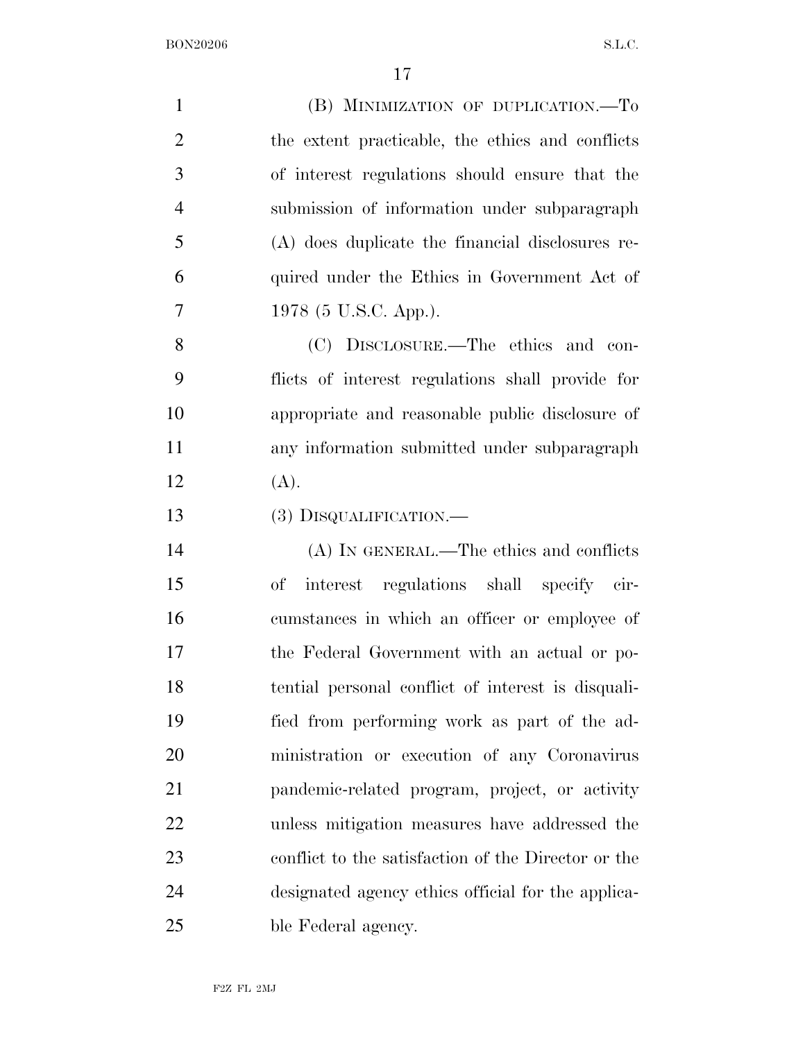(B) MINIMIZATION OF DUPLICATION.—To the extent practicable, the ethics and conflicts of interest regulations should ensure that the submission of information under subparagraph (A) does duplicate the financial disclosures required under the Ethics in Government Act of 1978 (5 U.S.C. App.).

(C) DISCLOSURE.—The ethics and conflicts of interest regulations shall provide for appropriate and reasonable public disclosure of any information submitted under subparagraph (A).

(3) DISQUALIFICATION.—

(A) IN GENERAL.—The ethics and conflicts of interest regulations shall specify circumstances in which an officer or employee of the Federal Government with an actual or potential personal conflict of interest is disqualified from performing work as part of the administration or execution of any Coronavirus pandemic-related program, project, or activity unless mitigation measures have addressed the conflict to the satisfaction of the Director or the designated agency ethics official for the applicable Federal agency.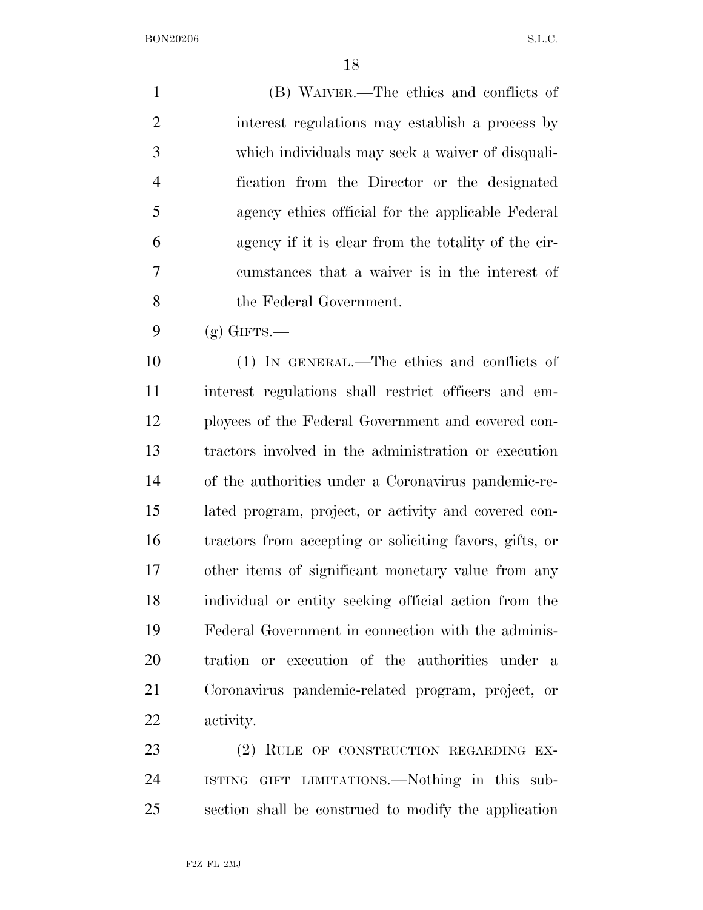(B) WAIVER.—The ethics and conflicts of interest regulations may establish a process by which individuals may seek a waiver of disqualification from the Director or the designated agency ethics official for the applicable Federal agency if it is clear from the totality of the circumstances that a waiver is in the interest of the Federal Government.

(g) GIFTS.—

(1) IN GENERAL.—The ethics and conflicts of interest regulations shall restrict officers and employees of the Federal Government and covered contractors involved in the administration or execution of the authorities under a Coronavirus pandemic-related program, project, or activity and covered contractors from accepting or soliciting favors, gifts, or other items of significant monetary value from any individual or entity seeking official action from the Federal Government in connection with the administration or execution of the authorities under a Coronavirus pandemic-related program, project, or activity.

(2) RULE OF CONSTRUCTION REGARDING EXISTING GIFT LIMITATIONS.—Nothing in this subsection shall be construed to modify the application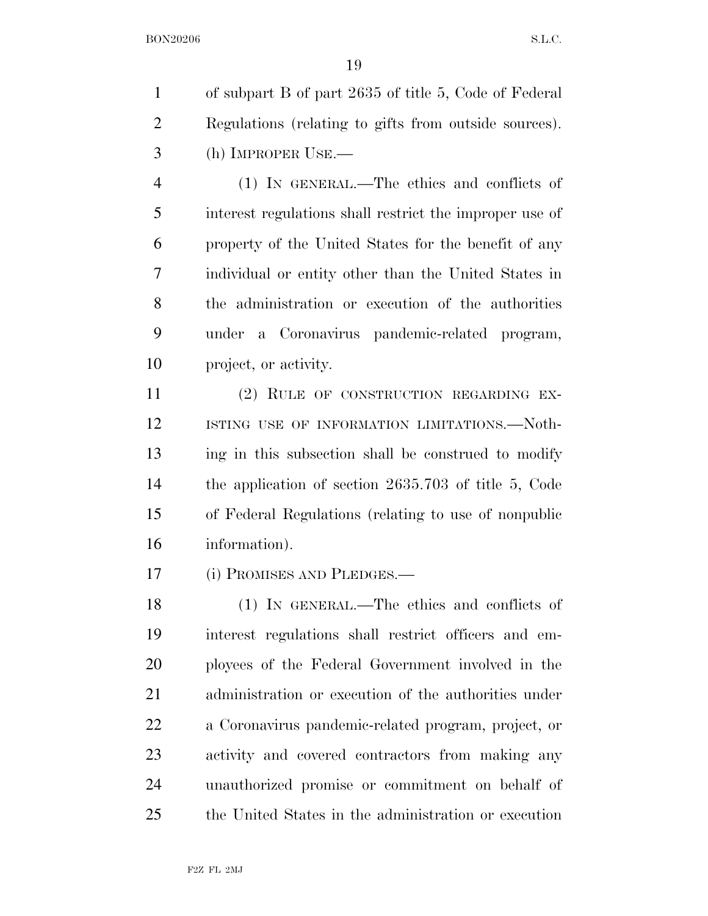of subpart B of part 2635 of title 5, Code of Federal Regulations (relating to gifts from outside sources).

(h) IMPROPER USE.—

(1) IN GENERAL.—The ethics and conflicts of interest regulations shall restrict the improper use of property of the United States for the benefit of any individual or entity other than the United States in the administration or execution of the authorities under a Coronavirus pandemic-related program, project, or activity.

(2) RULE OF CONSTRUCTION REGARDING EXISTING USE OF INFORMATION LIMITATIONS.—Nothing in this subsection shall be construed to modify the application of section 2635.703 of title 5, Code of Federal Regulations (relating to use of nonpublic information).

(i) PROMISES AND PLEDGES.—

(1) IN GENERAL.—The ethics and conflicts of interest regulations shall restrict officers and employees of the Federal Government involved in the administration or execution of the authorities under a Coronavirus pandemic-related program, project, or activity and covered contractors from making any unauthorized promise or commitment on behalf of the United States in the administration or execution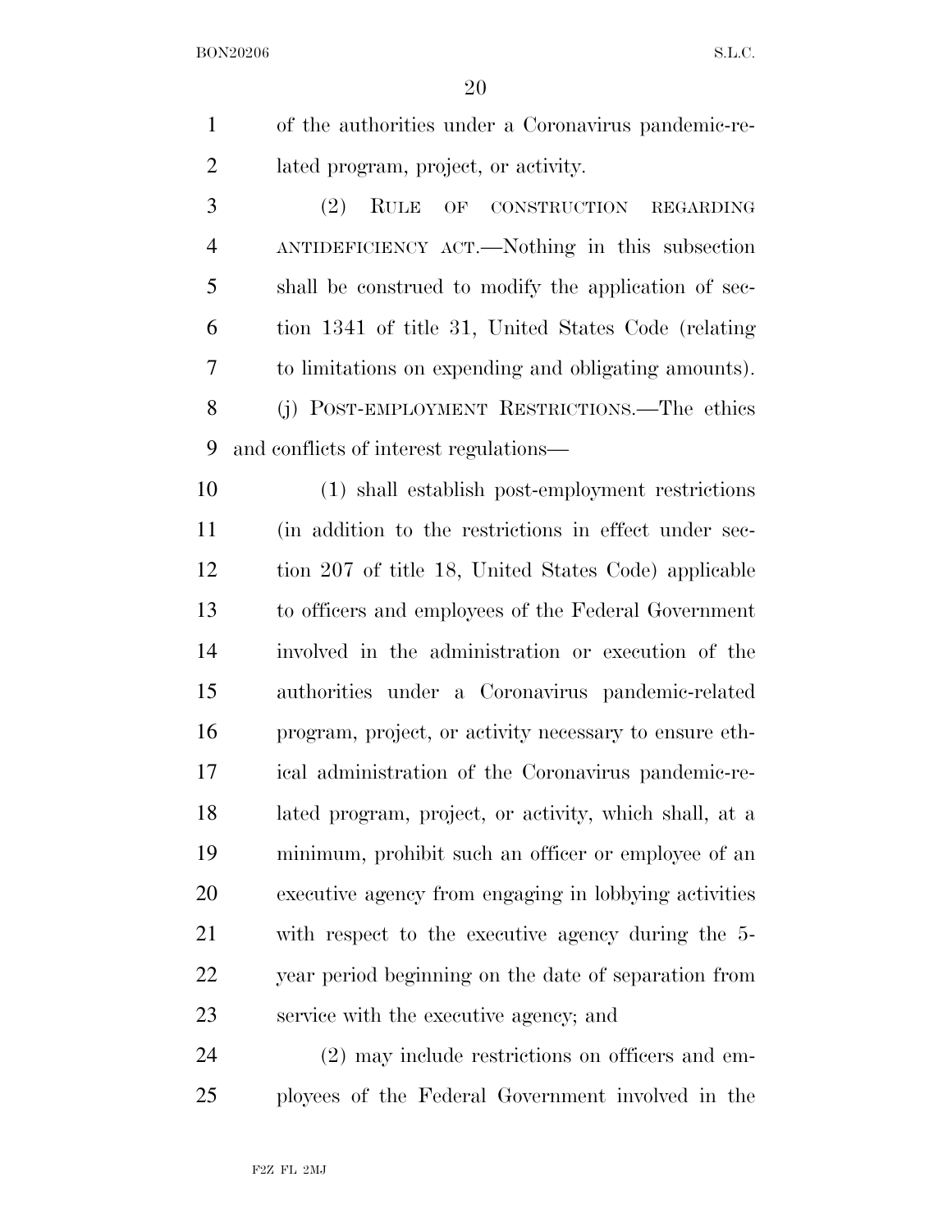of the authorities under a Coronavirus pandemic-related program, project, or activity.

(2) RULE OF CONSTRUCTION REGARDING ANTIDEFICIENCY ACT.—Nothing in this subsection shall be construed to modify the application of section 1341 of title 31, United States Code (relating to limitations on expending and obligating amounts).

(j) POST-EMPLOYMENT RESTRICTIONS.—The ethics and conflicts of interest regulations—

(1) shall establish post-employment restrictions (in addition to the restrictions in effect under section 207 of title 18, United States Code) applicable to officers and employees of the Federal Government involved in the administration or execution of the authorities under a Coronavirus pandemic-related program, project, or activity necessary to ensure ethical administration of the Coronavirus pandemic-related program, project, or activity, which shall, at a minimum, prohibit such an officer or employee of an executive agency from engaging in lobbying activities with respect to the executive agency during the 5-year period beginning on the date of separation from service with the executive agency; and

(2) may include restrictions on officers and employees of the Federal Government involved in the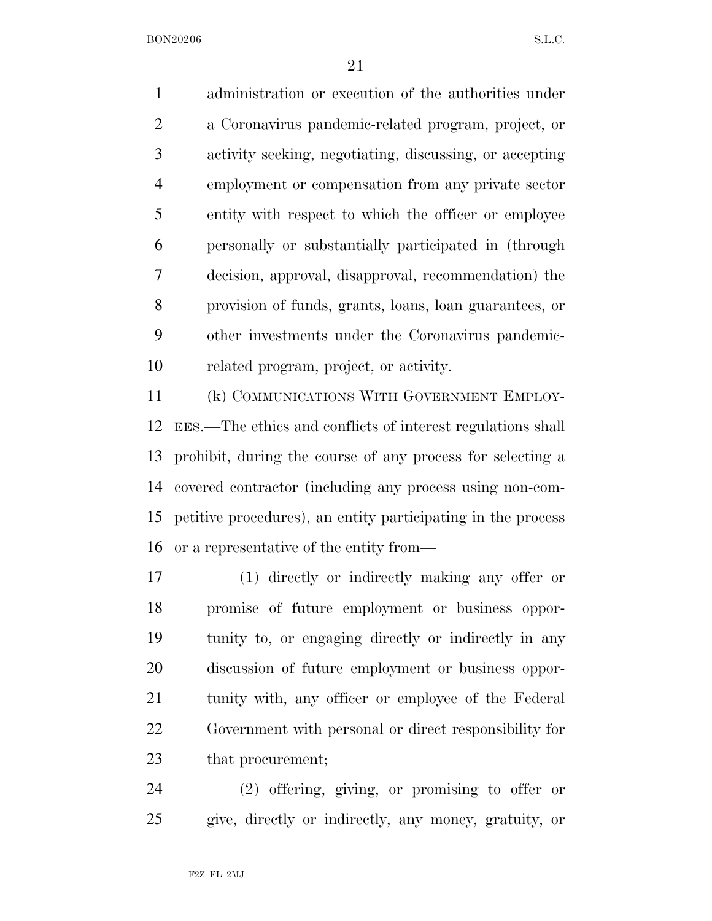administration or execution of the authorities under a Coronavirus pandemic-related program, project, or activity seeking, negotiating, discussing, or accepting employment or compensation from any private sector entity with respect to which the officer or employee personally or substantially participated in (through decision, approval, disapproval, recommendation) the provision of funds, grants, loans, loan guarantees, or other investments under the Coronavirus pandemic-related program, project, or activity.

(k) COMMUNICATIONS WITH GOVERNMENT EMPLOYEES.—The ethics and conflicts of interest regulations shall prohibit, during the course of any process for selecting a covered contractor (including any process using non-competitive procedures), an entity participating in the process or a representative of the entity from—

(1) directly or indirectly making any offer or promise of future employment or business opportunity to, or engaging directly or indirectly in any discussion of future employment or business opportunity with, any officer or employee of the Federal Government with personal or direct responsibility for that procurement;

(2) offering, giving, or promising to offer or give, directly or indirectly, any money, gratuity, or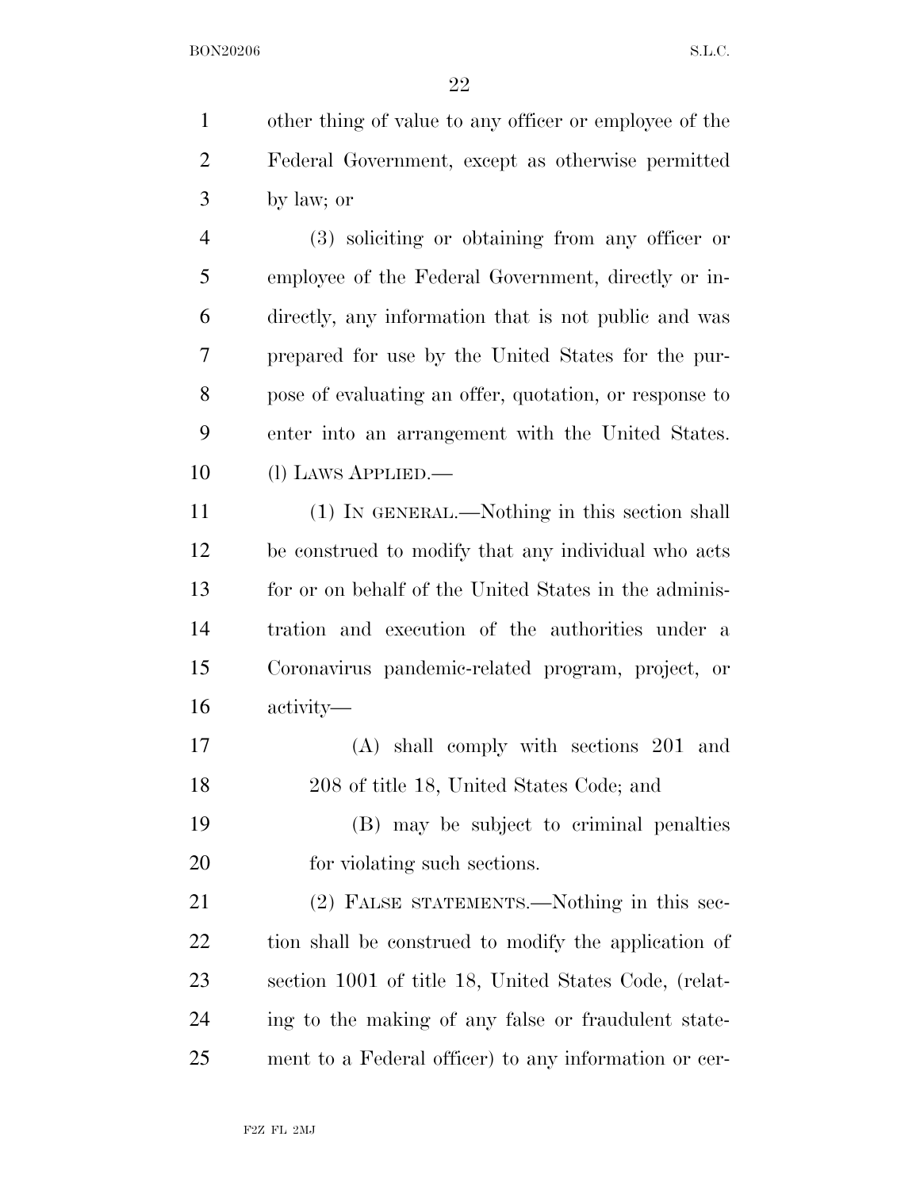other thing of value to any officer or employee of the Federal Government, except as otherwise permitted by law; or

(3) soliciting or obtaining from any officer or employee of the Federal Government, directly or indirectly, any information that is not public and was prepared for use by the United States for the purpose of evaluating an offer, quotation, or response to enter into an arrangement with the United States.

(l) LAWS APPLIED.—

(1) IN GENERAL.—Nothing in this section shall be construed to modify that any individual who acts for or on behalf of the United States in the administration and execution of the authorities under a Coronavirus pandemic-related program, project, or activity—

(A) shall comply with sections 201 and 208 of title 18, United States Code; and

(B) may be subject to criminal penalties for violating such sections.

(2) FALSE STATEMENTS.—Nothing in this section shall be construed to modify the application of section 1001 of title 18, United States Code, (relating to the making of any false or fraudulent statement to a Federal officer) to any information or cer-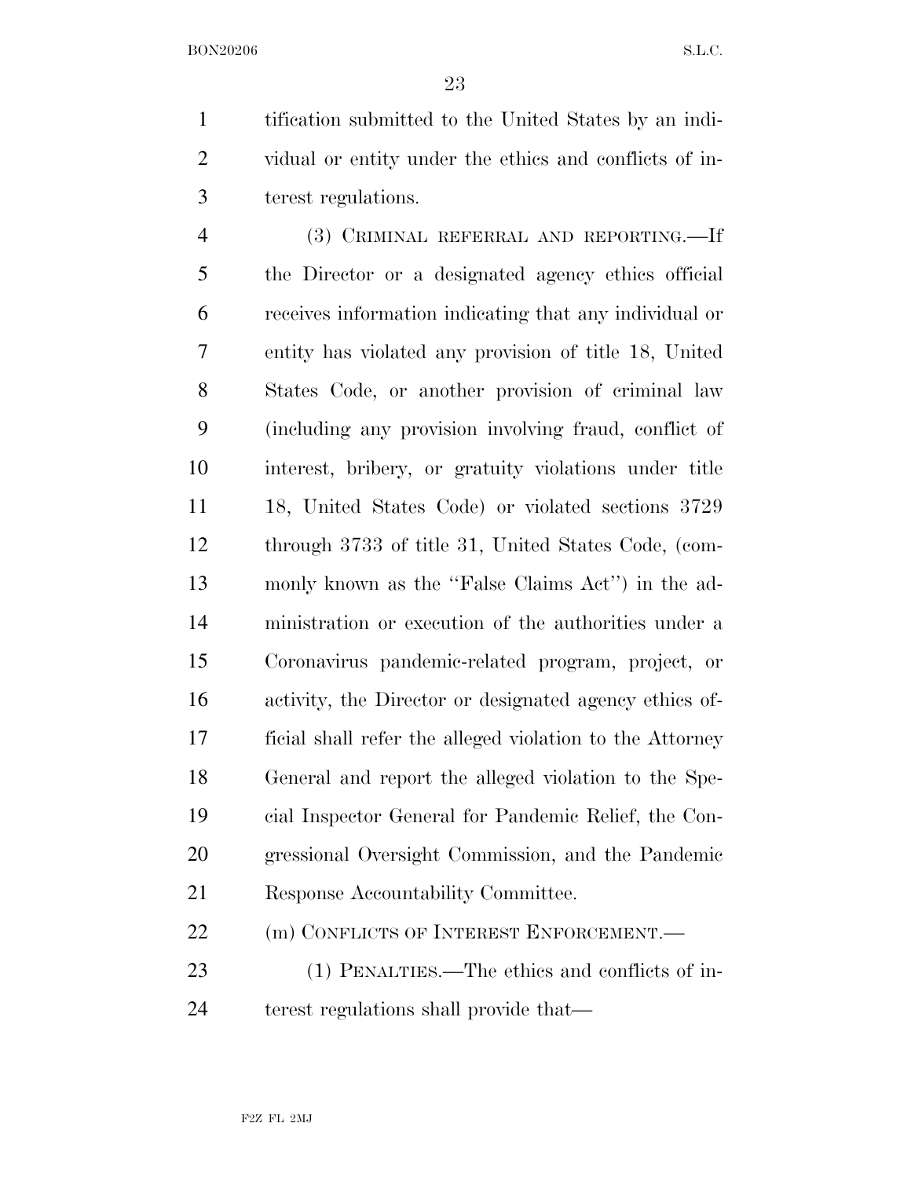tification submitted to the United States by an individual or entity under the ethics and conflicts of interest regulations.

(3) CRIMINAL REFERRAL AND REPORTING.—If the Director or a designated agency ethics official receives information indicating that any individual or entity has violated any provision of title 18, United States Code, or another provision of criminal law (including any provision involving fraud, conflict of interest, bribery, or gratuity violations under title 18, United States Code) or violated sections 3729 through 3733 of title 31, United States Code, (commonly known as the ''False Claims Act'') in the administration or execution of the authorities under a Coronavirus pandemic-related program, project, or activity, the Director or designated agency ethics official shall refer the alleged violation to the Attorney General and report the alleged violation to the Special Inspector General for Pandemic Relief, the Congressional Oversight Commission, and the Pandemic Response Accountability Committee.

(m) CONFLICTS OF INTEREST ENFORCEMENT.—

(1) PENALTIES.—The ethics and conflicts of interest regulations shall provide that—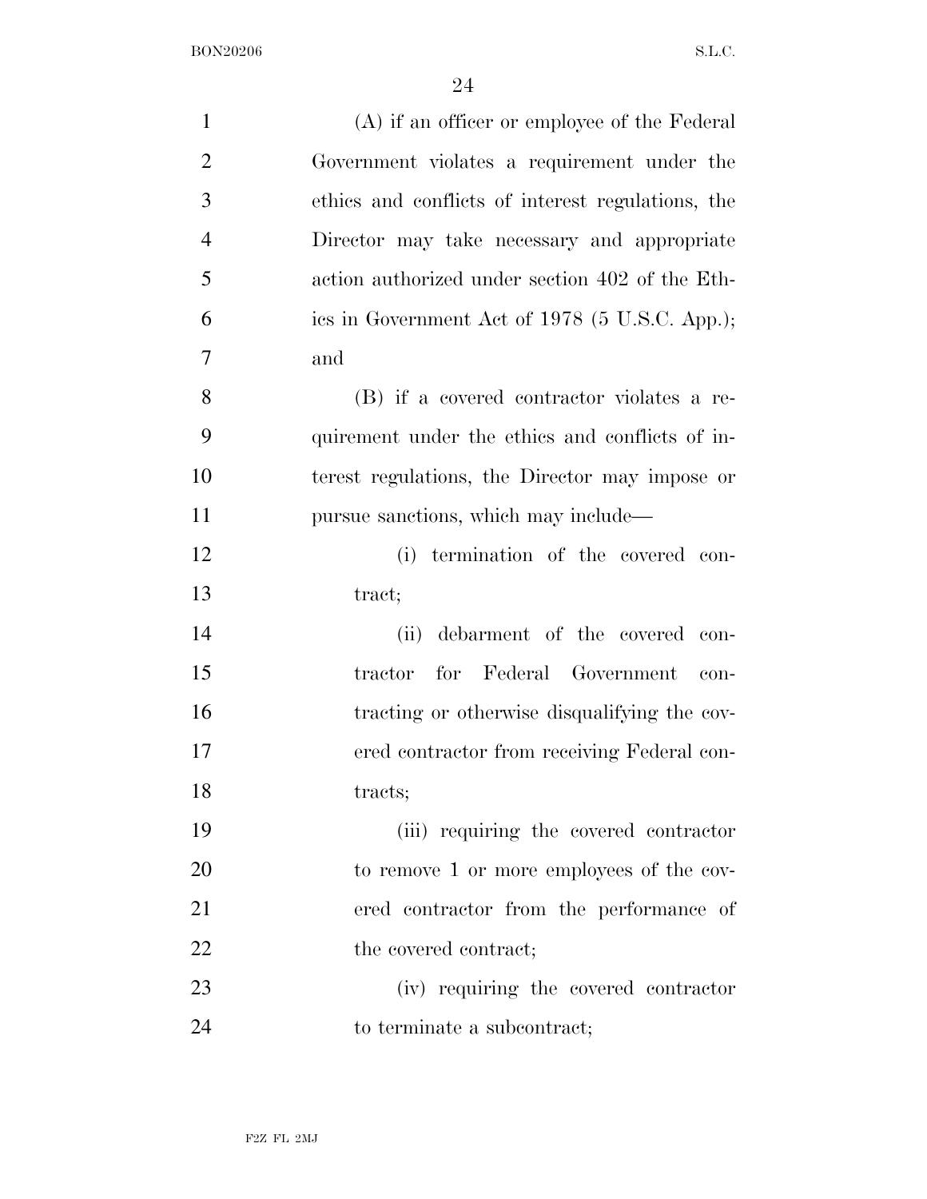(A) if an officer or employee of the Federal Government violates a requirement under the ethics and conflicts of interest regulations, the Director may take necessary and appropriate action authorized under section 402 of the Ethics in Government Act of 1978 (5 U.S.C. App.); and

(B) if a covered contractor violates a requirement under the ethics and conflicts of interest regulations, the Director may impose or pursue sanctions, which may include—

(i) termination of the covered contract;

(ii) debarment of the covered contractor for Federal Government contracting or otherwise disqualifying the covered contractor from receiving Federal contracts;

(iii) requiring the covered contractor to remove 1 or more employees of the covered contractor from the performance of the covered contract;

(iv) requiring the covered contractor to terminate a subcontract;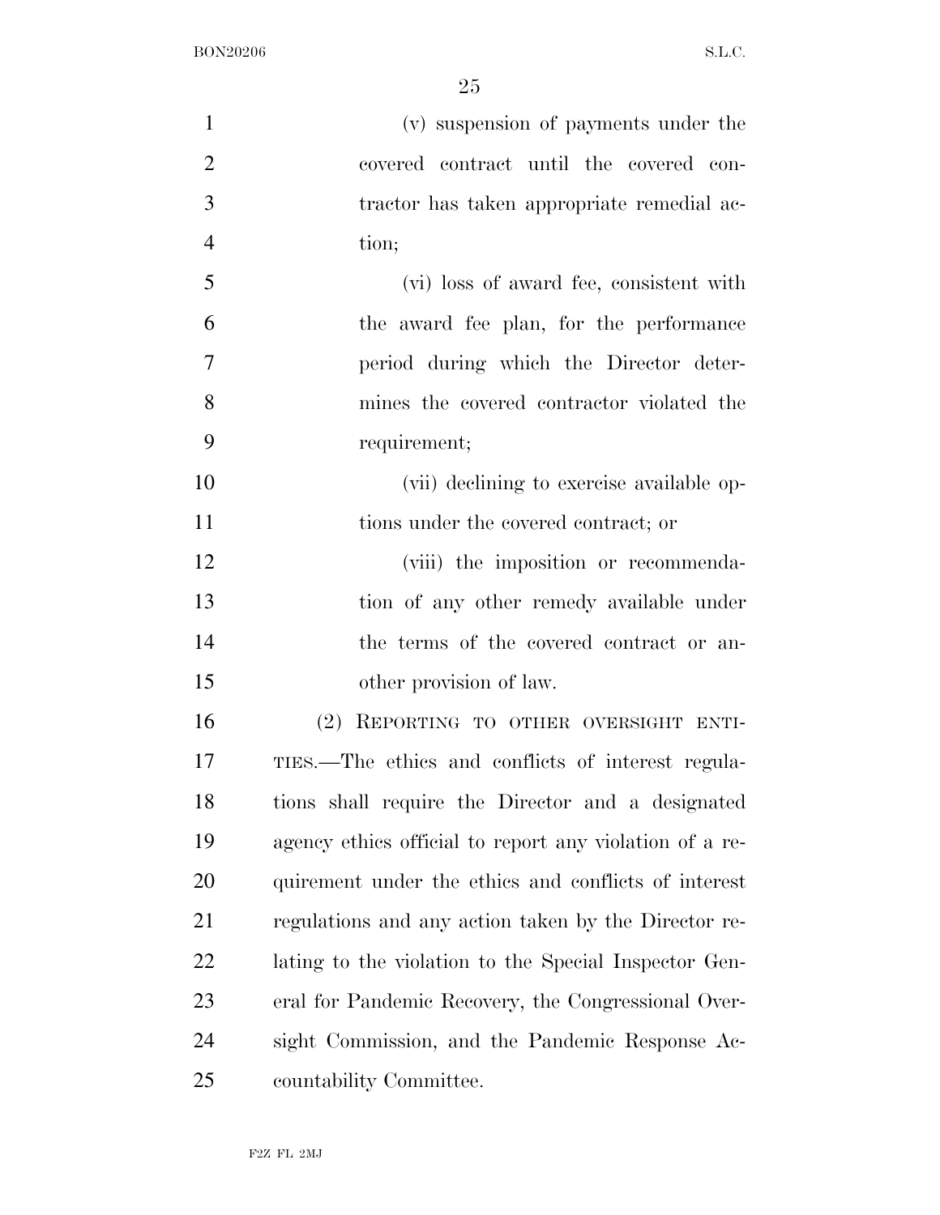(v) suspension of payments under the covered contract until the covered contractor has taken appropriate remedial action;

(vi) loss of award fee, consistent with the award fee plan, for the performance period during which the Director determines the covered contractor violated the requirement;

(vii) declining to exercise available options under the covered contract; or

(viii) the imposition or recommendation of any other remedy available under the terms of the covered contract or another provision of law.

(2) REPORTING TO OTHER OVERSIGHT ENTITIES.—The ethics and conflicts of interest regulations shall require the Director and a designated agency ethics official to report any violation of a requirement under the ethics and conflicts of interest regulations and any action taken by the Director relating to the violation to the Special Inspector General for Pandemic Recovery, the Congressional Oversight Commission, and the Pandemic Response Accountability Committee.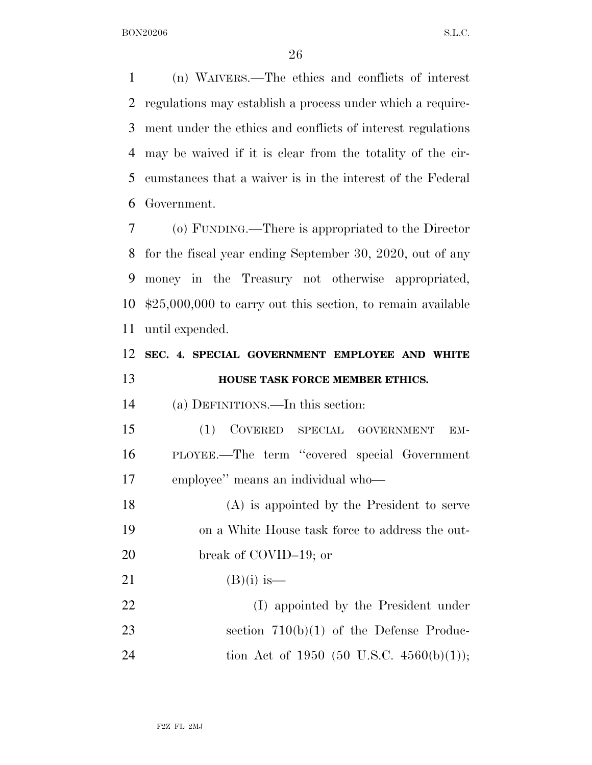(n) WAIVERS.—The ethics and conflicts of interest regulations may establish a process under which a requirement under the ethics and conflicts of interest regulations may be waived if it is clear from the totality of the circumstances that a waiver is in the interest of the Federal Government.

(o) FUNDING.—There is appropriated to the Director for the fiscal year ending September 30, 2020, out of any money in the Treasury not otherwise appropriated, $25,000,000 to carry out this section, to remain available until expended.

## SEC. 4. SPECIAL GOVERNMENT EMPLOYEE AND WHITE HOUSE TASK FORCE MEMBER ETHICS.

(a) DEFINITIONS.—In this section:

(1) COVERED SPECIAL GOVERNMENT EMPLOYEE.—The term "covered special Government employee" means an individual who—

(A) is appointed by the President to serve on a White House task force to address the outbreak of COVID–19; or

(B)(i) is—

(I) appointed by the President under section 710(b)(1) of the Defense Production Act of 1950 (50 U.S.C. 4560(b)(1));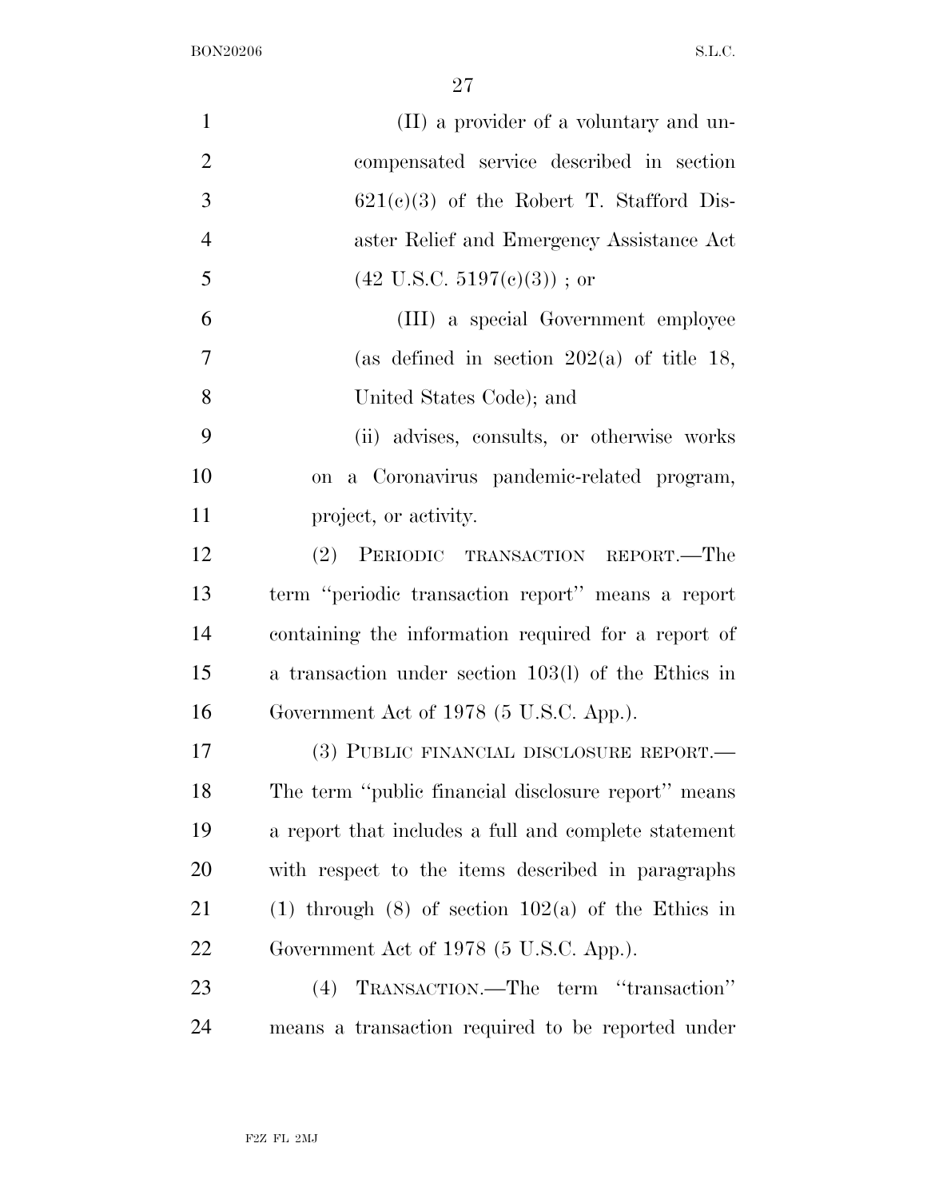(II) a provider of a voluntary and uncompensated service described in section 621(c)(3) of the Robert T. Stafford Disaster Relief and Emergency Assistance Act (42 U.S.C. 5197(c)(3)) ; or

(III) a special Government employee (as defined in section 202(a) of title 18, United States Code); and

(ii) advises, consults, or otherwise works on a Coronavirus pandemic-related program, project, or activity.

(2) PERIODIC TRANSACTION REPORT.—The term ''periodic transaction report'' means a report containing the information required for a report of a transaction under section 103(l) of the Ethics in Government Act of 1978 (5 U.S.C. App.).

(3) PUBLIC FINANCIAL DISCLOSURE REPORT.—The term ''public financial disclosure report'' means a report that includes a full and complete statement with respect to the items described in paragraphs (1) through (8) of section 102(a) of the Ethics in Government Act of 1978 (5 U.S.C. App.).

(4) TRANSACTION.—The term ''transaction'' means a transaction required to be reported under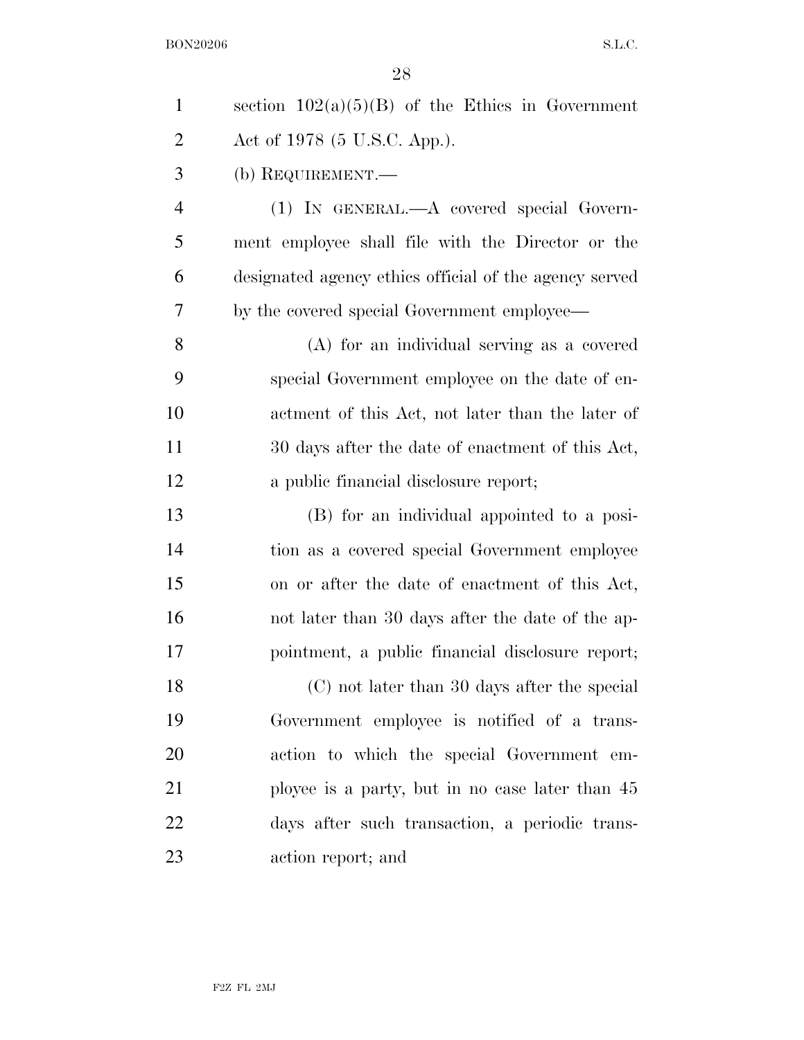section 102(a)(5)(B) of the Ethics in Government Act of 1978 (5 U.S.C. App.).

(b) REQUIREMENT.—

(1) IN GENERAL.—A covered special Government employee shall file with the Director or the designated agency ethics official of the agency served by the covered special Government employee—

(A) for an individual serving as a covered special Government employee on the date of enactment of this Act, not later than the later of 30 days after the date of enactment of this Act, a public financial disclosure report;

(B) for an individual appointed to a position as a covered special Government employee on or after the date of enactment of this Act, not later than 30 days after the date of the appointment, a public financial disclosure report;

(C) not later than 30 days after the special Government employee is notified of a transaction to which the special Government employee is a party, but in no case later than 45 days after such transaction, a periodic transaction report; and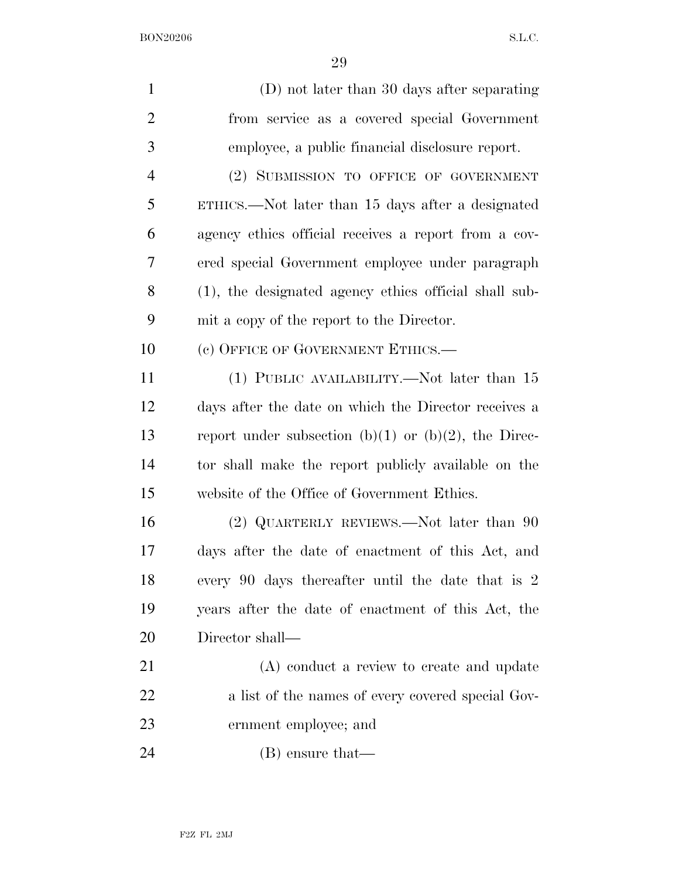(D) not later than 30 days after separating from service as a covered special Government employee, a public financial disclosure report.

(2) SUBMISSION TO OFFICE OF GOVERNMENT ETHICS.—Not later than 15 days after a designated agency ethics official receives a report from a covered special Government employee under paragraph (1), the designated agency ethics official shall submit a copy of the report to the Director.

(c) OFFICE OF GOVERNMENT ETHICS.—

(1) PUBLIC AVAILABILITY.—Not later than 15 days after the date on which the Director receives a report under subsection (b)(1) or (b)(2), the Director shall make the report publicly available on the website of the Office of Government Ethics.

(2) QUARTERLY REVIEWS.—Not later than 90 days after the date of enactment of this Act, and every 90 days thereafter until the date that is 2 years after the date of enactment of this Act, the Director shall—

(A) conduct a review to create and update a list of the names of every covered special Government employee; and

(B) ensure that—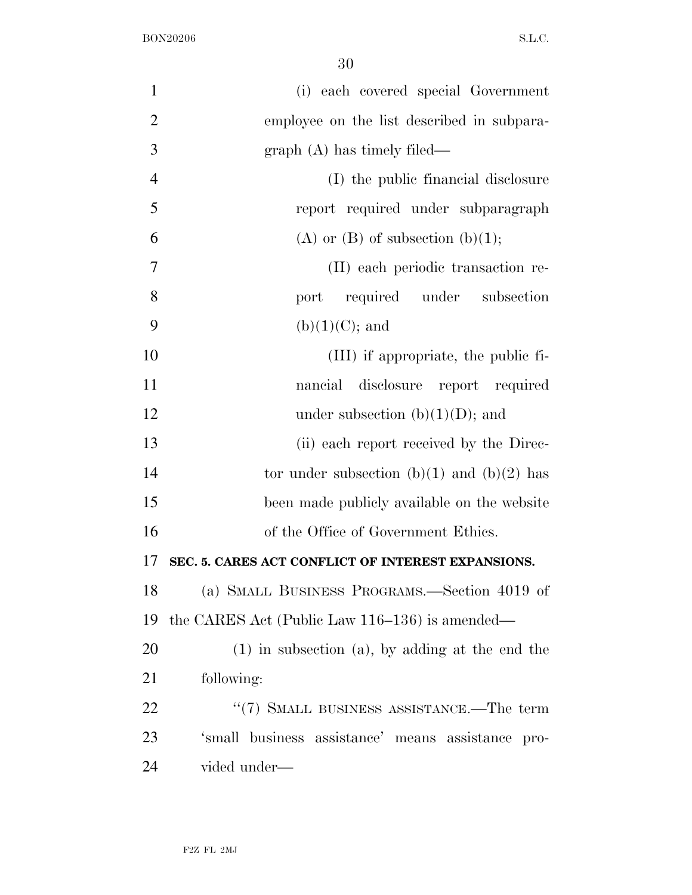(i) each covered special Government employee on the list described in subparagraph (A) has timely filed—

(I) the public financial disclosure report required under subparagraph (A) or (B) of subsection (b)(1);

(II) each periodic transaction report required under subsection (b)(1)(C); and

(III) if appropriate, the public financial disclosure report required under subsection (b)(1)(D); and

(ii) each report received by the Director under subsection (b)(1) and (b)(2) has been made publicly available on the website of the Office of Government Ethics.

**SEC. 5. CARES ACT CONFLICT OF INTEREST EXPANSIONS.**

(a) SMALL BUSINESS PROGRAMS.—Section 4019 of the CARES Act (Public Law 116–136) is amended—

(1) in subsection (a), by adding at the end the following:

''(7) SMALL BUSINESS ASSISTANCE.—The term 'small business assistance' means assistance provided under—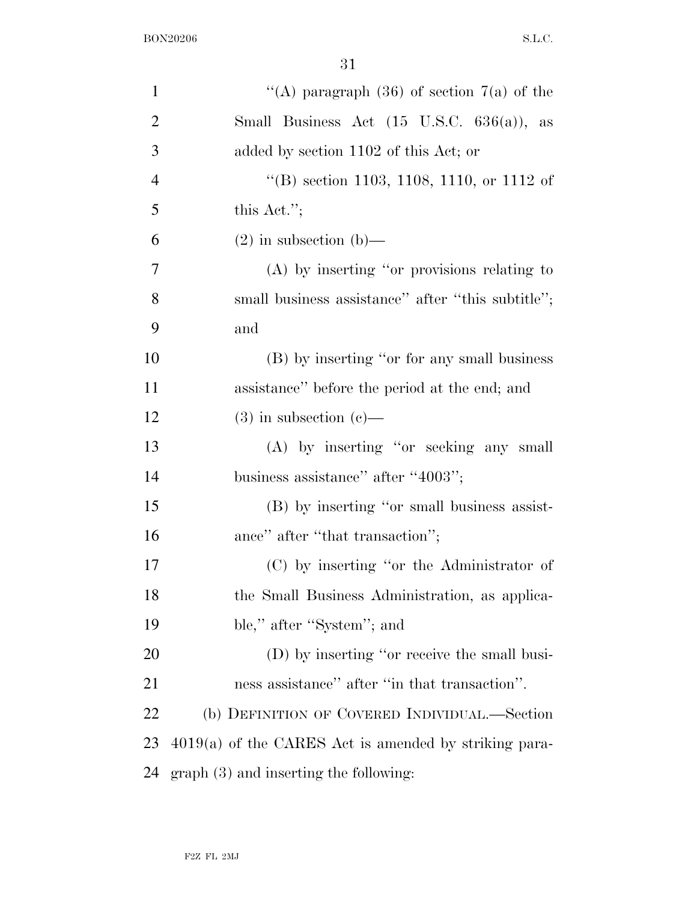"(A) paragraph (36) of section 7(a) of the Small Business Act (15 U.S.C. 636(a)), as added by section 1102 of this Act; or

"(B) section 1103, 1108, 1110, or 1112 of this Act.";

(2) in subsection (b)—

(A) by inserting "or provisions relating to small business assistance" after "this subtitle"; and

(B) by inserting "or for any small business assistance" before the period at the end; and

(3) in subsection (c)—

(A) by inserting "or seeking any small business assistance" after "4003";

(B) by inserting "or small business assistance" after "that transaction";

(C) by inserting "or the Administrator of the Small Business Administration, as applicable," after "System"; and

(D) by inserting "or receive the small business assistance" after "in that transaction".

(b) DEFINITION OF COVERED INDIVIDUAL.—Section 4019(a) of the CARES Act is amended by striking paragraph (3) and inserting the following: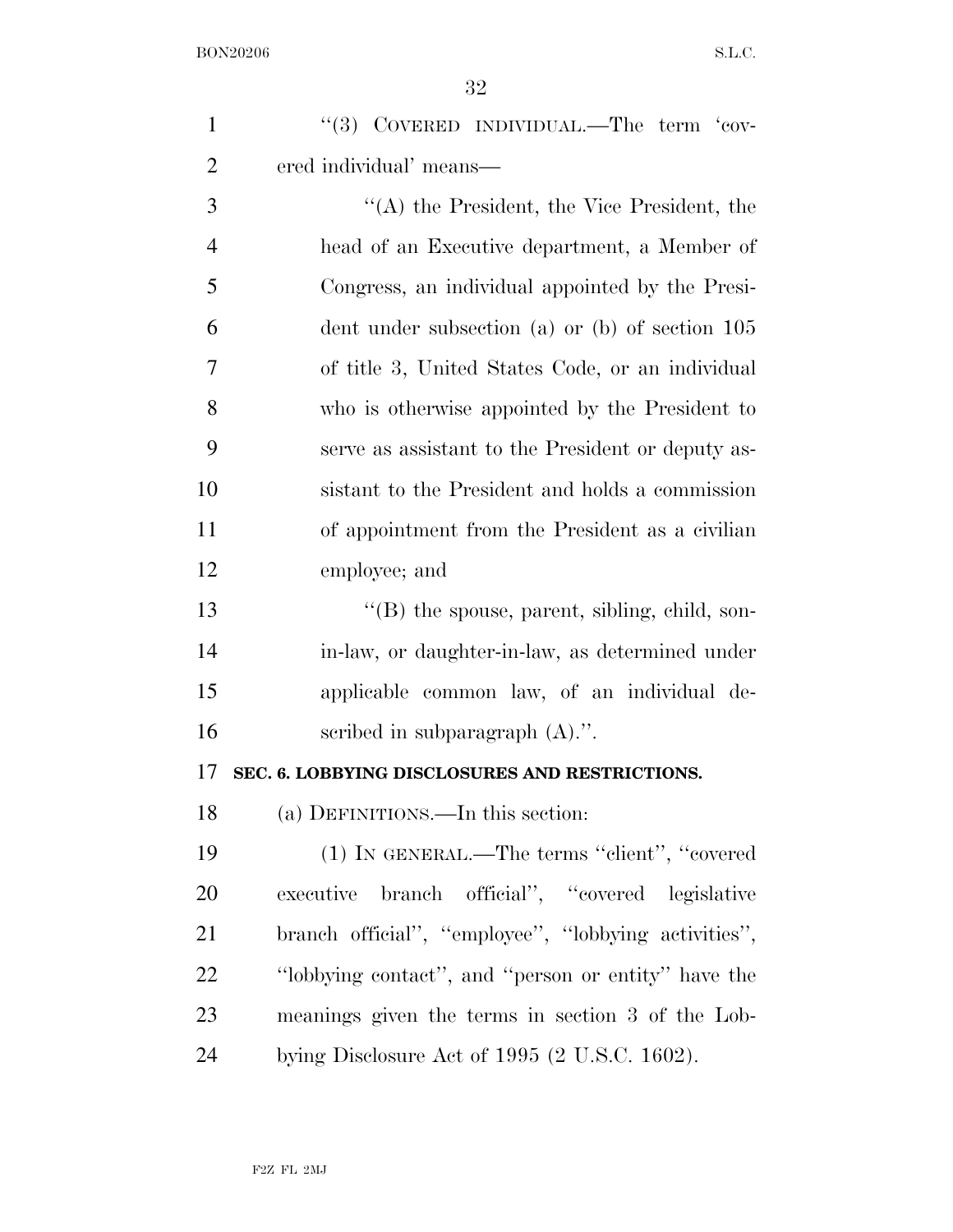''(3) COVERED INDIVIDUAL.—The term 'covered individual' means—

''(A) the President, the Vice President, the head of an Executive department, a Member of Congress, an individual appointed by the President under subsection (a) or (b) of section 105 of title 3, United States Code, or an individual who is otherwise appointed by the President to serve as assistant to the President or deputy assistant to the President and holds a commission of appointment from the President as a civilian employee; and

''(B) the spouse, parent, sibling, child, son-in-law, or daughter-in-law, as determined under applicable common law, of an individual described in subparagraph (A).''.

**SEC. 6. LOBBYING DISCLOSURES AND RESTRICTIONS.**

(a) DEFINITIONS.—In this section:

(1) IN GENERAL.—The terms ''client'', ''covered executive branch official'', ''covered legislative branch official'', ''employee'', ''lobbying activities'', ''lobbying contact'', and ''person or entity'' have the meanings given the terms in section 3 of the Lobbying Disclosure Act of 1995 (2 U.S.C. 1602).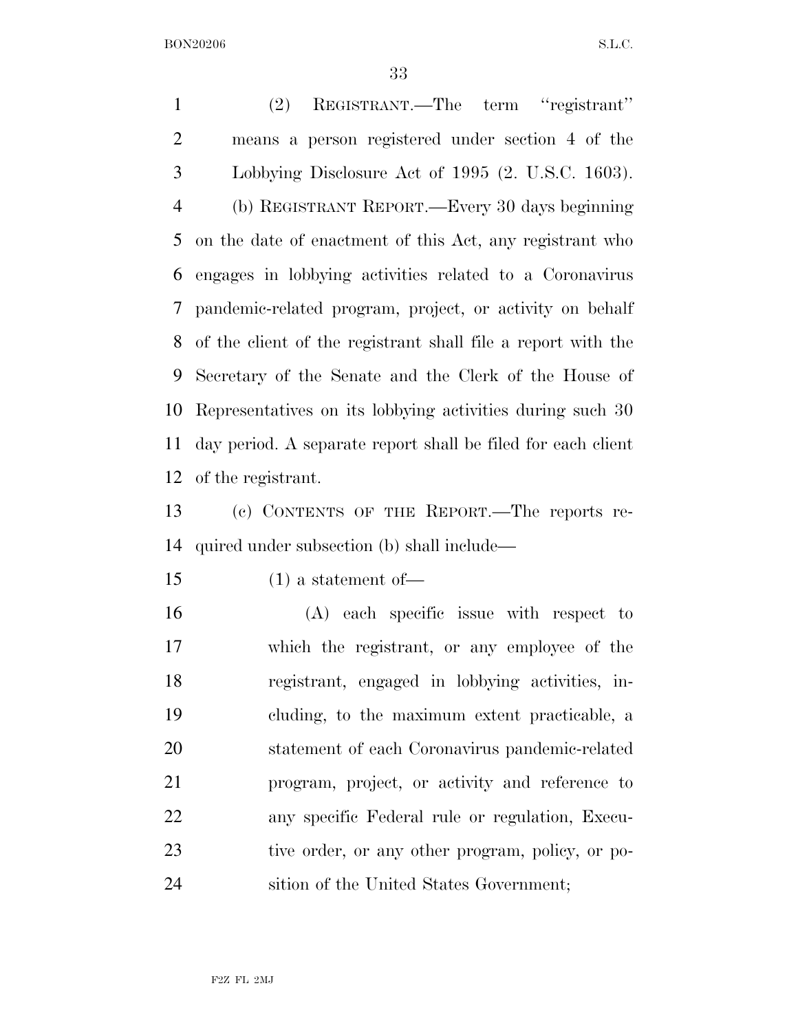(2) REGISTRANT.—The term ''registrant'' means a person registered under section 4 of the Lobbying Disclosure Act of 1995 (2. U.S.C. 1603).

(b) REGISTRANT REPORT.—Every 30 days beginning on the date of enactment of this Act, any registrant who engages in lobbying activities related to a Coronavirus pandemic-related program, project, or activity on behalf of the client of the registrant shall file a report with the Secretary of the Senate and the Clerk of the House of Representatives on its lobbying activities during such 30 day period. A separate report shall be filed for each client of the registrant.

(c) CONTENTS OF THE REPORT.—The reports required under subsection (b) shall include—

(1) a statement of—

(A) each specific issue with respect to which the registrant, or any employee of the registrant, engaged in lobbying activities, including, to the maximum extent practicable, a statement of each Coronavirus pandemic-related program, project, or activity and reference to any specific Federal rule or regulation, Executive order, or any other program, policy, or position of the United States Government;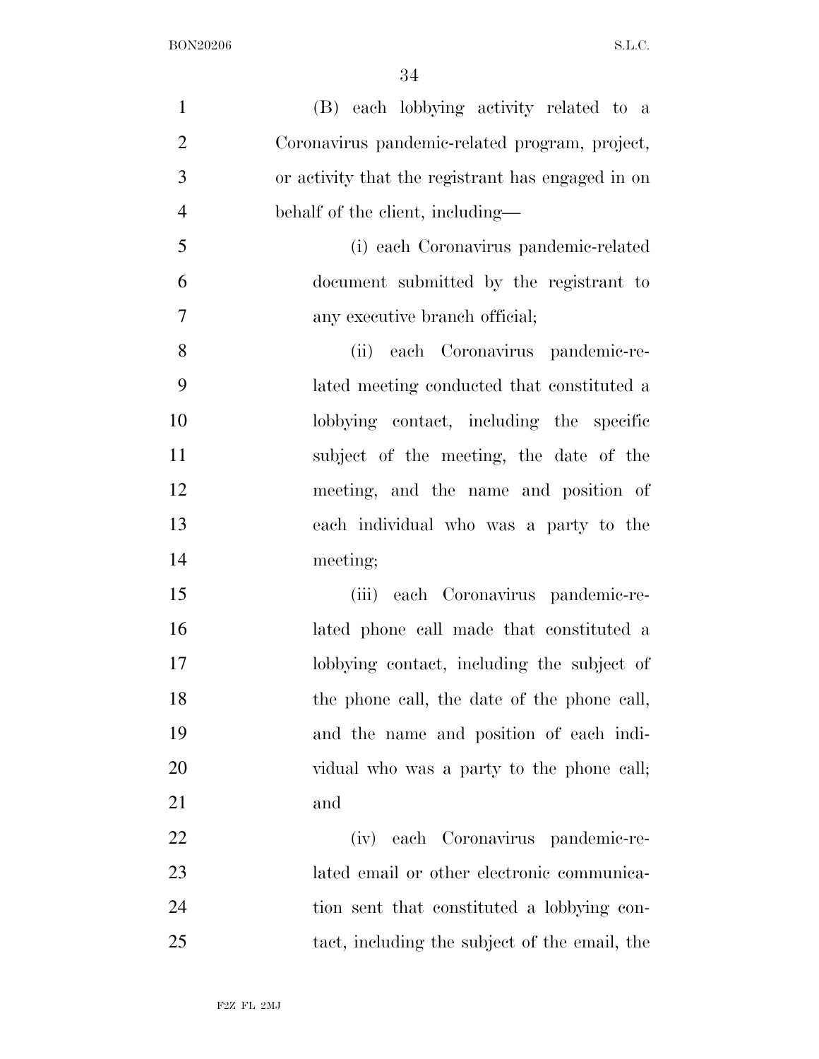(B) each lobbying activity related to a Coronavirus pandemic-related program, project, or activity that the registrant has engaged in on behalf of the client, including—

(i) each Coronavirus pandemic-related document submitted by the registrant to any executive branch official;

(ii) each Coronavirus pandemic-related meeting conducted that constituted a lobbying contact, including the specific subject of the meeting, the date of the meeting, and the name and position of each individual who was a party to the meeting;

(iii) each Coronavirus pandemic-related phone call made that constituted a lobbying contact, including the subject of the phone call, the date of the phone call, and the name and position of each individual who was a party to the phone call; and

(iv) each Coronavirus pandemic-related email or other electronic communication sent that constituted a lobbying contact, including the subject of the email, the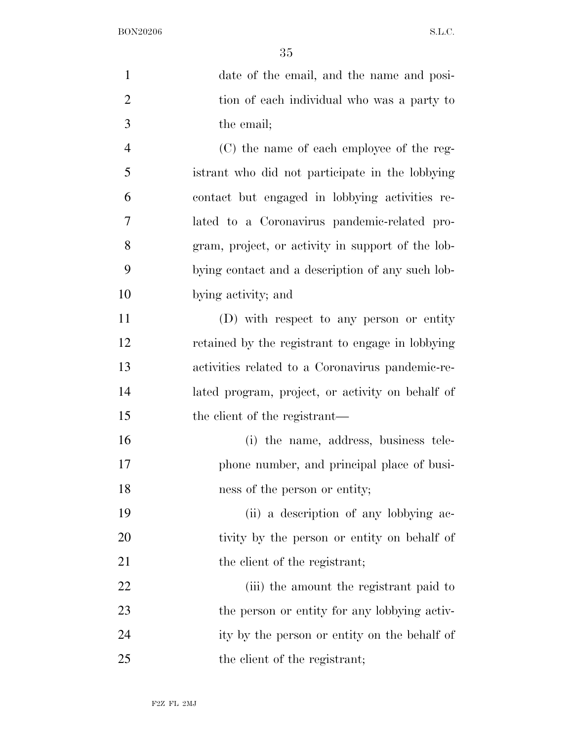date of the email, and the name and position of each individual who was a party to the email;

(C) the name of each employee of the registrant who did not participate in the lobbying contact but engaged in lobbying activities related to a Coronavirus pandemic-related program, project, or activity in support of the lobbying contact and a description of any such lobbying activity; and

(D) with respect to any person or entity retained by the registrant to engage in lobbying activities related to a Coronavirus pandemic-related program, project, or activity on behalf of the client of the registrant—

(i) the name, address, business telephone number, and principal place of business of the person or entity;

(ii) a description of any lobbying activity by the person or entity on behalf of the client of the registrant;

(iii) the amount the registrant paid to the person or entity for any lobbying activity by the person or entity on the behalf of the client of the registrant;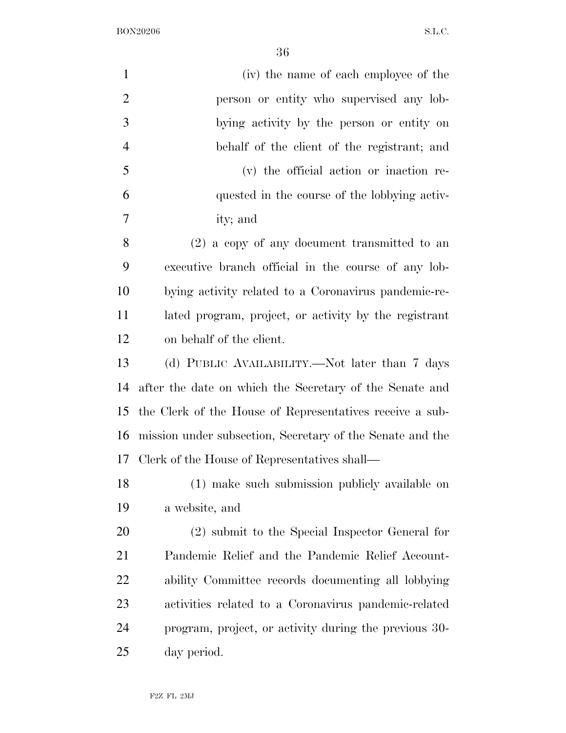(iv) the name of each employee of the person or entity who supervised any lobbying activity by the person or entity on behalf of the client of the registrant; and

(v) the official action or inaction requested in the course of the lobbying activity; and

(2) a copy of any document transmitted to an executive branch official in the course of any lobbying activity related to a Coronavirus pandemic-related program, project, or activity by the registrant on behalf of the client.

(d) PUBLIC AVAILABILITY.—Not later than 7 days after the date on which the Secretary of the Senate and the Clerk of the House of Representatives receive a submission under subsection, Secretary of the Senate and the Clerk of the House of Representatives shall—

(1) make such submission publicly available on a website, and

(2) submit to the Special Inspector General for Pandemic Relief and the Pandemic Relief Accountability Committee records documenting all lobbying activities related to a Coronavirus pandemic-related program, project, or activity during the previous 30-day period.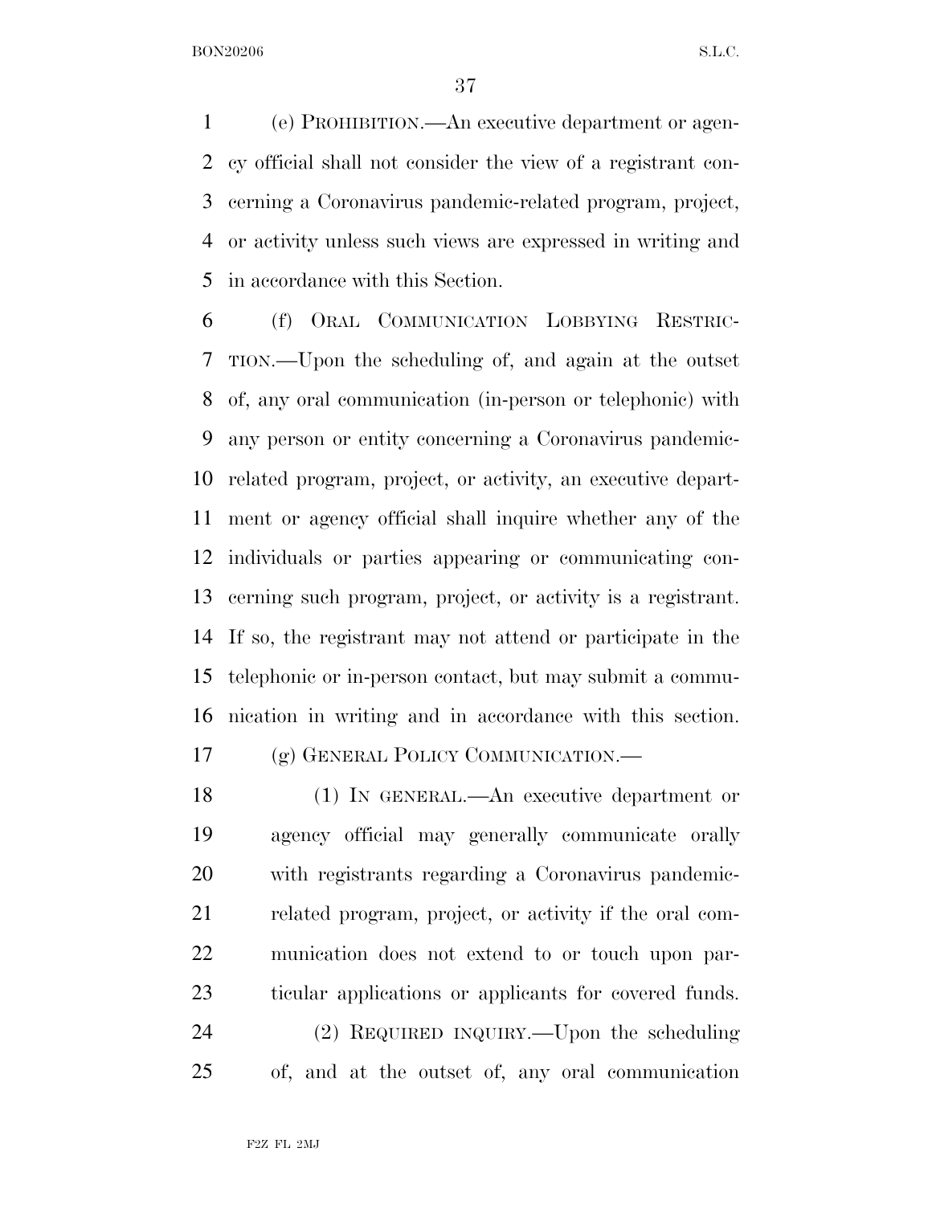(e) PROHIBITION.—An executive department or agency official shall not consider the view of a registrant concerning a Coronavirus pandemic-related program, project, or activity unless such views are expressed in writing and in accordance with this Section.

(f) ORAL COMMUNICATION LOBBYING RESTRICTION.—Upon the scheduling of, and again at the outset of, any oral communication (in-person or telephonic) with any person or entity concerning a Coronavirus pandemic-related program, project, or activity, an executive department or agency official shall inquire whether any of the individuals or parties appearing or communicating concerning such program, project, or activity is a registrant. If so, the registrant may not attend or participate in the telephonic or in-person contact, but may submit a communication in writing and in accordance with this section.

(g) GENERAL POLICY COMMUNICATION.—

(1) IN GENERAL.—An executive department or agency official may generally communicate orally with registrants regarding a Coronavirus pandemic-related program, project, or activity if the oral communication does not extend to or touch upon particular applications or applicants for covered funds.

(2) REQUIRED INQUIRY.—Upon the scheduling of, and at the outset of, any oral communication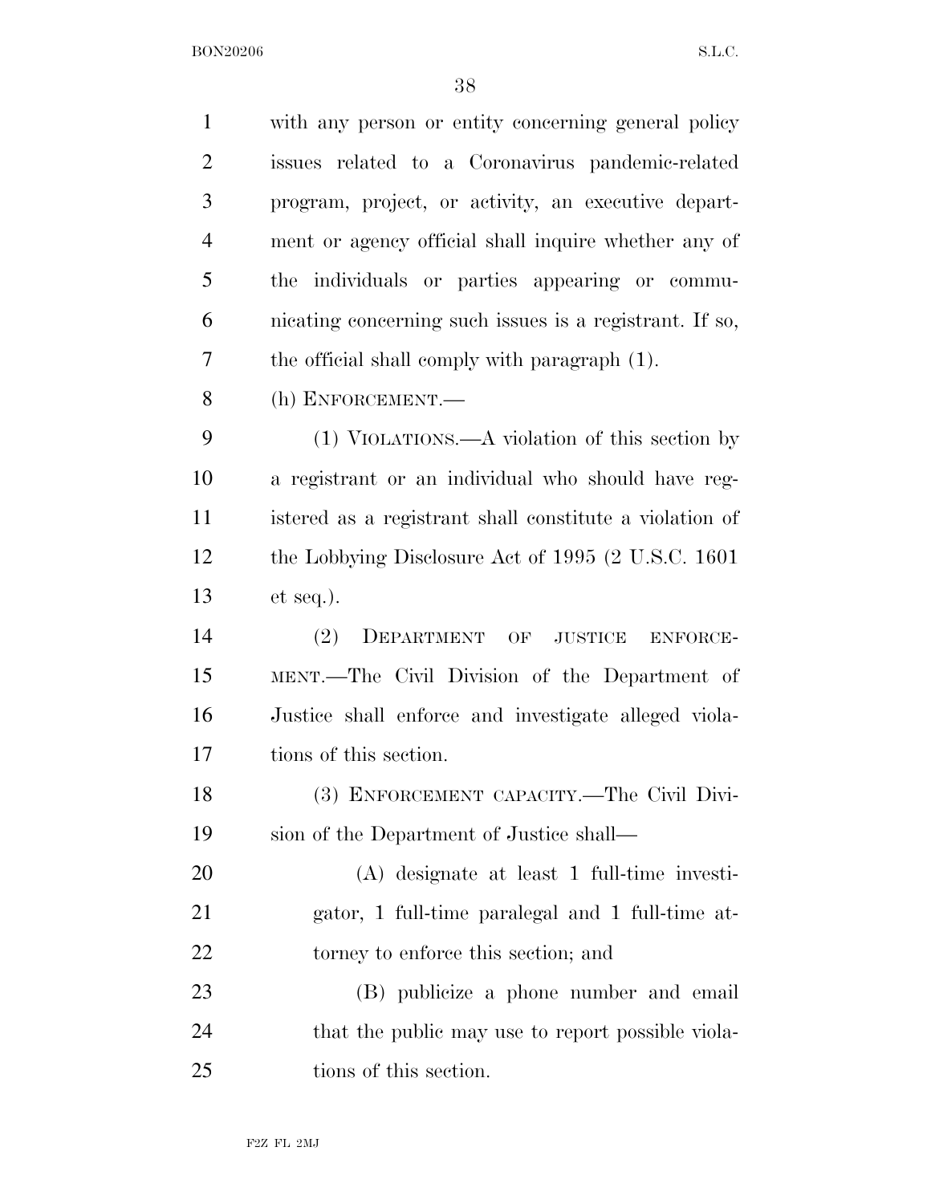with any person or entity concerning general policy issues related to a Coronavirus pandemic-related program, project, or activity, an executive department or agency official shall inquire whether any of the individuals or parties appearing or communicating concerning such issues is a registrant. If so, the official shall comply with paragraph (1).

(h) ENFORCEMENT.—

(1) VIOLATIONS.—A violation of this section by a registrant or an individual who should have registered as a registrant shall constitute a violation of the Lobbying Disclosure Act of 1995 (2 U.S.C. 1601 et seq.).

(2) DEPARTMENT OF JUSTICE ENFORCEMENT.—The Civil Division of the Department of Justice shall enforce and investigate alleged violations of this section.

(3) ENFORCEMENT CAPACITY.—The Civil Division of the Department of Justice shall—

(A) designate at least 1 full-time investigator, 1 full-time paralegal and 1 full-time attorney to enforce this section; and

(B) publicize a phone number and email that the public may use to report possible violations of this section.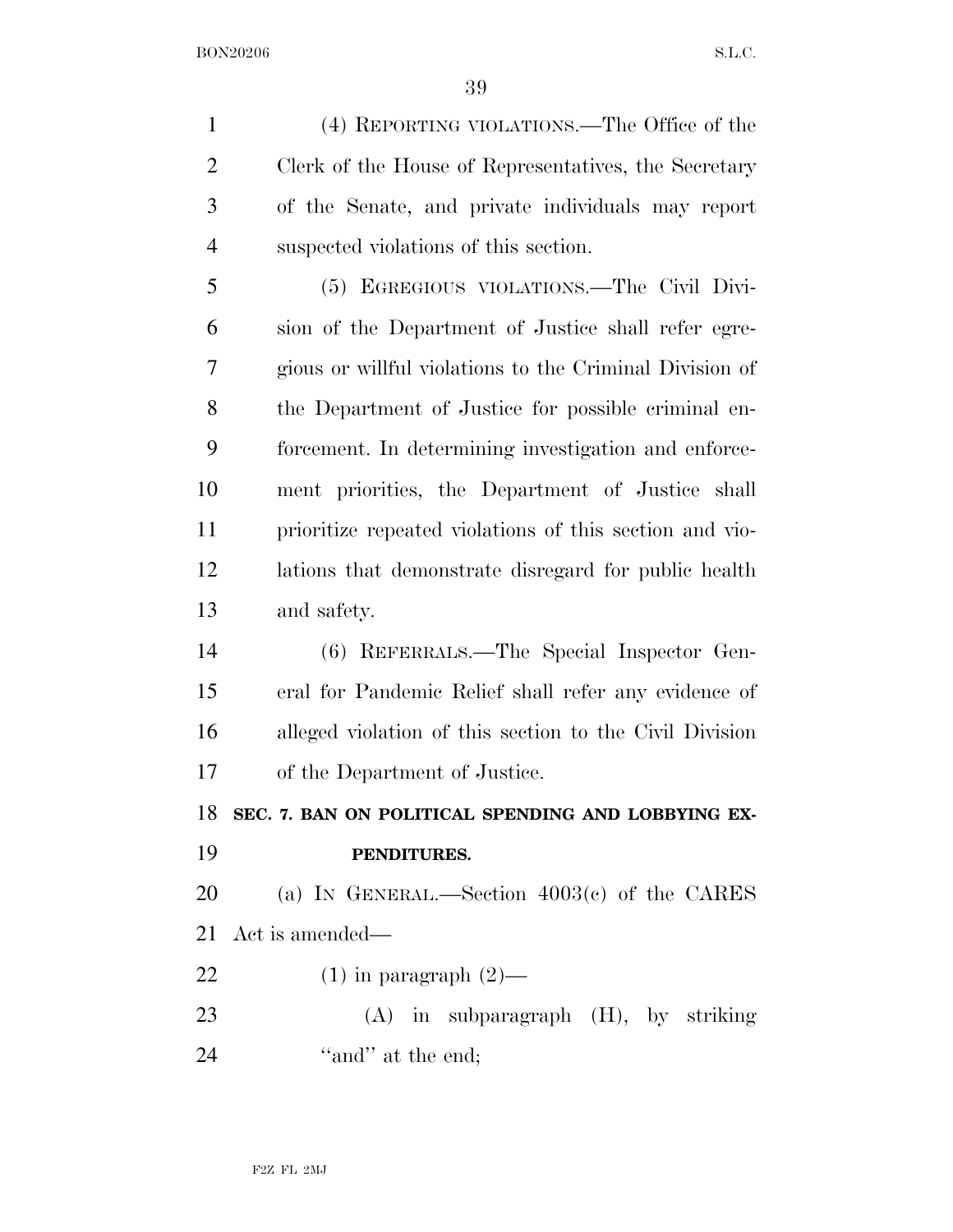(4) REPORTING VIOLATIONS.—The Office of the Clerk of the House of Representatives, the Secretary of the Senate, and private individuals may report suspected violations of this section.

(5) EGREGIOUS VIOLATIONS.—The Civil Division of the Department of Justice shall refer egregious or willful violations to the Criminal Division of the Department of Justice for possible criminal enforcement. In determining investigation and enforcement priorities, the Department of Justice shall prioritize repeated violations of this section and violations that demonstrate disregard for public health and safety.

(6) REFERRALS.—The Special Inspector General for Pandemic Relief shall refer any evidence of alleged violation of this section to the Civil Division of the Department of Justice.

**SEC. 7. BAN ON POLITICAL SPENDING AND LOBBYING EXPENDITURES.**

(a) IN GENERAL.—Section 4003(c) of the CARES Act is amended—

(1) in paragraph (2)—

(A) in subparagraph (H), by striking "and" at the end;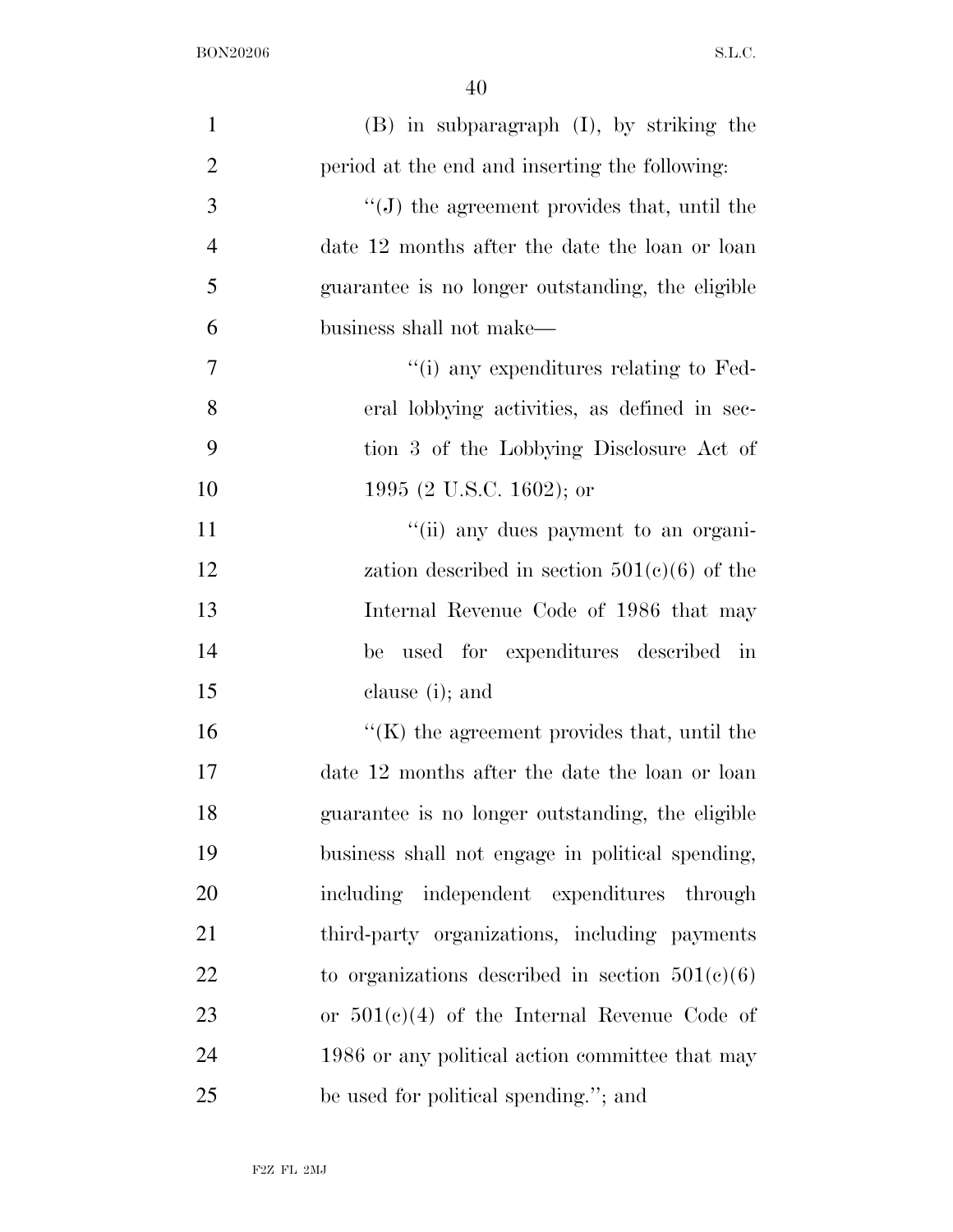(B) in subparagraph (I), by striking the period at the end and inserting the following:

"(J) the agreement provides that, until the date 12 months after the date the loan or loan guarantee is no longer outstanding, the eligible business shall not make—

"(i) any expenditures relating to Federal lobbying activities, as defined in section 3 of the Lobbying Disclosure Act of 1995 (2 U.S.C. 1602); or

"(ii) any dues payment to an organization described in section 501(c)(6) of the Internal Revenue Code of 1986 that may be used for expenditures described in clause (i); and

"(K) the agreement provides that, until the date 12 months after the date the loan or loan guarantee is no longer outstanding, the eligible business shall not engage in political spending, including independent expenditures through third-party organizations, including payments to organizations described in section 501(c)(6) or 501(c)(4) of the Internal Revenue Code of 1986 or any political action committee that may be used for political spending."; and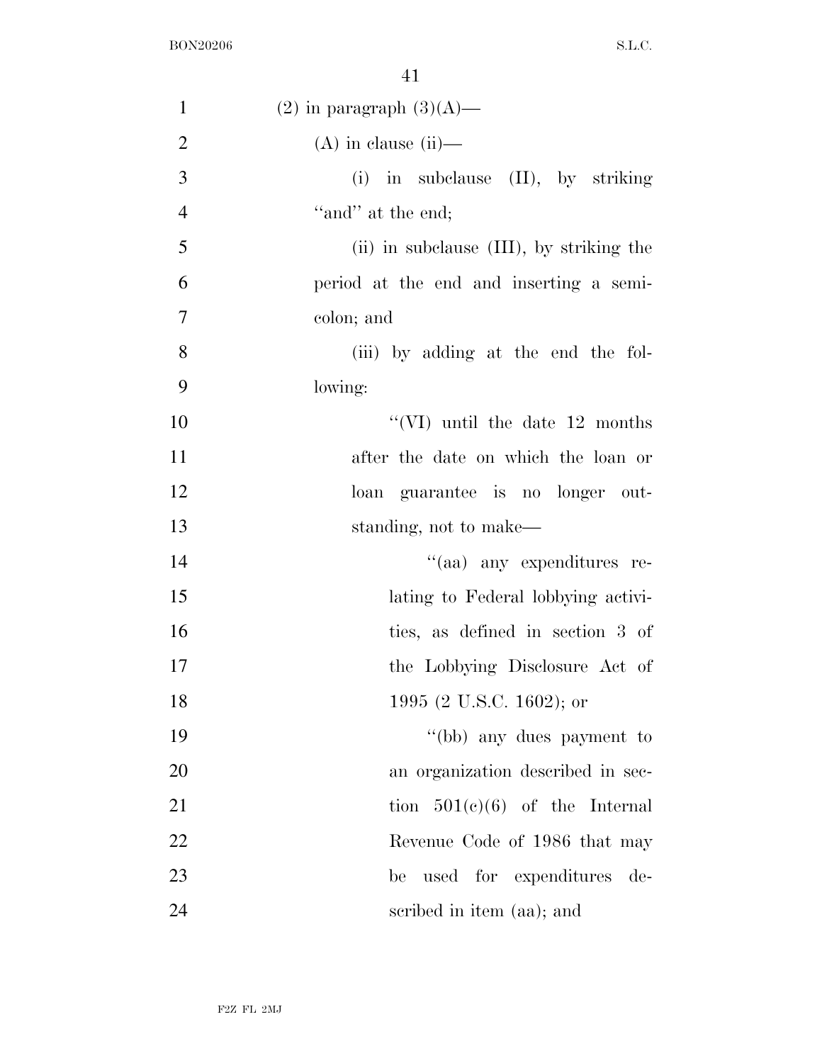(2) in paragraph (3)(A)—

(A) in clause (ii)—

(i) in subclause (II), by striking "and" at the end;

(ii) in subclause (III), by striking the period at the end and inserting a semicolon; and

(iii) by adding at the end the following:

"(VI) until the date 12 months after the date on which the loan or loan guarantee is no longer outstanding, not to make—

"(aa) any expenditures relating to Federal lobbying activities, as defined in section 3 of the Lobbying Disclosure Act of 1995 (2 U.S.C. 1602); or

"(bb) any dues payment to an organization described in section 501(c)(6) of the Internal Revenue Code of 1986 that may be used for expenditures described in item (aa); and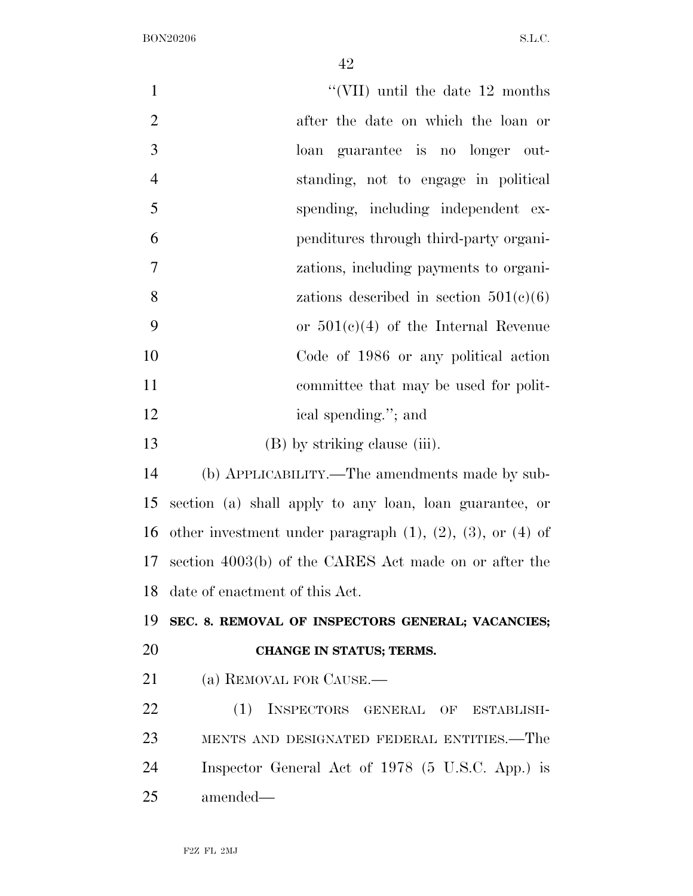"(VII) until the date 12 months after the date on which the loan or loan guarantee is no longer outstanding, not to engage in political spending, including independent expenditures through third-party organizations, including payments to organizations described in section 501(c)(6) or 501(c)(4) of the Internal Revenue Code of 1986 or any political action committee that may be used for political spending."; and

(B) by striking clause (iii).

(b) APPLICABILITY.—The amendments made by subsection (a) shall apply to any loan, loan guarantee, or other investment under paragraph (1), (2), (3), or (4) of section 4003(b) of the CARES Act made on or after the date of enactment of this Act.

**SEC. 8. REMOVAL OF INSPECTORS GENERAL; VACANCIES; CHANGE IN STATUS; TERMS.**

(a) REMOVAL FOR CAUSE.—

(1) INSPECTORS GENERAL OF ESTABLISHMENTS AND DESIGNATED FEDERAL ENTITIES.—The Inspector General Act of 1978 (5 U.S.C. App.) is amended—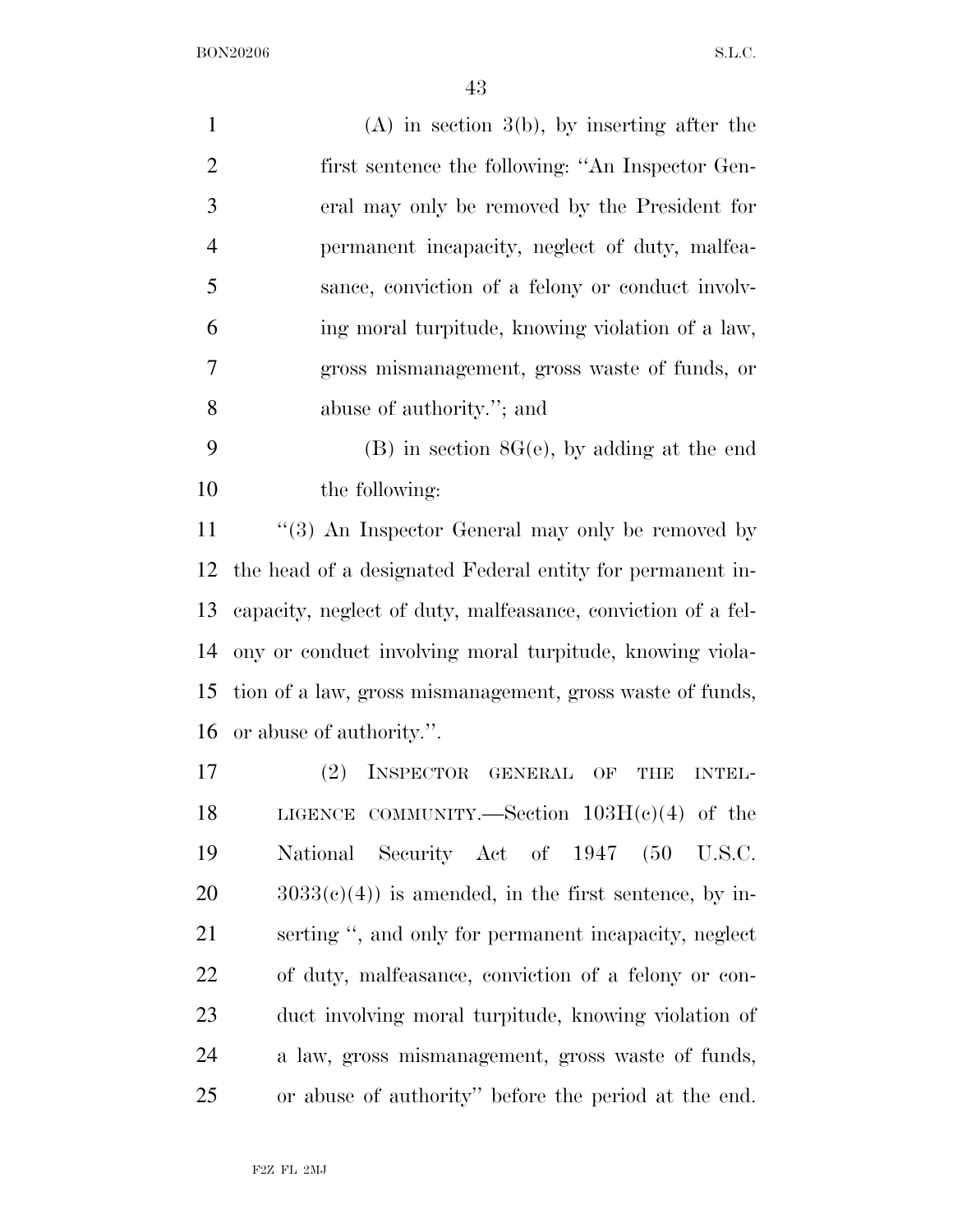(A) in section 3(b), by inserting after the first sentence the following: "An Inspector General may only be removed by the President for permanent incapacity, neglect of duty, malfeasance, conviction of a felony or conduct involving moral turpitude, knowing violation of a law, gross mismanagement, gross waste of funds, or abuse of authority."; and

(B) in section 8G(e), by adding at the end the following:

"(3) An Inspector General may only be removed by the head of a designated Federal entity for permanent incapacity, neglect of duty, malfeasance, conviction of a felony or conduct involving moral turpitude, knowing violation of a law, gross mismanagement, gross waste of funds, or abuse of authority.".

(2) INSPECTOR GENERAL OF THE INTELLIGENCE COMMUNITY.—Section 103H(c)(4) of the National Security Act of 1947 (50 U.S.C. 3033(c)(4)) is amended, in the first sentence, by inserting ", and only for permanent incapacity, neglect of duty, malfeasance, conviction of a felony or conduct involving moral turpitude, knowing violation of a law, gross mismanagement, gross waste of funds, or abuse of authority" before the period at the end.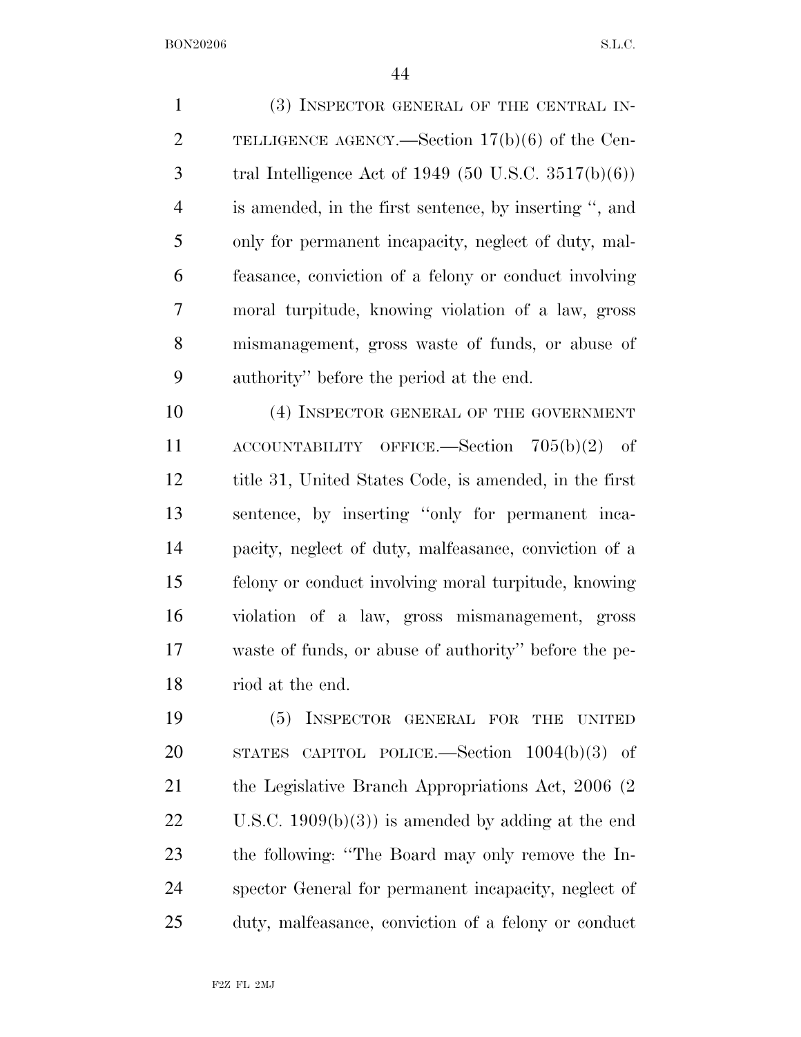(3) INSPECTOR GENERAL OF THE CENTRAL INTELLIGENCE AGENCY.—Section 17(b)(6) of the Central Intelligence Act of 1949 (50 U.S.C. 3517(b)(6)) is amended, in the first sentence, by inserting ", and only for permanent incapacity, neglect of duty, malfeasance, conviction of a felony or conduct involving moral turpitude, knowing violation of a law, gross mismanagement, gross waste of funds, or abuse of authority" before the period at the end.

(4) INSPECTOR GENERAL OF THE GOVERNMENT ACCOUNTABILITY OFFICE.—Section 705(b)(2) of title 31, United States Code, is amended, in the first sentence, by inserting "only for permanent incapacity, neglect of duty, malfeasance, conviction of a felony or conduct involving moral turpitude, knowing violation of a law, gross mismanagement, gross waste of funds, or abuse of authority" before the period at the end.

(5) INSPECTOR GENERAL FOR THE UNITED STATES CAPITOL POLICE.—Section 1004(b)(3) of the Legislative Branch Appropriations Act, 2006 (2 U.S.C. 1909(b)(3)) is amended by adding at the end the following: "The Board may only remove the Inspector General for permanent incapacity, neglect of duty, malfeasance, conviction of a felony or conduct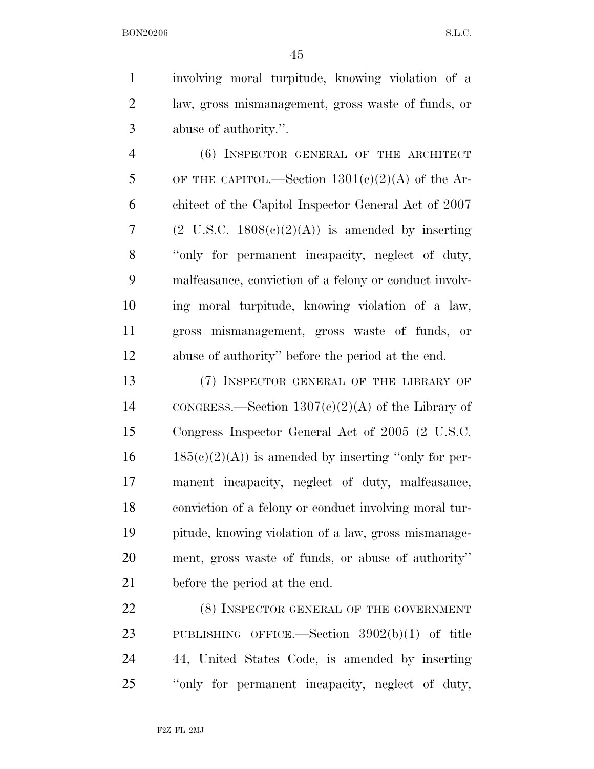involving moral turpitude, knowing violation of a law, gross mismanagement, gross waste of funds, or abuse of authority.''.

(6) INSPECTOR GENERAL OF THE ARCHITECT OF THE CAPITOL.—Section 1301(c)(2)(A) of the Architect of the Capitol Inspector General Act of 2007 (2 U.S.C. 1808(c)(2)(A)) is amended by inserting ''only for permanent incapacity, neglect of duty, malfeasance, conviction of a felony or conduct involving moral turpitude, knowing violation of a law, gross mismanagement, gross waste of funds, or abuse of authority'' before the period at the end.

(7) INSPECTOR GENERAL OF THE LIBRARY OF CONGRESS.—Section 1307(c)(2)(A) of the Library of Congress Inspector General Act of 2005 (2 U.S.C. 185(c)(2)(A)) is amended by inserting ''only for permanent incapacity, neglect of duty, malfeasance, conviction of a felony or conduct involving moral turpitude, knowing violation of a law, gross mismanagement, gross waste of funds, or abuse of authority'' before the period at the end.

(8) INSPECTOR GENERAL OF THE GOVERNMENT PUBLISHING OFFICE.—Section 3902(b)(1) of title 44, United States Code, is amended by inserting ''only for permanent incapacity, neglect of duty,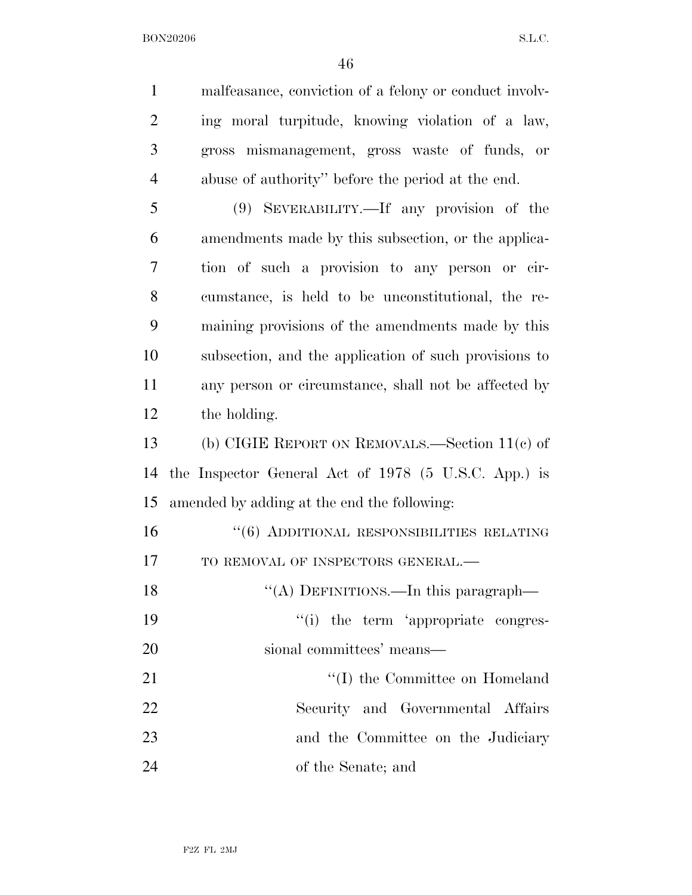malfeasance, conviction of a felony or conduct involving moral turpitude, knowing violation of a law, gross mismanagement, gross waste of funds, or abuse of authority'' before the period at the end.

(9) SEVERABILITY.—If any provision of the amendments made by this subsection, or the application of such a provision to any person or circumstance, is held to be unconstitutional, the remaining provisions of the amendments made by this subsection, and the application of such provisions to any person or circumstance, shall not be affected by the holding.

(b) CIGIE REPORT ON REMOVALS.—Section 11(c) of the Inspector General Act of 1978 (5 U.S.C. App.) is amended by adding at the end the following:

''(6) ADDITIONAL RESPONSIBILITIES RELATING TO REMOVAL OF INSPECTORS GENERAL.—

''(A) DEFINITIONS.—In this paragraph—

''(i) the term 'appropriate congressional committees' means—

''(I) the Committee on Homeland Security and Governmental Affairs and the Committee on the Judiciary of the Senate; and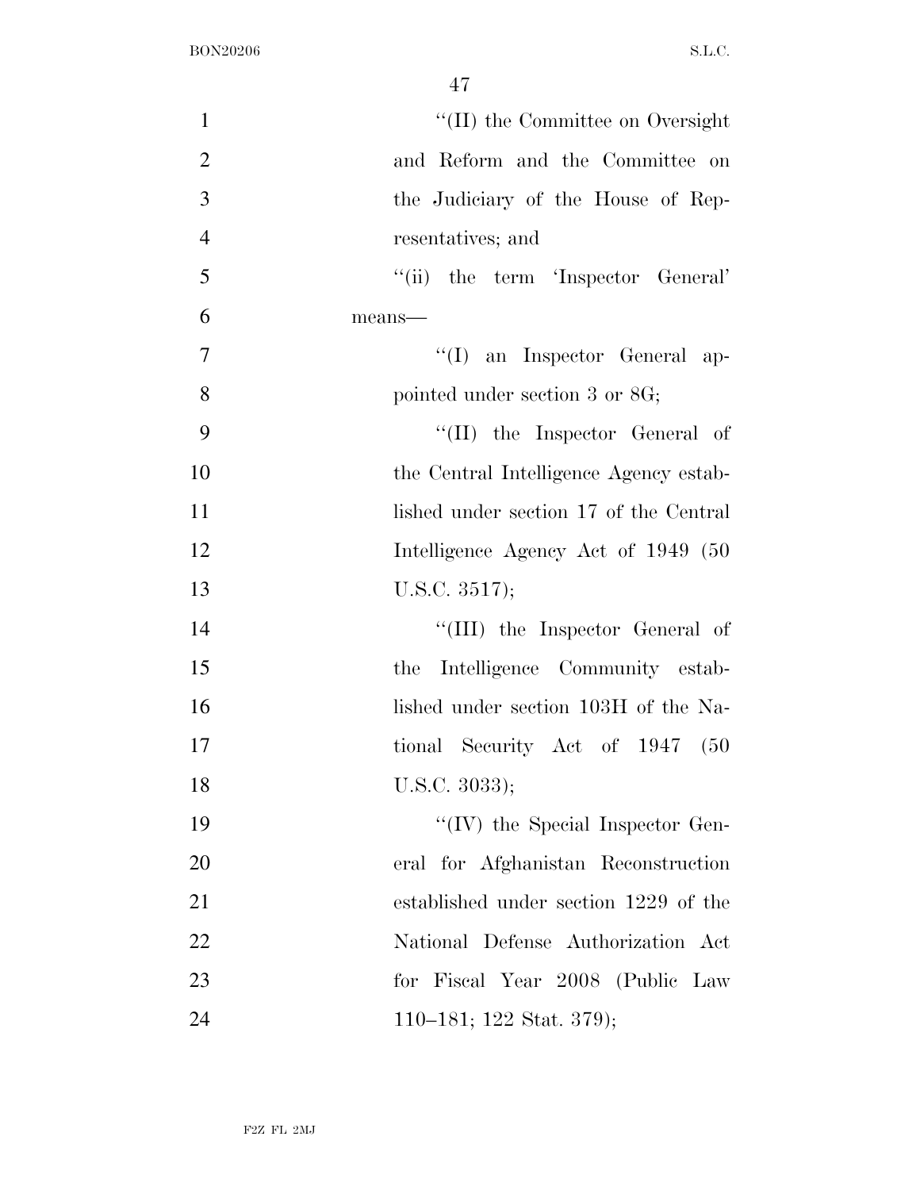"(II) the Committee on Oversight and Reform and the Committee on the Judiciary of the House of Representatives; and

"(ii) the term 'Inspector General' means—

"(I) an Inspector General appointed under section 3 or 8G;

"(II) the Inspector General of the Central Intelligence Agency established under section 17 of the Central Intelligence Agency Act of 1949 (50 U.S.C. 3517);

"(III) the Inspector General of the Intelligence Community established under section 103H of the National Security Act of 1947 (50 U.S.C. 3033);

"(IV) the Special Inspector General for Afghanistan Reconstruction established under section 1229 of the National Defense Authorization Act for Fiscal Year 2008 (Public Law 110–181; 122 Stat. 379);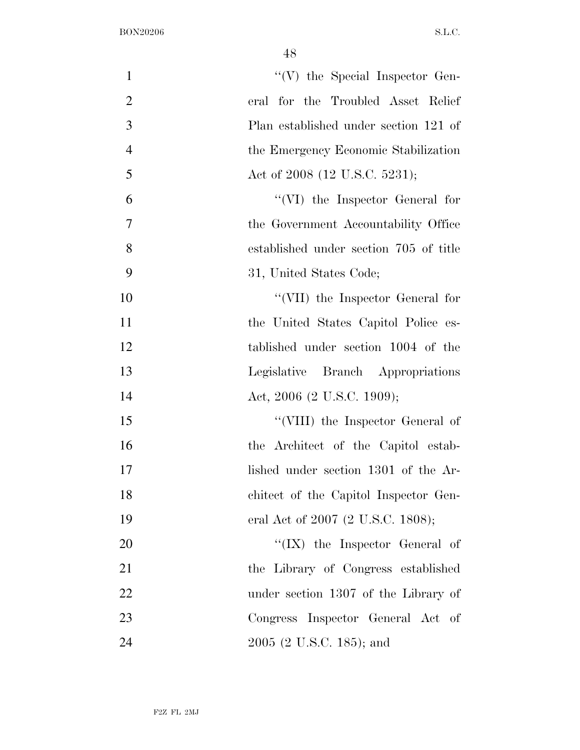''(V) the Special Inspector General for the Troubled Asset Relief Plan established under section 121 of the Emergency Economic Stabilization Act of 2008 (12 U.S.C. 5231);

''(VI) the Inspector General for the Government Accountability Office established under section 705 of title 31, United States Code;

''(VII) the Inspector General for the United States Capitol Police established under section 1004 of the Legislative Branch Appropriations Act, 2006 (2 U.S.C. 1909);

''(VIII) the Inspector General of the Architect of the Capitol established under section 1301 of the Architect of the Capitol Inspector General Act of 2007 (2 U.S.C. 1808);

''(IX) the Inspector General of the Library of Congress established under section 1307 of the Library of Congress Inspector General Act of 2005 (2 U.S.C. 185); and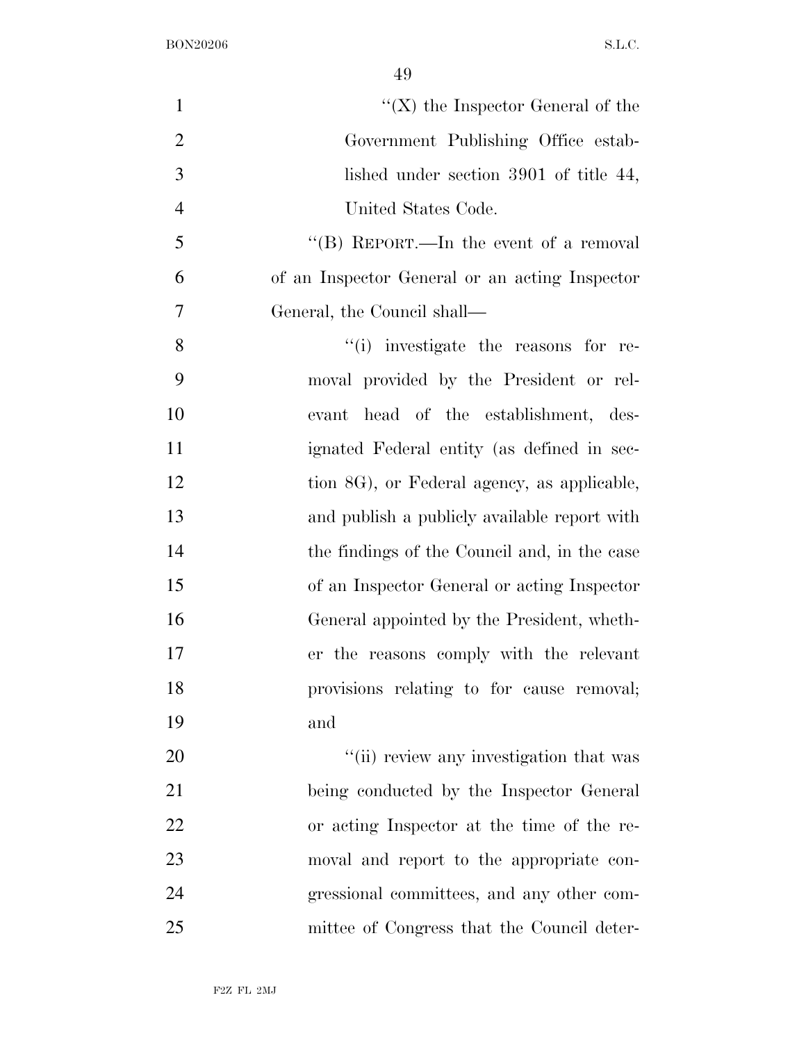"(X) the Inspector General of the Government Publishing Office established under section 3901 of title 44, United States Code.

"(B) REPORT.—In the event of a removal of an Inspector General or an acting Inspector General, the Council shall—

"(i) investigate the reasons for removal provided by the President or relevant head of the establishment, designated Federal entity (as defined in section 8G), or Federal agency, as applicable, and publish a publicly available report with the findings of the Council and, in the case of an Inspector General or acting Inspector General appointed by the President, whether the reasons comply with the relevant provisions relating to for cause removal; and

"(ii) review any investigation that was being conducted by the Inspector General or acting Inspector at the time of the removal and report to the appropriate congressional committees, and any other committee of Congress that the Council deter-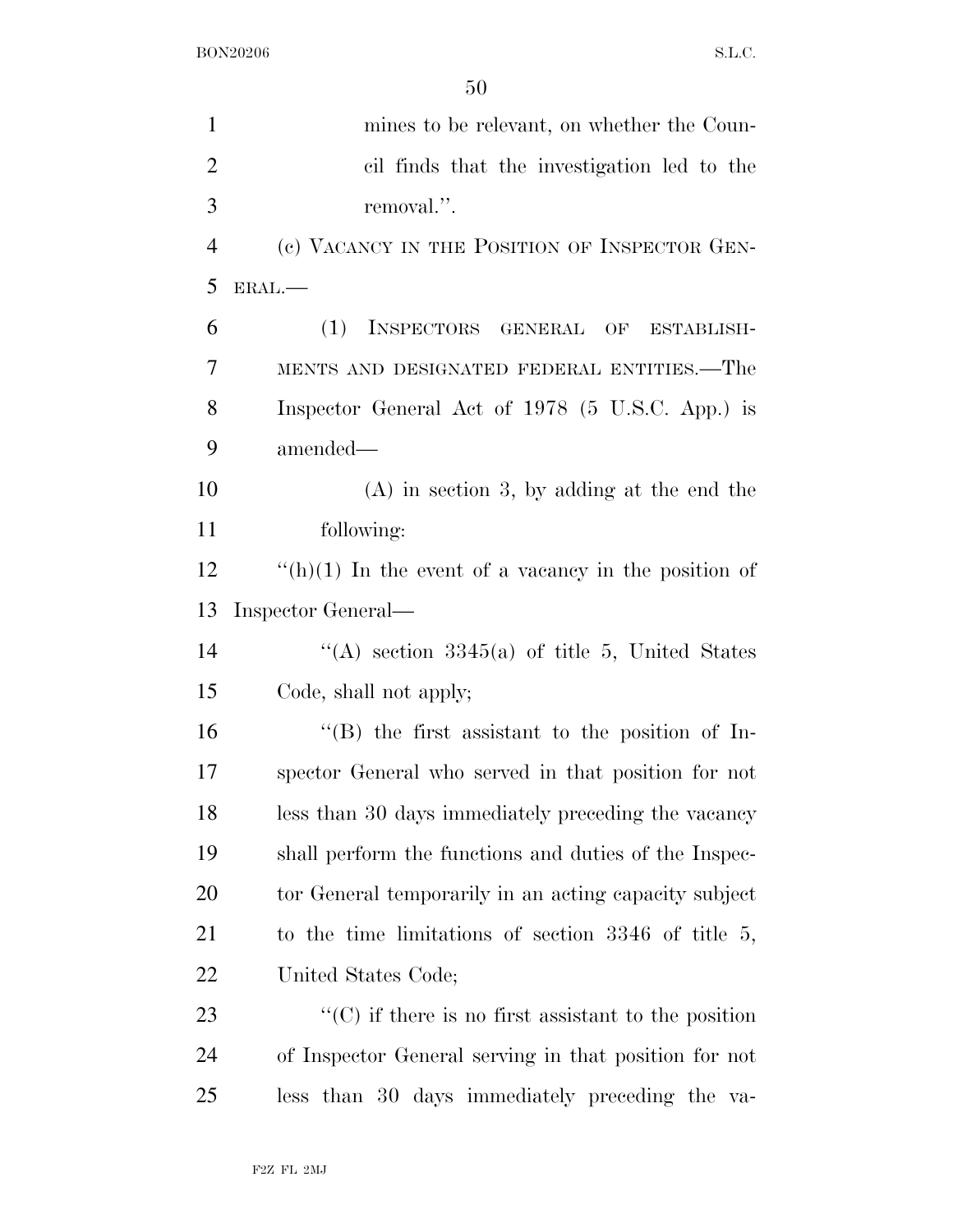mines to be relevant, on whether the Council finds that the investigation led to the removal.''.

(c) VACANCY IN THE POSITION OF INSPECTOR GENERAL.—

(1) INSPECTORS GENERAL OF ESTABLISHMENTS AND DESIGNATED FEDERAL ENTITIES.—The Inspector General Act of 1978 (5 U.S.C. App.) is amended—

(A) in section 3, by adding at the end the following:

''(h)(1) In the event of a vacancy in the position of Inspector General—

''(A) section 3345(a) of title 5, United States Code, shall not apply;

''(B) the first assistant to the position of Inspector General who served in that position for not less than 30 days immediately preceding the vacancy shall perform the functions and duties of the Inspector General temporarily in an acting capacity subject to the time limitations of section 3346 of title 5, United States Code;

''(C) if there is no first assistant to the position of Inspector General serving in that position for not less than 30 days immediately preceding the va-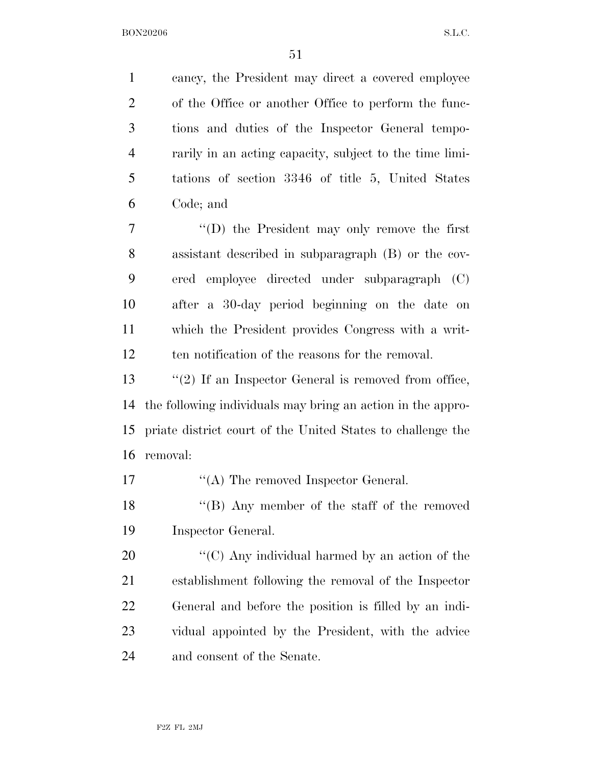cancy, the President may direct a covered employee of the Office or another Office to perform the functions and duties of the Inspector General temporarily in an acting capacity, subject to the time limitations of section 3346 of title 5, United States Code; and

"(D) the President may only remove the first assistant described in subparagraph (B) or the covered employee directed under subparagraph (C) after a 30-day period beginning on the date on which the President provides Congress with a written notification of the reasons for the removal.

"(2) If an Inspector General is removed from office, the following individuals may bring an action in the appropriate district court of the United States to challenge the removal:

"(A) The removed Inspector General.

"(B) Any member of the staff of the removed Inspector General.

"(C) Any individual harmed by an action of the establishment following the removal of the Inspector General and before the position is filled by an individual appointed by the President, with the advice and consent of the Senate.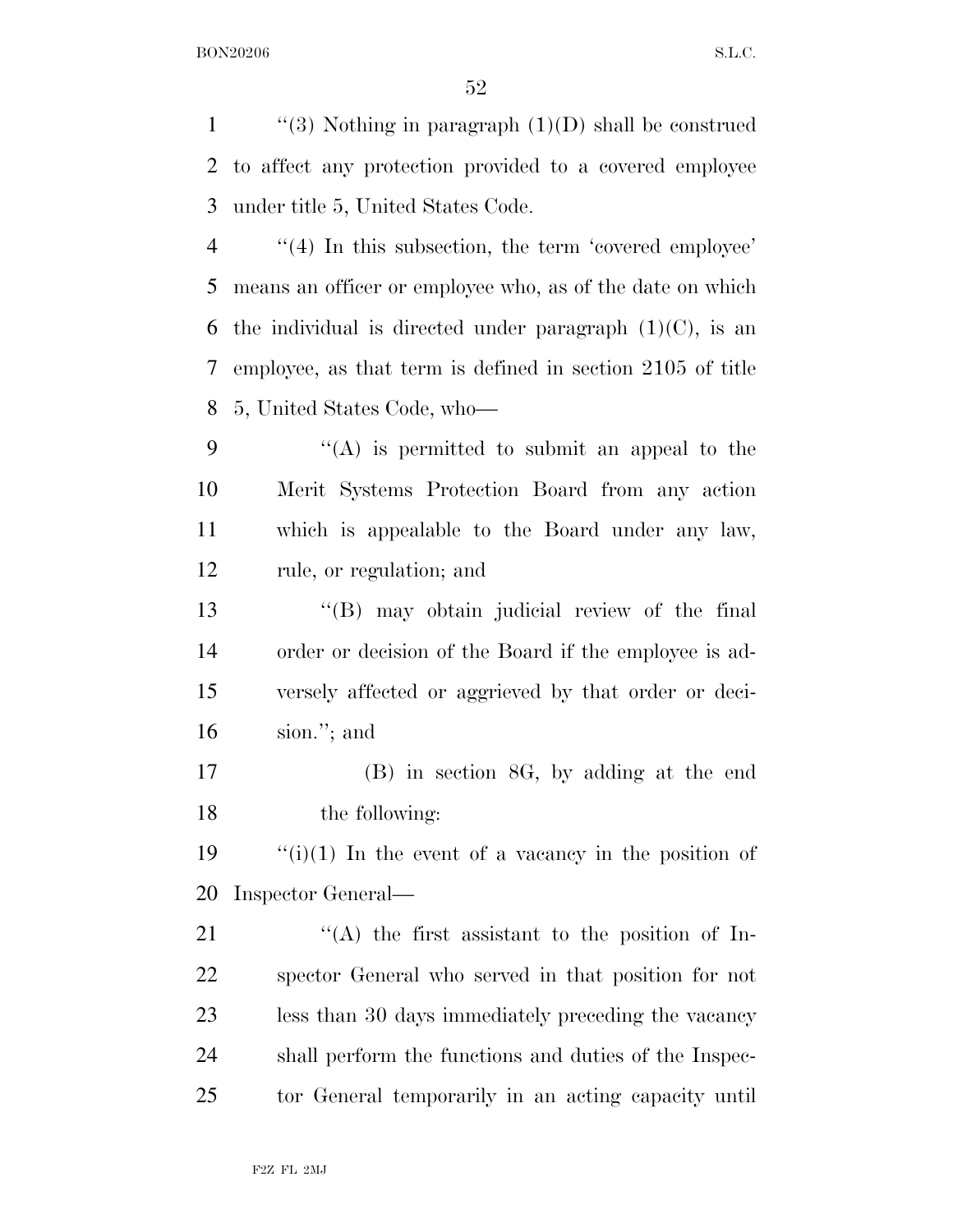"(3) Nothing in paragraph (1)(D) shall be construed to affect any protection provided to a covered employee under title 5, United States Code.

"(4) In this subsection, the term 'covered employee' means an officer or employee who, as of the date on which the individual is directed under paragraph (1)(C), is an employee, as that term is defined in section 2105 of title 5, United States Code, who—

"(A) is permitted to submit an appeal to the Merit Systems Protection Board from any action which is appealable to the Board under any law, rule, or regulation; and

"(B) may obtain judicial review of the final order or decision of the Board if the employee is adversely affected or aggrieved by that order or decision."; and

(B) in section 8G, by adding at the end the following:

"(i)(1) In the event of a vacancy in the position of Inspector General—

"(A) the first assistant to the position of Inspector General who served in that position for not less than 30 days immediately preceding the vacancy shall perform the functions and duties of the Inspector General temporarily in an acting capacity until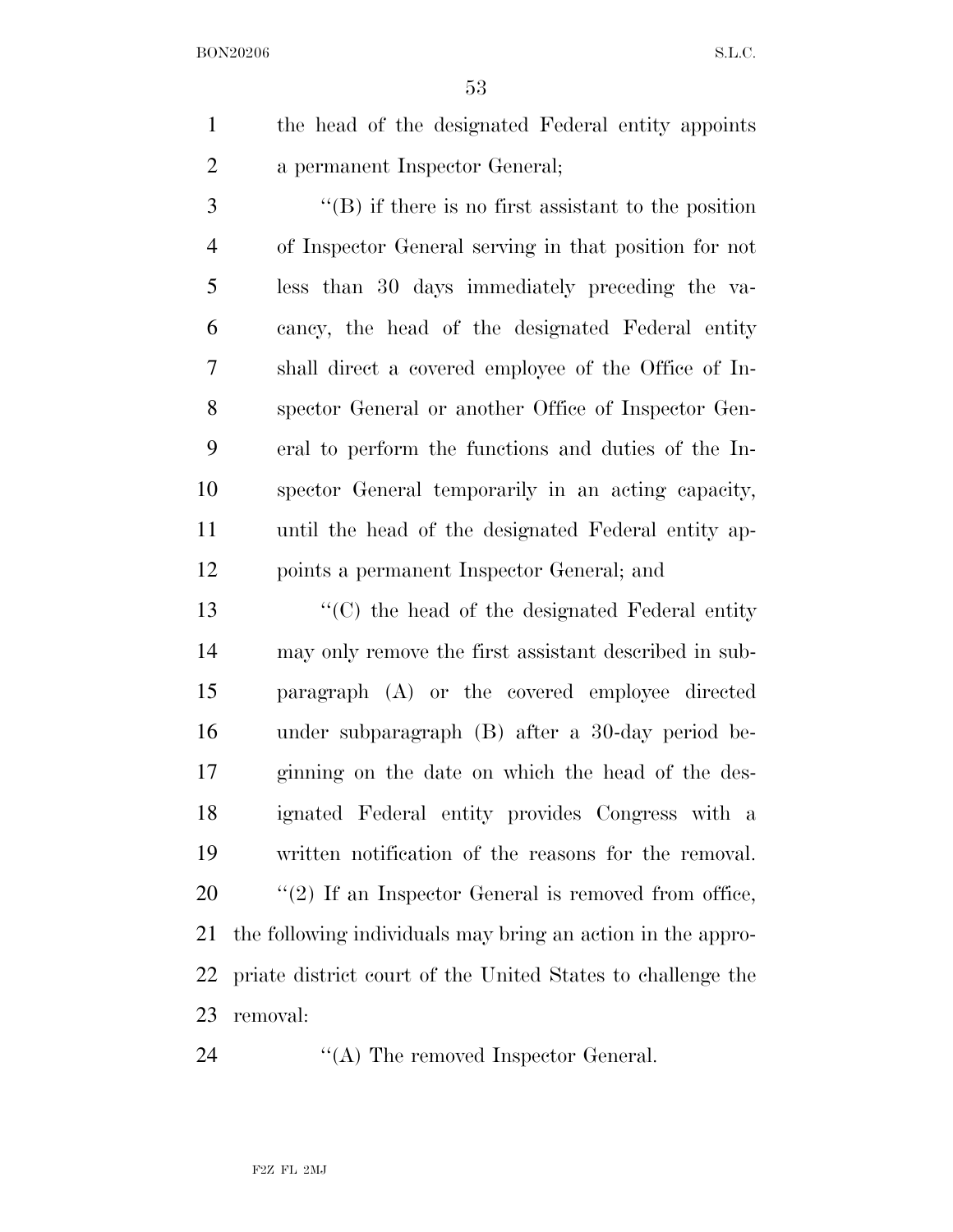the head of the designated Federal entity appoints a permanent Inspector General;

''(B) if there is no first assistant to the position of Inspector General serving in that position for not less than 30 days immediately preceding the vacancy, the head of the designated Federal entity shall direct a covered employee of the Office of Inspector General or another Office of Inspector General to perform the functions and duties of the Inspector General temporarily in an acting capacity, until the head of the designated Federal entity appoints a permanent Inspector General; and

''(C) the head of the designated Federal entity may only remove the first assistant described in subparagraph (A) or the covered employee directed under subparagraph (B) after a 30-day period beginning on the date on which the head of the designated Federal entity provides Congress with a written notification of the reasons for the removal.

''(2) If an Inspector General is removed from office, the following individuals may bring an action in the appropriate district court of the United States to challenge the removal:

''(A) The removed Inspector General.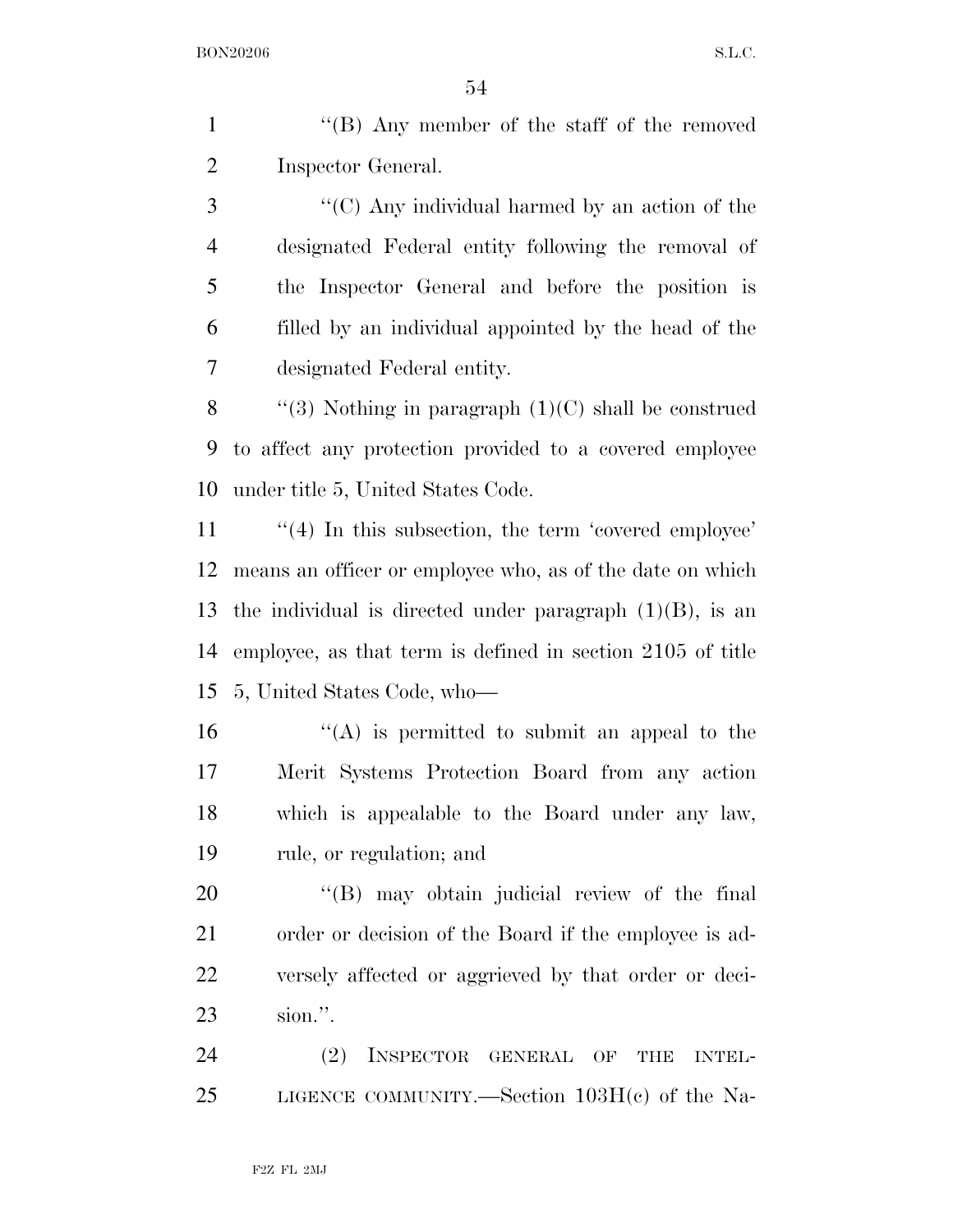''(B) Any member of the staff of the removed Inspector General.

''(C) Any individual harmed by an action of the designated Federal entity following the removal of the Inspector General and before the position is filled by an individual appointed by the head of the designated Federal entity.

''(3) Nothing in paragraph (1)(C) shall be construed to affect any protection provided to a covered employee under title 5, United States Code.

''(4) In this subsection, the term 'covered employee' means an officer or employee who, as of the date on which the individual is directed under paragraph (1)(B), is an employee, as that term is defined in section 2105 of title 5, United States Code, who—

''(A) is permitted to submit an appeal to the Merit Systems Protection Board from any action which is appealable to the Board under any law, rule, or regulation; and

''(B) may obtain judicial review of the final order or decision of the Board if the employee is adversely affected or aggrieved by that order or decision.''.

(2) INSPECTOR GENERAL OF THE INTELLIGENCE COMMUNITY.—Section 103H(c) of the Na-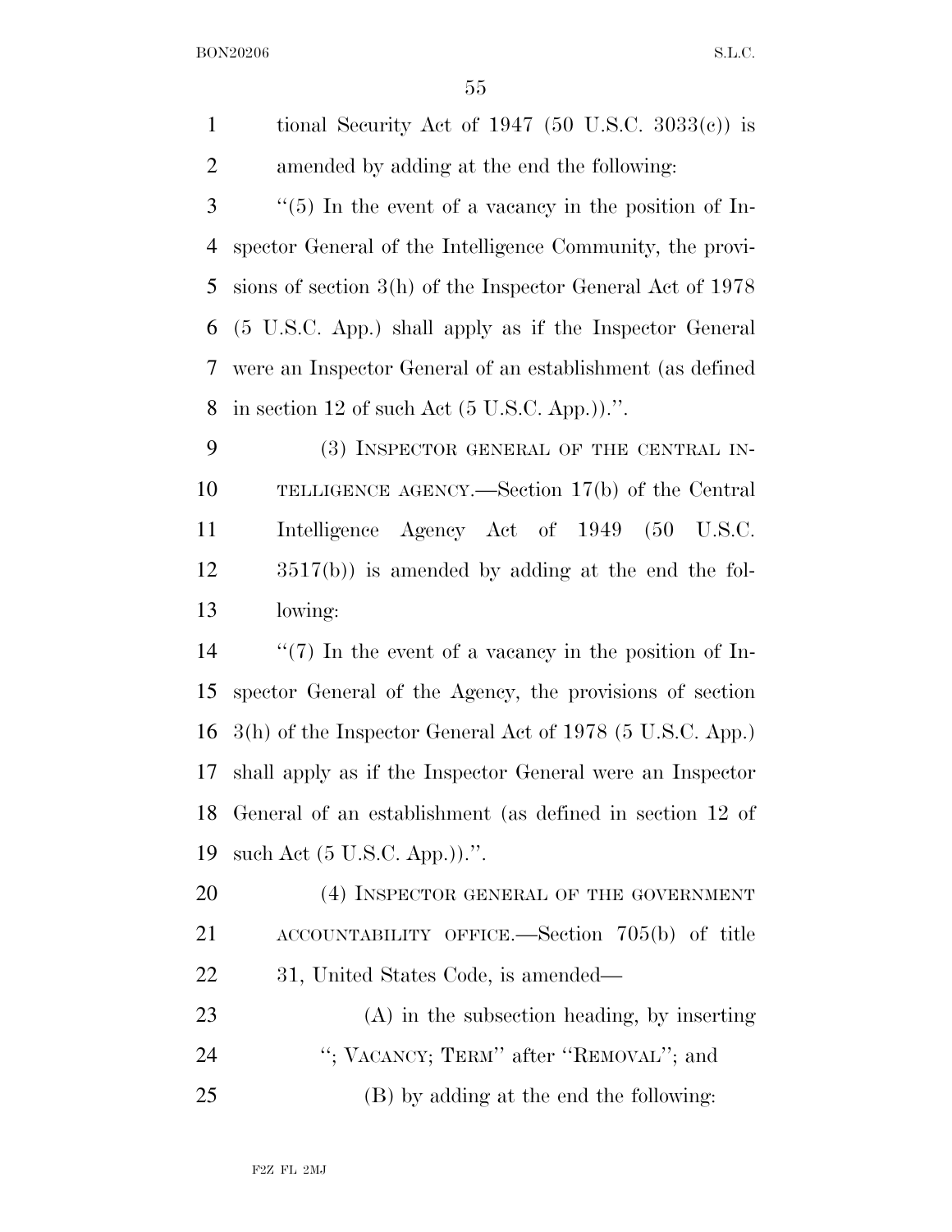tional Security Act of 1947 (50 U.S.C. 3033(c)) is amended by adding at the end the following:

"(5) In the event of a vacancy in the position of Inspector General of the Intelligence Community, the provisions of section 3(h) of the Inspector General Act of 1978 (5 U.S.C. App.) shall apply as if the Inspector General were an Inspector General of an establishment (as defined in section 12 of such Act (5 U.S.C. App.)).".

(3) INSPECTOR GENERAL OF THE CENTRAL INTELLIGENCE AGENCY.—Section 17(b) of the Central Intelligence Agency Act of 1949 (50 U.S.C. 3517(b)) is amended by adding at the end the following:

"(7) In the event of a vacancy in the position of Inspector General of the Agency, the provisions of section 3(h) of the Inspector General Act of 1978 (5 U.S.C. App.) shall apply as if the Inspector General were an Inspector General of an establishment (as defined in section 12 of such Act (5 U.S.C. App.)).".

(4) INSPECTOR GENERAL OF THE GOVERNMENT ACCOUNTABILITY OFFICE.—Section 705(b) of title 31, United States Code, is amended—

(A) in the subsection heading, by inserting "; VACANCY; TERM" after "REMOVAL"; and

(B) by adding at the end the following: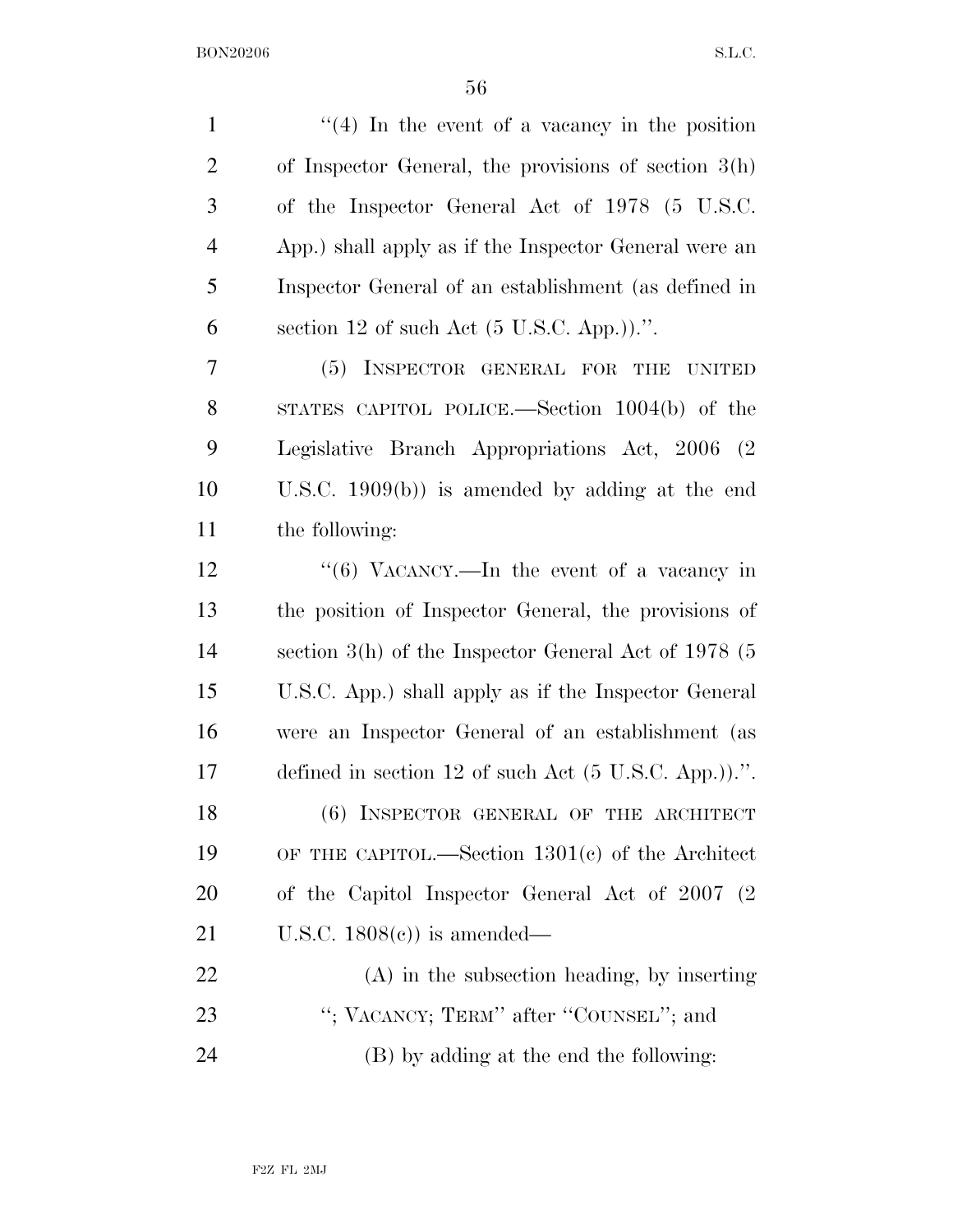"(4) In the event of a vacancy in the position of Inspector General, the provisions of section 3(h) of the Inspector General Act of 1978 (5 U.S.C. App.) shall apply as if the Inspector General were an Inspector General of an establishment (as defined in section 12 of such Act (5 U.S.C. App.)).".

(5) INSPECTOR GENERAL FOR THE UNITED STATES CAPITOL POLICE.—Section 1004(b) of the Legislative Branch Appropriations Act, 2006 (2 U.S.C. 1909(b)) is amended by adding at the end the following:

"(6) VACANCY.—In the event of a vacancy in the position of Inspector General, the provisions of section 3(h) of the Inspector General Act of 1978 (5 U.S.C. App.) shall apply as if the Inspector General were an Inspector General of an establishment (as defined in section 12 of such Act (5 U.S.C. App.)).".

(6) INSPECTOR GENERAL OF THE ARCHITECT OF THE CAPITOL.—Section 1301(c) of the Architect of the Capitol Inspector General Act of 2007 (2 U.S.C. 1808(c)) is amended—

(A) in the subsection heading, by inserting "; VACANCY; TERM" after "COUNSEL"; and

(B) by adding at the end the following: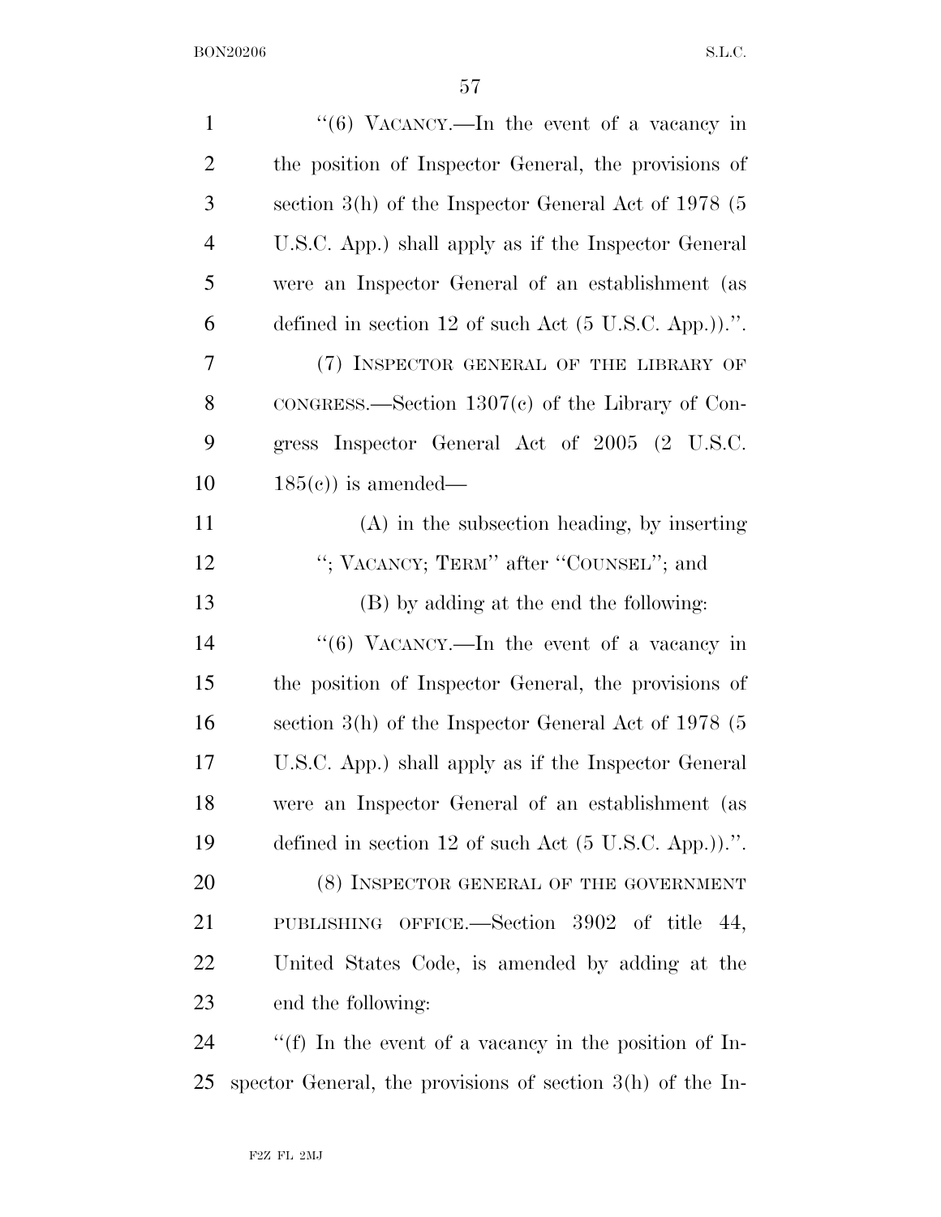''(6) VACANCY.—In the event of a vacancy in the position of Inspector General, the provisions of section 3(h) of the Inspector General Act of 1978 (5 U.S.C. App.) shall apply as if the Inspector General were an Inspector General of an establishment (as defined in section 12 of such Act (5 U.S.C. App.)).''.

(7) INSPECTOR GENERAL OF THE LIBRARY OF CONGRESS.—Section 1307(c) of the Library of Congress Inspector General Act of 2005 (2 U.S.C. 185(c)) is amended—

(A) in the subsection heading, by inserting ''; VACANCY; TERM'' after ''COUNSEL''; and

(B) by adding at the end the following:

''(6) VACANCY.—In the event of a vacancy in the position of Inspector General, the provisions of section 3(h) of the Inspector General Act of 1978 (5 U.S.C. App.) shall apply as if the Inspector General were an Inspector General of an establishment (as defined in section 12 of such Act (5 U.S.C. App.)).''.

(8) INSPECTOR GENERAL OF THE GOVERNMENT PUBLISHING OFFICE.—Section 3902 of title 44, United States Code, is amended by adding at the end the following:

''(f) In the event of a vacancy in the position of Inspector General, the provisions of section 3(h) of the In-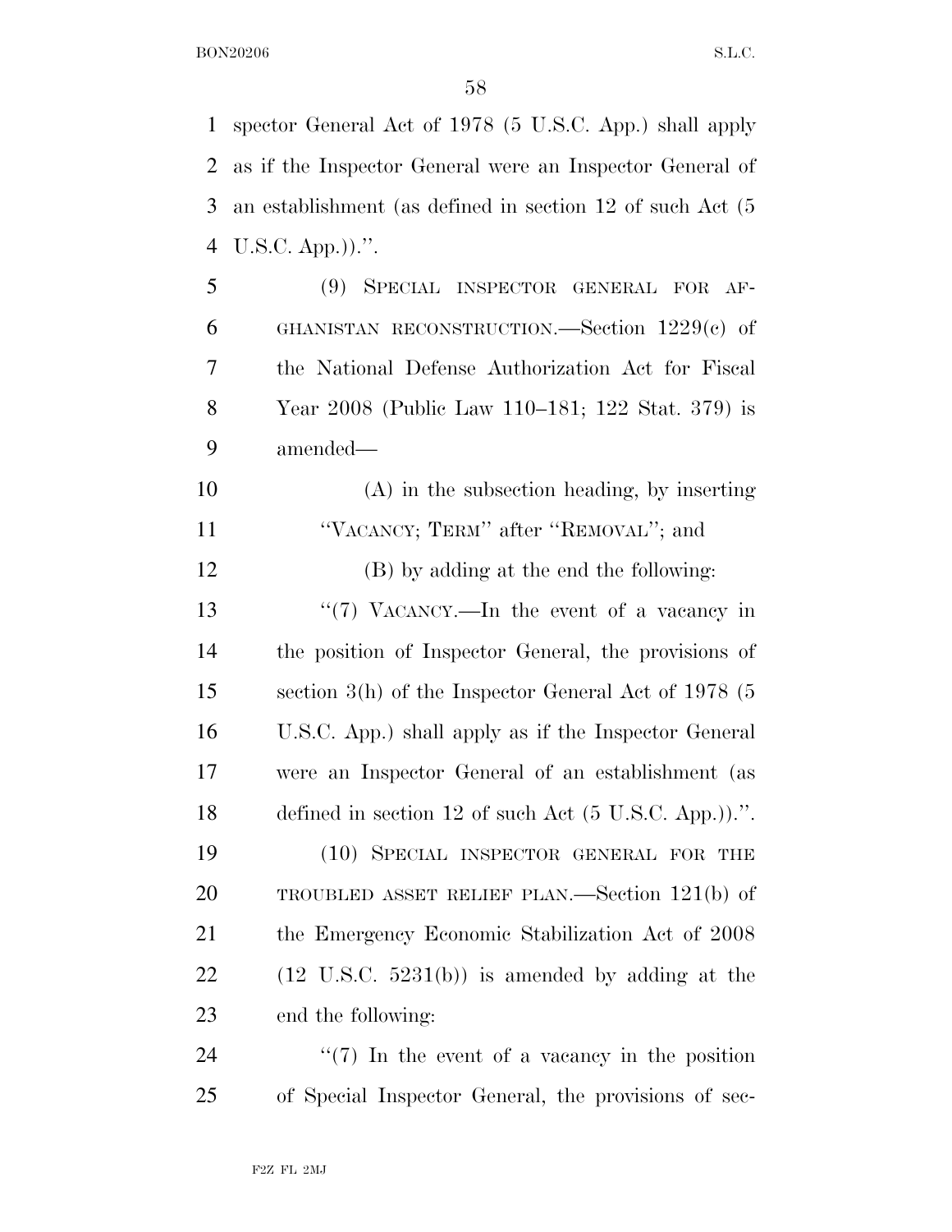spector General Act of 1978 (5 U.S.C. App.) shall apply as if the Inspector General were an Inspector General of an establishment (as defined in section 12 of such Act (5 U.S.C. App.)).''.

(9) SPECIAL INSPECTOR GENERAL FOR AFGHANISTAN RECONSTRUCTION.—Section 1229(c) of the National Defense Authorization Act for Fiscal Year 2008 (Public Law 110–181; 122 Stat. 379) is amended—

(A) in the subsection heading, by inserting ''VACANCY; TERM'' after ''REMOVAL''; and

(B) by adding at the end the following:

''(7) VACANCY.—In the event of a vacancy in the position of Inspector General, the provisions of section 3(h) of the Inspector General Act of 1978 (5 U.S.C. App.) shall apply as if the Inspector General were an Inspector General of an establishment (as defined in section 12 of such Act (5 U.S.C. App.)).''.

(10) SPECIAL INSPECTOR GENERAL FOR THE TROUBLED ASSET RELIEF PLAN.—Section 121(b) of the Emergency Economic Stabilization Act of 2008 (12 U.S.C. 5231(b)) is amended by adding at the end the following:

''(7) In the event of a vacancy in the position of Special Inspector General, the provisions of sec-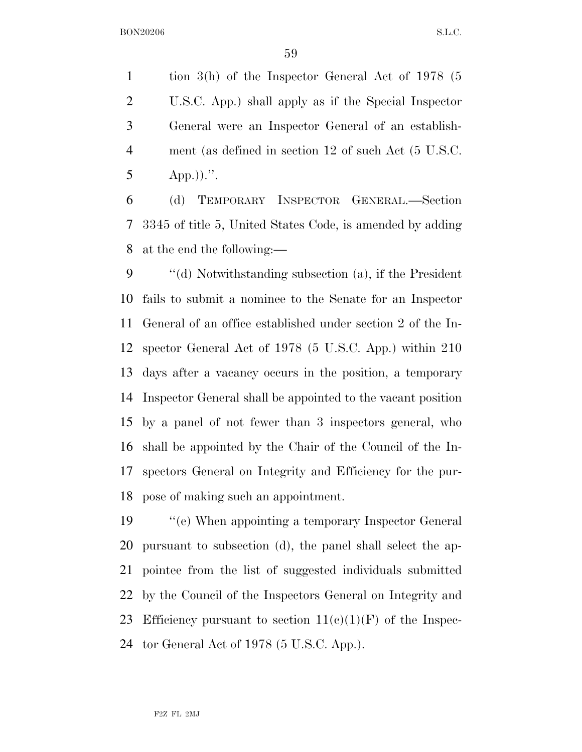tion 3(h) of the Inspector General Act of 1978 (5 U.S.C. App.) shall apply as if the Special Inspector General were an Inspector General of an establishment (as defined in section 12 of such Act (5 U.S.C. App.)).''.

(d) TEMPORARY INSPECTOR GENERAL.—Section 3345 of title 5, United States Code, is amended by adding at the end the following:—

''(d) Notwithstanding subsection (a), if the President fails to submit a nominee to the Senate for an Inspector General of an office established under section 2 of the Inspector General Act of 1978 (5 U.S.C. App.) within 210 days after a vacancy occurs in the position, a temporary Inspector General shall be appointed to the vacant position by a panel of not fewer than 3 inspectors general, who shall be appointed by the Chair of the Council of the Inspectors General on Integrity and Efficiency for the purpose of making such an appointment.

''(e) When appointing a temporary Inspector General pursuant to subsection (d), the panel shall select the appointee from the list of suggested individuals submitted by the Council of the Inspectors General on Integrity and Efficiency pursuant to section 11(c)(1)(F) of the Inspector General Act of 1978 (5 U.S.C. App.).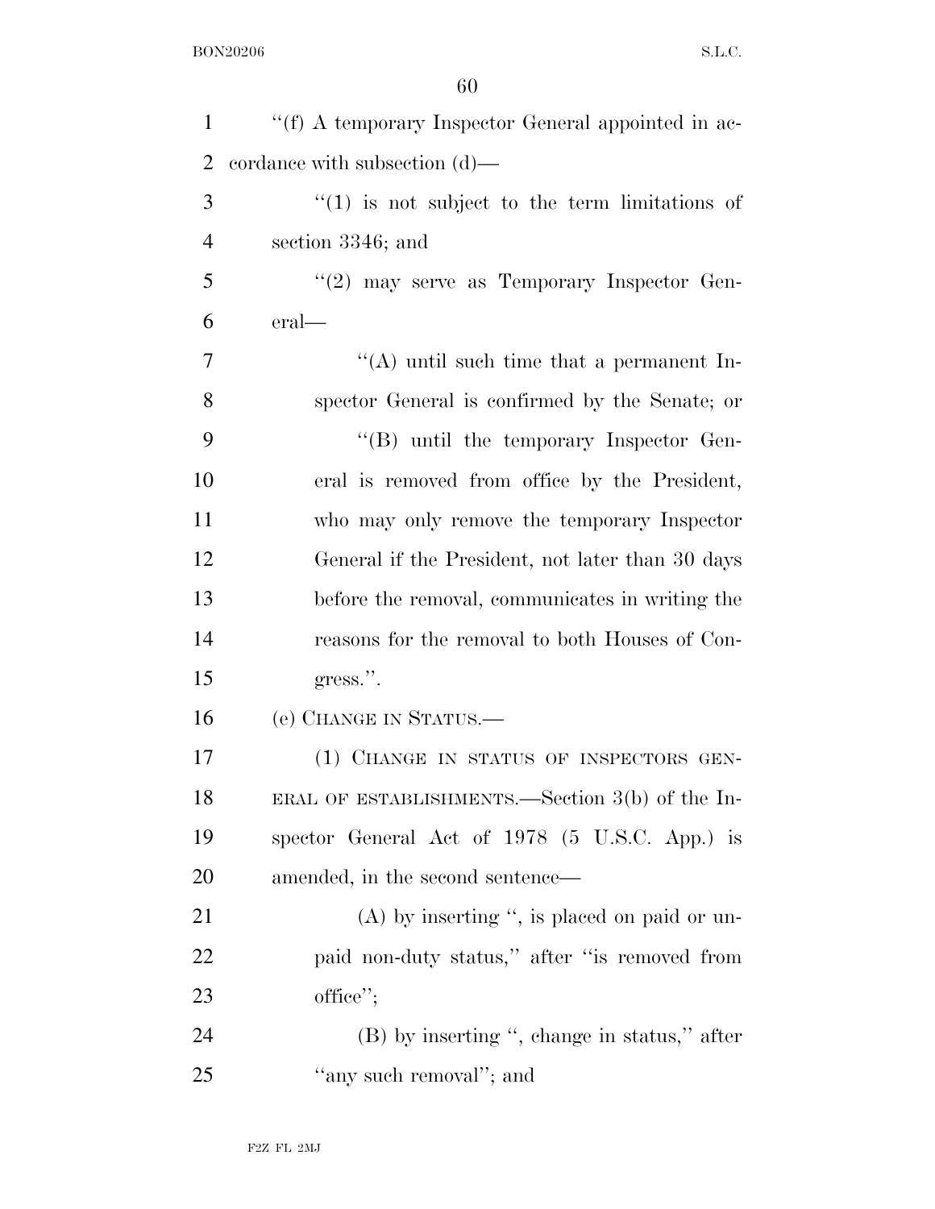''(f) A temporary Inspector General appointed in accordance with subsection (d)—

''(1) is not subject to the term limitations of section 3346; and

''(2) may serve as Temporary Inspector General—

''(A) until such time that a permanent Inspector General is confirmed by the Senate; or

''(B) until the temporary Inspector General is removed from office by the President, who may only remove the temporary Inspector General if the President, not later than 30 days before the removal, communicates in writing the reasons for the removal to both Houses of Congress.''.

(e) CHANGE IN STATUS.—

(1) CHANGE IN STATUS OF INSPECTORS GENERAL OF ESTABLISHMENTS.—Section 3(b) of the Inspector General Act of 1978 (5 U.S.C. App.) is amended, in the second sentence—

(A) by inserting '', is placed on paid or unpaid non-duty status,'' after ''is removed from office'';

(B) by inserting '', change in status,'' after ''any such removal''; and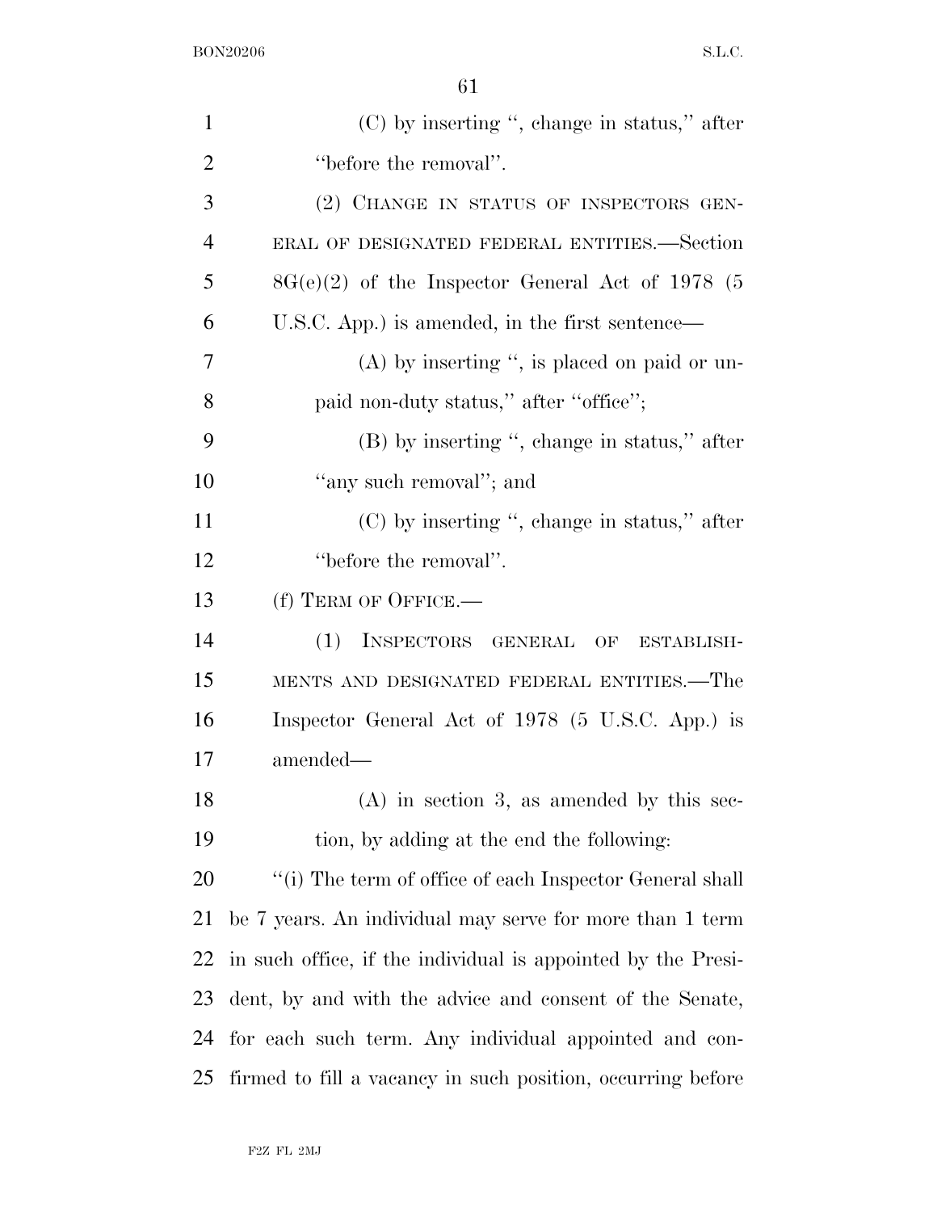(C) by inserting '', change in status,'' after ''before the removal''.

(2) CHANGE IN STATUS OF INSPECTORS GENERAL OF DESIGNATED FEDERAL ENTITIES.—Section 8G(e)(2) of the Inspector General Act of 1978 (5 U.S.C. App.) is amended, in the first sentence—

(A) by inserting '', is placed on paid or unpaid non-duty status,'' after ''office'';

(B) by inserting '', change in status,'' after ''any such removal''; and

(C) by inserting '', change in status,'' after ''before the removal''.

(f) TERM OF OFFICE.—

(1) INSPECTORS GENERAL OF ESTABLISHMENTS AND DESIGNATED FEDERAL ENTITIES.—The Inspector General Act of 1978 (5 U.S.C. App.) is amended—

(A) in section 3, as amended by this section, by adding at the end the following:

''(i) The term of office of each Inspector General shall be 7 years. An individual may serve for more than 1 term in such office, if the individual is appointed by the President, by and with the advice and consent of the Senate, for each such term. Any individual appointed and confirmed to fill a vacancy in such position, occurring before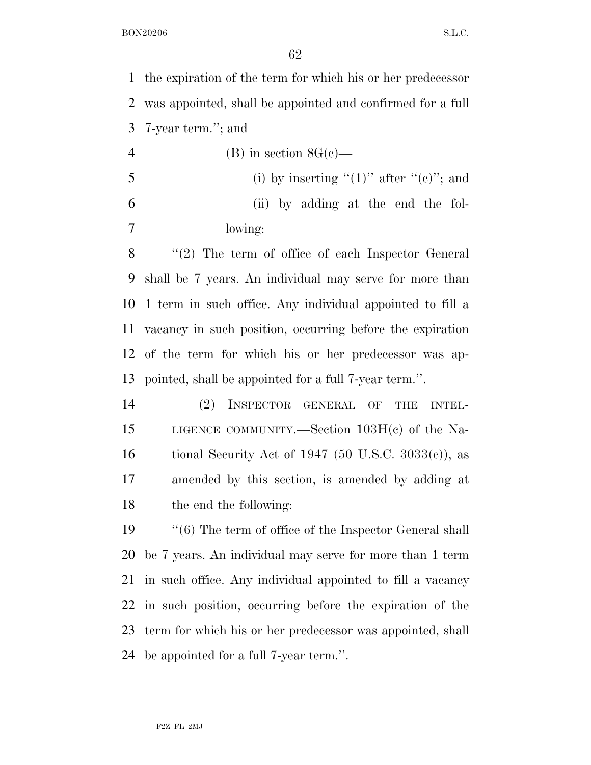the expiration of the term for which his or her predecessor was appointed, shall be appointed and confirmed for a full 7-year term.''; and

(B) in section 8G(c)—

(i) by inserting ''(1)'' after ''(c)''; and

(ii) by adding at the end the following:

''(2) The term of office of each Inspector General shall be 7 years. An individual may serve for more than 1 term in such office. Any individual appointed to fill a vacancy in such position, occurring before the expiration of the term for which his or her predecessor was appointed, shall be appointed for a full 7-year term.''.

(2) INSPECTOR GENERAL OF THE INTELLIGENCE COMMUNITY.—Section 103H(c) of the National Security Act of 1947 (50 U.S.C. 3033(c)), as amended by this section, is amended by adding at the end the following:

''(6) The term of office of the Inspector General shall be 7 years. An individual may serve for more than 1 term in such office. Any individual appointed to fill a vacancy in such position, occurring before the expiration of the term for which his or her predecessor was appointed, shall be appointed for a full 7-year term.''.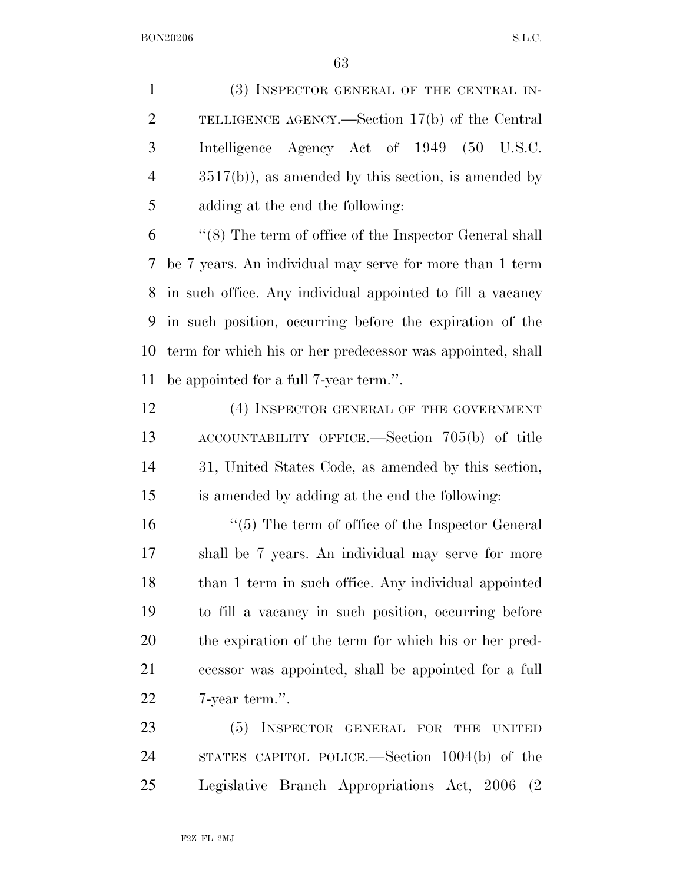(3) INSPECTOR GENERAL OF THE CENTRAL INTELLIGENCE AGENCY.—Section 17(b) of the Central Intelligence Agency Act of 1949 (50 U.S.C. 3517(b)), as amended by this section, is amended by adding at the end the following:

"(8) The term of office of the Inspector General shall be 7 years. An individual may serve for more than 1 term in such office. Any individual appointed to fill a vacancy in such position, occurring before the expiration of the term for which his or her predecessor was appointed, shall be appointed for a full 7-year term.".

(4) INSPECTOR GENERAL OF THE GOVERNMENT ACCOUNTABILITY OFFICE.—Section 705(b) of title 31, United States Code, as amended by this section, is amended by adding at the end the following:

"(5) The term of office of the Inspector General shall be 7 years. An individual may serve for more than 1 term in such office. Any individual appointed to fill a vacancy in such position, occurring before the expiration of the term for which his or her predecessor was appointed, shall be appointed for a full 7-year term.".

(5) INSPECTOR GENERAL FOR THE UNITED STATES CAPITOL POLICE.—Section 1004(b) of the Legislative Branch Appropriations Act, 2006 (2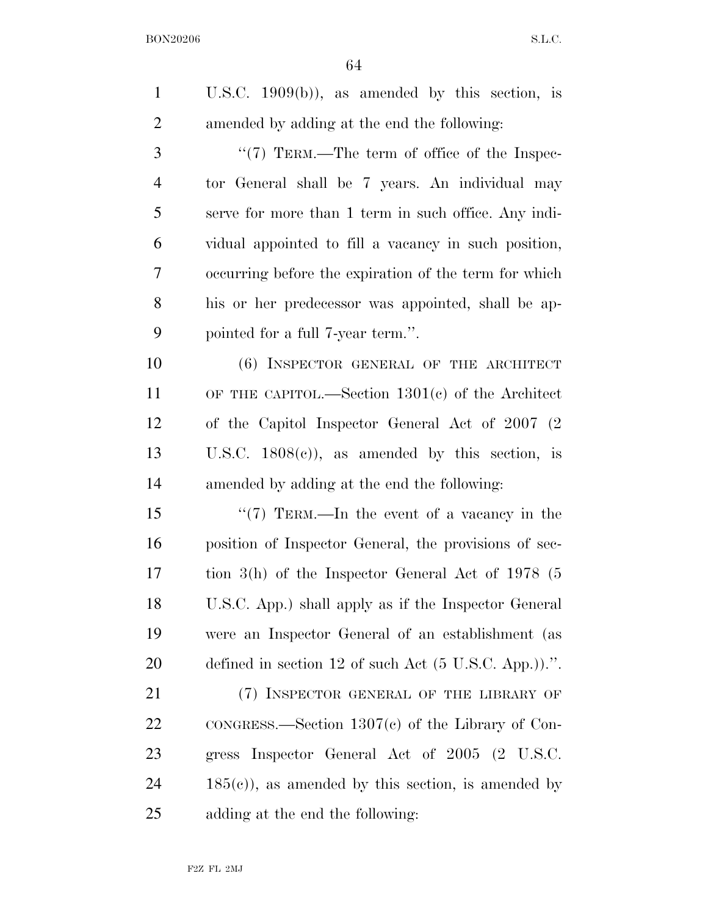U.S.C. 1909(b)), as amended by this section, is amended by adding at the end the following:

"(7) TERM.—The term of office of the Inspector General shall be 7 years. An individual may serve for more than 1 term in such office. Any individual appointed to fill a vacancy in such position, occurring before the expiration of the term for which his or her predecessor was appointed, shall be appointed for a full 7-year term.".

(6) INSPECTOR GENERAL OF THE ARCHITECT OF THE CAPITOL.—Section 1301(c) of the Architect of the Capitol Inspector General Act of 2007 (2 U.S.C. 1808(c)), as amended by this section, is amended by adding at the end the following:

"(7) TERM.—In the event of a vacancy in the position of Inspector General, the provisions of section 3(h) of the Inspector General Act of 1978 (5 U.S.C. App.) shall apply as if the Inspector General were an Inspector General of an establishment (as defined in section 12 of such Act (5 U.S.C. App.)).".

(7) INSPECTOR GENERAL OF THE LIBRARY OF CONGRESS.—Section 1307(c) of the Library of Congress Inspector General Act of 2005 (2 U.S.C. 185(c)), as amended by this section, is amended by adding at the end the following: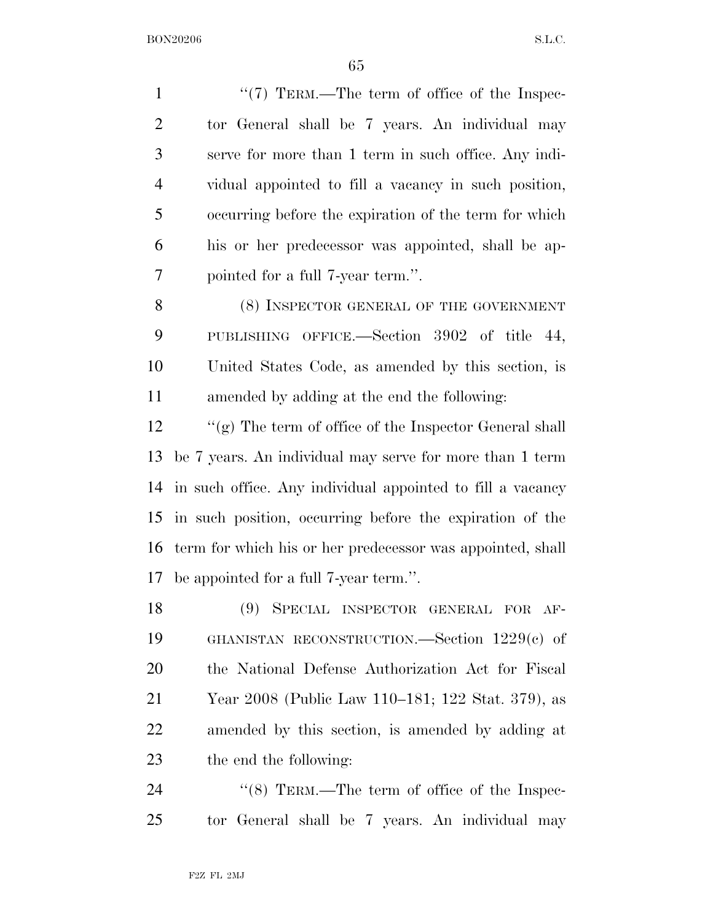"(7) TERM.—The term of office of the Inspector General shall be 7 years. An individual may serve for more than 1 term in such office. Any individual appointed to fill a vacancy in such position, occurring before the expiration of the term for which his or her predecessor was appointed, shall be appointed for a full 7-year term.".

(8) INSPECTOR GENERAL OF THE GOVERNMENT PUBLISHING OFFICE.—Section 3902 of title 44, United States Code, as amended by this section, is amended by adding at the end the following:

"(g) The term of office of the Inspector General shall be 7 years. An individual may serve for more than 1 term in such office. Any individual appointed to fill a vacancy in such position, occurring before the expiration of the term for which his or her predecessor was appointed, shall be appointed for a full 7-year term.".

(9) SPECIAL INSPECTOR GENERAL FOR AFGHANISTAN RECONSTRUCTION.—Section 1229(c) of the National Defense Authorization Act for Fiscal Year 2008 (Public Law 110–181; 122 Stat. 379), as amended by this section, is amended by adding at the end the following:

"(8) TERM.—The term of office of the Inspector General shall be 7 years. An individual may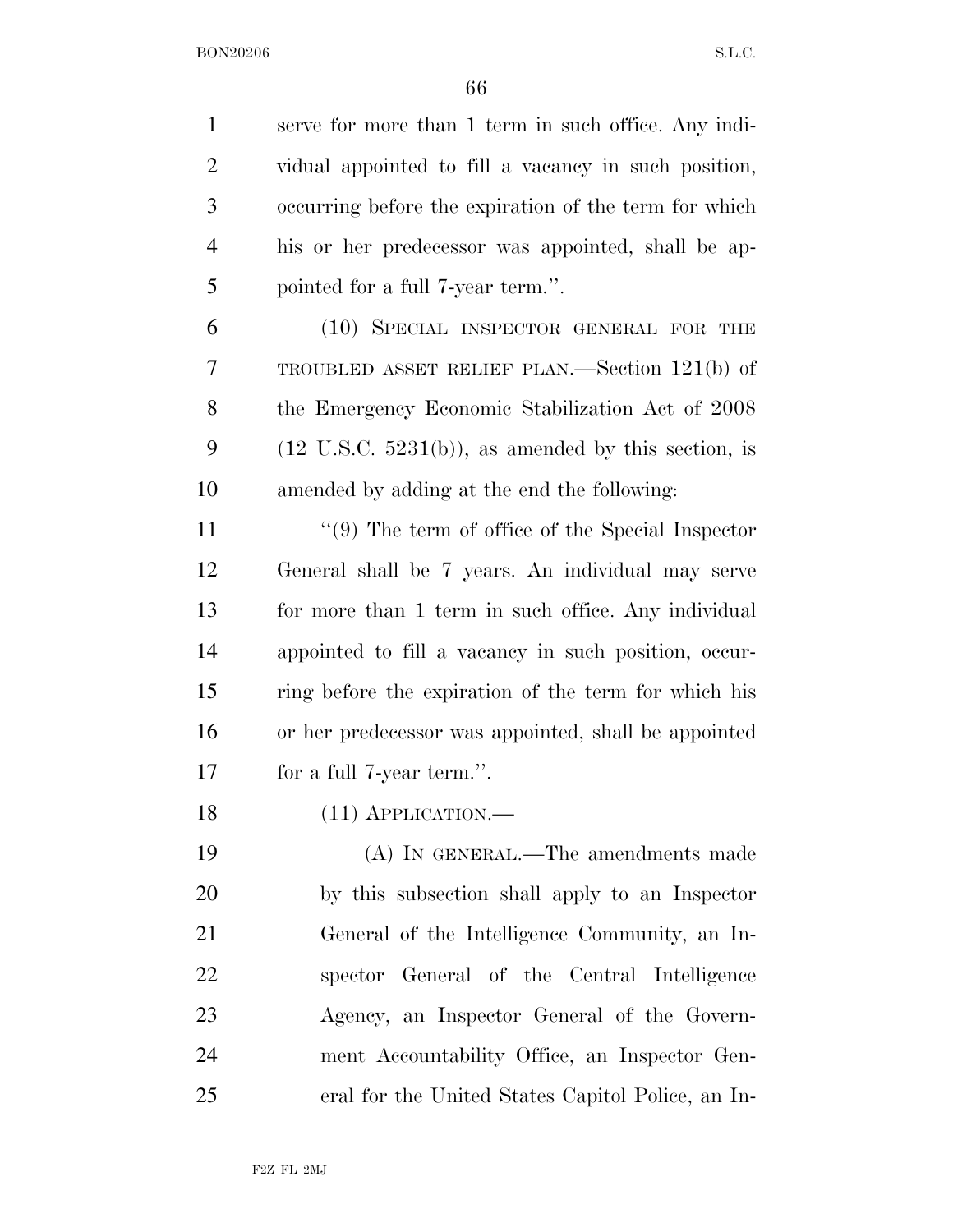serve for more than 1 term in such office. Any individual appointed to fill a vacancy in such position, occurring before the expiration of the term for which his or her predecessor was appointed, shall be appointed for a full 7-year term.''.

(10) SPECIAL INSPECTOR GENERAL FOR THE TROUBLED ASSET RELIEF PLAN.—Section 121(b) of the Emergency Economic Stabilization Act of 2008 (12 U.S.C. 5231(b)), as amended by this section, is amended by adding at the end the following:

''(9) The term of office of the Special Inspector General shall be 7 years. An individual may serve for more than 1 term in such office. Any individual appointed to fill a vacancy in such position, occurring before the expiration of the term for which his or her predecessor was appointed, shall be appointed for a full 7-year term.''.

(11) APPLICATION.—

(A) IN GENERAL.—The amendments made by this subsection shall apply to an Inspector General of the Intelligence Community, an Inspector General of the Central Intelligence Agency, an Inspector General of the Government Accountability Office, an Inspector General for the United States Capitol Police, an In-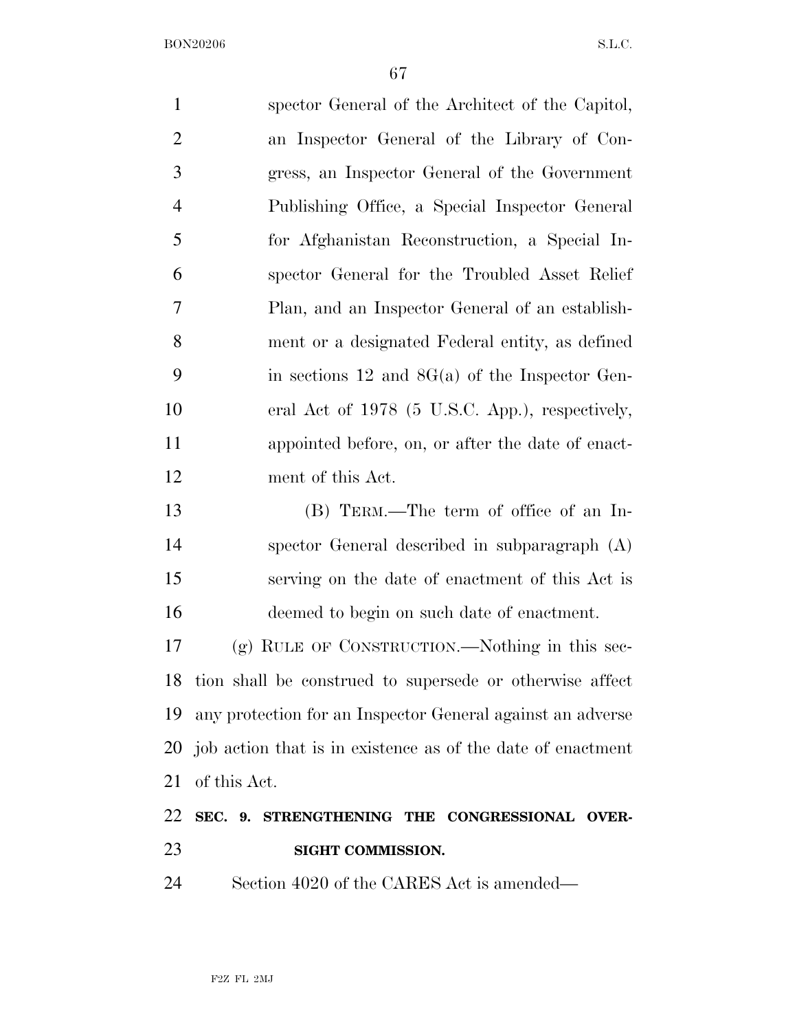spector General of the Architect of the Capitol, an Inspector General of the Library of Congress, an Inspector General of the Government Publishing Office, a Special Inspector General for Afghanistan Reconstruction, a Special Inspector General for the Troubled Asset Relief Plan, and an Inspector General of an establishment or a designated Federal entity, as defined in sections 12 and 8G(a) of the Inspector General Act of 1978 (5 U.S.C. App.), respectively, appointed before, on, or after the date of enactment of this Act.

(B) TERM.—The term of office of an Inspector General described in subparagraph (A) serving on the date of enactment of this Act is deemed to begin on such date of enactment.

(g) RULE OF CONSTRUCTION.—Nothing in this section shall be construed to supersede or otherwise affect any protection for an Inspector General against an adverse job action that is in existence as of the date of enactment of this Act.

**SEC. 9. STRENGTHENING THE CONGRESSIONAL OVERSIGHT COMMISSION.**

Section 4020 of the CARES Act is amended—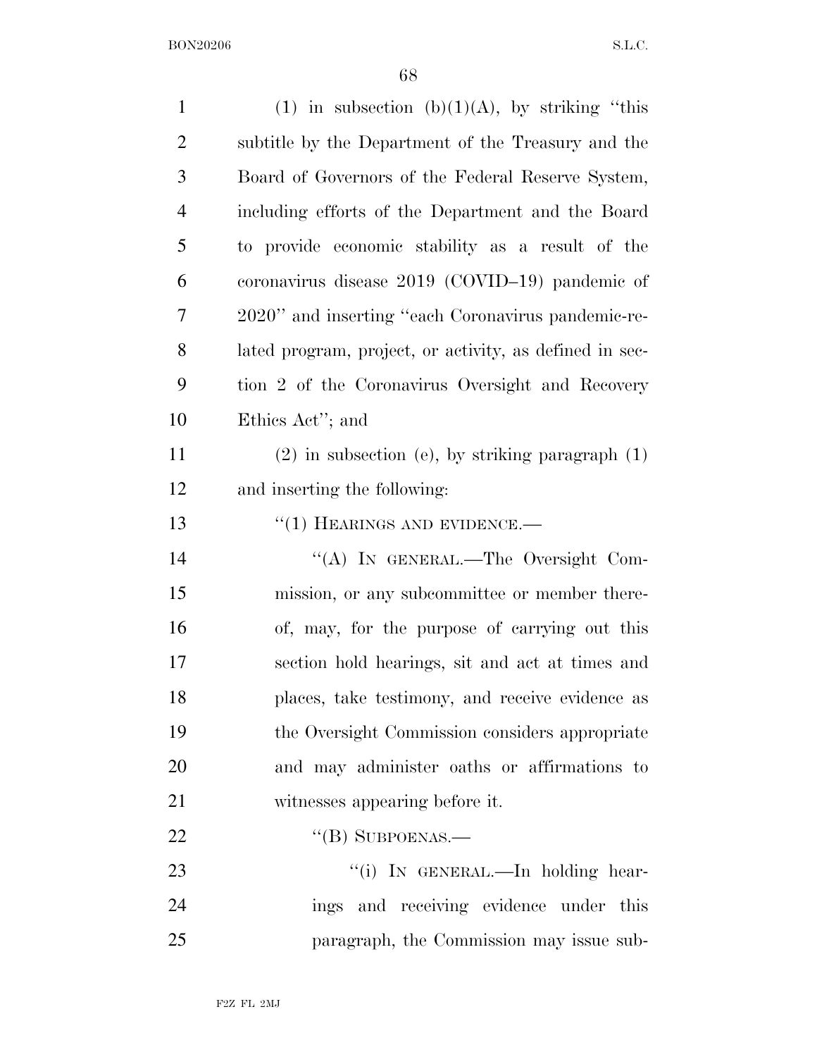(1) in subsection (b)(1)(A), by striking ''this subtitle by the Department of the Treasury and the Board of Governors of the Federal Reserve System, including efforts of the Department and the Board to provide economic stability as a result of the coronavirus disease 2019 (COVID–19) pandemic of 2020'' and inserting ''each Coronavirus pandemic-related program, project, or activity, as defined in section 2 of the Coronavirus Oversight and Recovery Ethics Act''; and

(2) in subsection (e), by striking paragraph (1) and inserting the following:

''(1) HEARINGS AND EVIDENCE.—

''(A) IN GENERAL.—The Oversight Commission, or any subcommittee or member thereof, may, for the purpose of carrying out this section hold hearings, sit and act at times and places, take testimony, and receive evidence as the Oversight Commission considers appropriate and may administer oaths or affirmations to witnesses appearing before it.

''(B) SUBPOENAS.—

''(i) IN GENERAL.—In holding hearings and receiving evidence under this paragraph, the Commission may issue sub-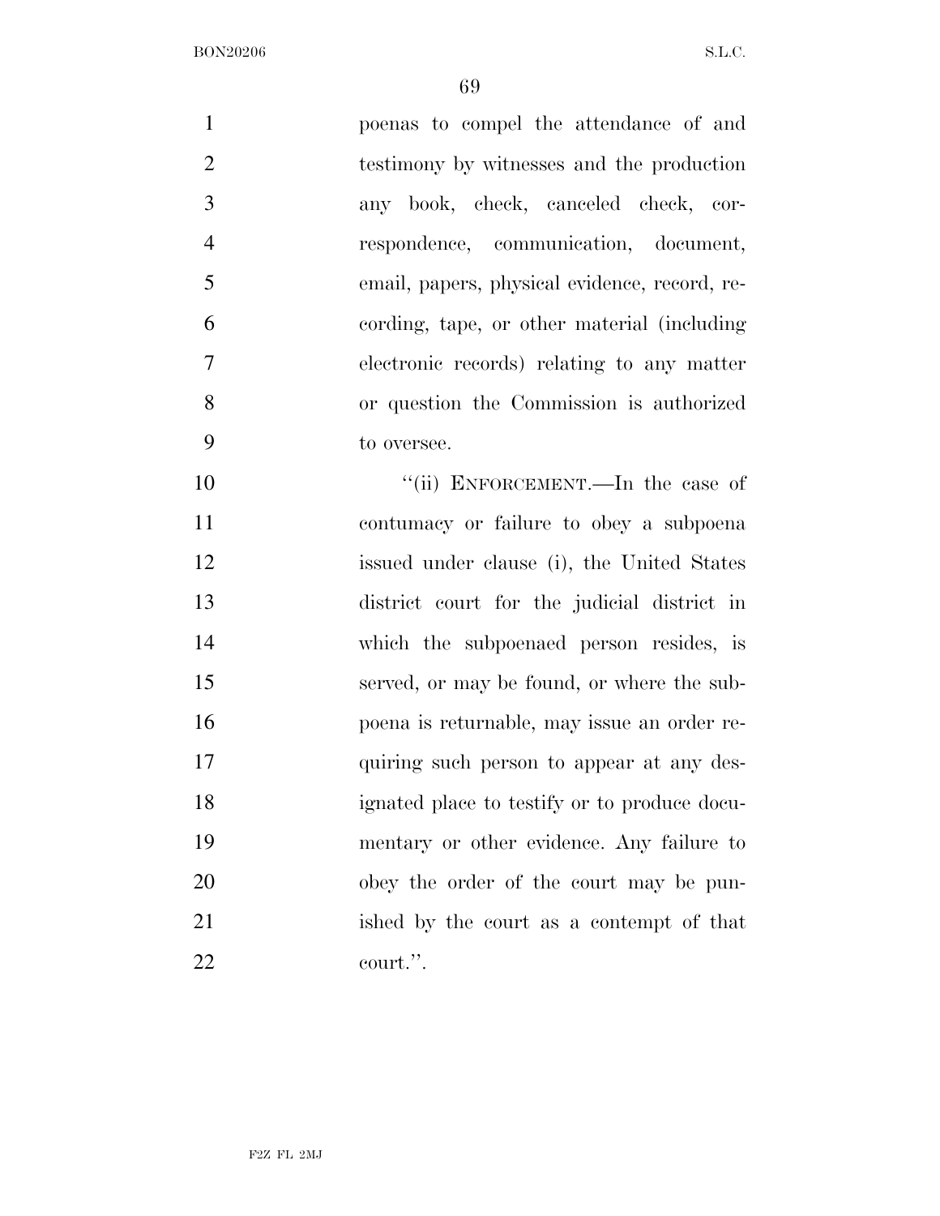poenas to compel the attendance of and testimony by witnesses and the production any book, check, canceled check, correspondence, communication, document, email, papers, physical evidence, record, recording, tape, or other material (including electronic records) relating to any matter or question the Commission is authorized to oversee.

"(ii) ENFORCEMENT.—In the case of contumacy or failure to obey a subpoena issued under clause (i), the United States district court for the judicial district in which the subpoenaed person resides, is served, or may be found, or where the subpoena is returnable, may issue an order requiring such person to appear at any designated place to testify or to produce documentary or other evidence. Any failure to obey the order of the court may be punished by the court as a contempt of that court.".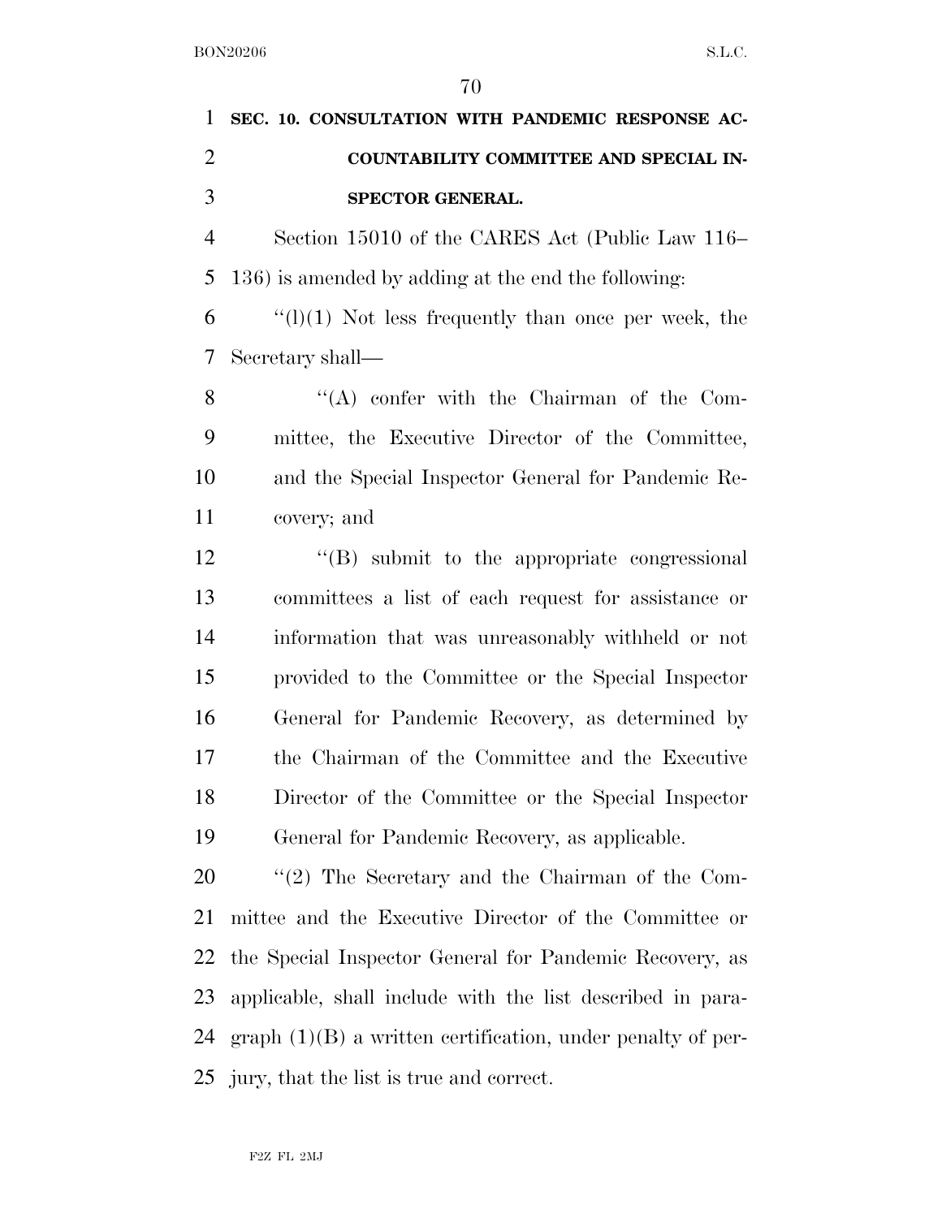**SEC. 10. CONSULTATION WITH PANDEMIC RESPONSE ACCOUNTABILITY COMMITTEE AND SPECIAL INSPECTOR GENERAL.**

Section 15010 of the CARES Act (Public Law 116–136) is amended by adding at the end the following:

"(l)(1) Not less frequently than once per week, the Secretary shall—

"(A) confer with the Chairman of the Committee, the Executive Director of the Committee, and the Special Inspector General for Pandemic Recovery; and

"(B) submit to the appropriate congressional committees a list of each request for assistance or information that was unreasonably withheld or not provided to the Committee or the Special Inspector General for Pandemic Recovery, as determined by the Chairman of the Committee and the Executive Director of the Committee or the Special Inspector General for Pandemic Recovery, as applicable.

"(2) The Secretary and the Chairman of the Committee and the Executive Director of the Committee or the Special Inspector General for Pandemic Recovery, as applicable, shall include with the list described in paragraph (1)(B) a written certification, under penalty of perjury, that the list is true and correct.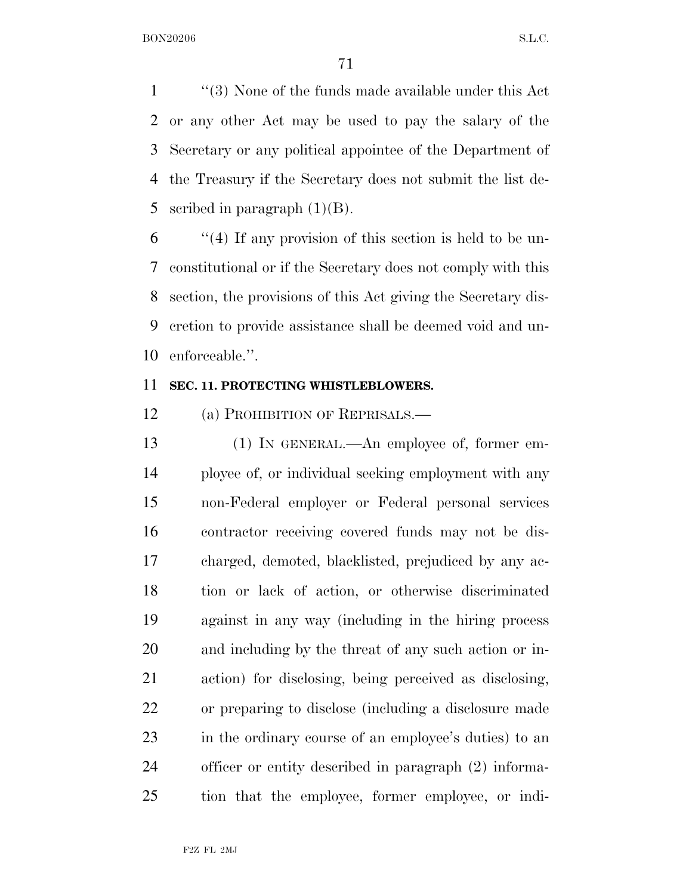"(3) None of the funds made available under this Act or any other Act may be used to pay the salary of the Secretary or any political appointee of the Department of the Treasury if the Secretary does not submit the list described in paragraph (1)(B).

"(4) If any provision of this section is held to be unconstitutional or if the Secretary does not comply with this section, the provisions of this Act giving the Secretary discretion to provide assistance shall be deemed void and unenforceable.".

**SEC. 11. PROTECTING WHISTLEBLOWERS.**

(a) PROHIBITION OF REPRISALS.—

(1) IN GENERAL.—An employee of, former employee of, or individual seeking employment with any non-Federal employer or Federal personal services contractor receiving covered funds may not be discharged, demoted, blacklisted, prejudiced by any action or lack of action, or otherwise discriminated against in any way (including in the hiring process and including by the threat of any such action or inaction) for disclosing, being perceived as disclosing, or preparing to disclose (including a disclosure made in the ordinary course of an employee's duties) to an officer or entity described in paragraph (2) information that the employee, former employee, or indi-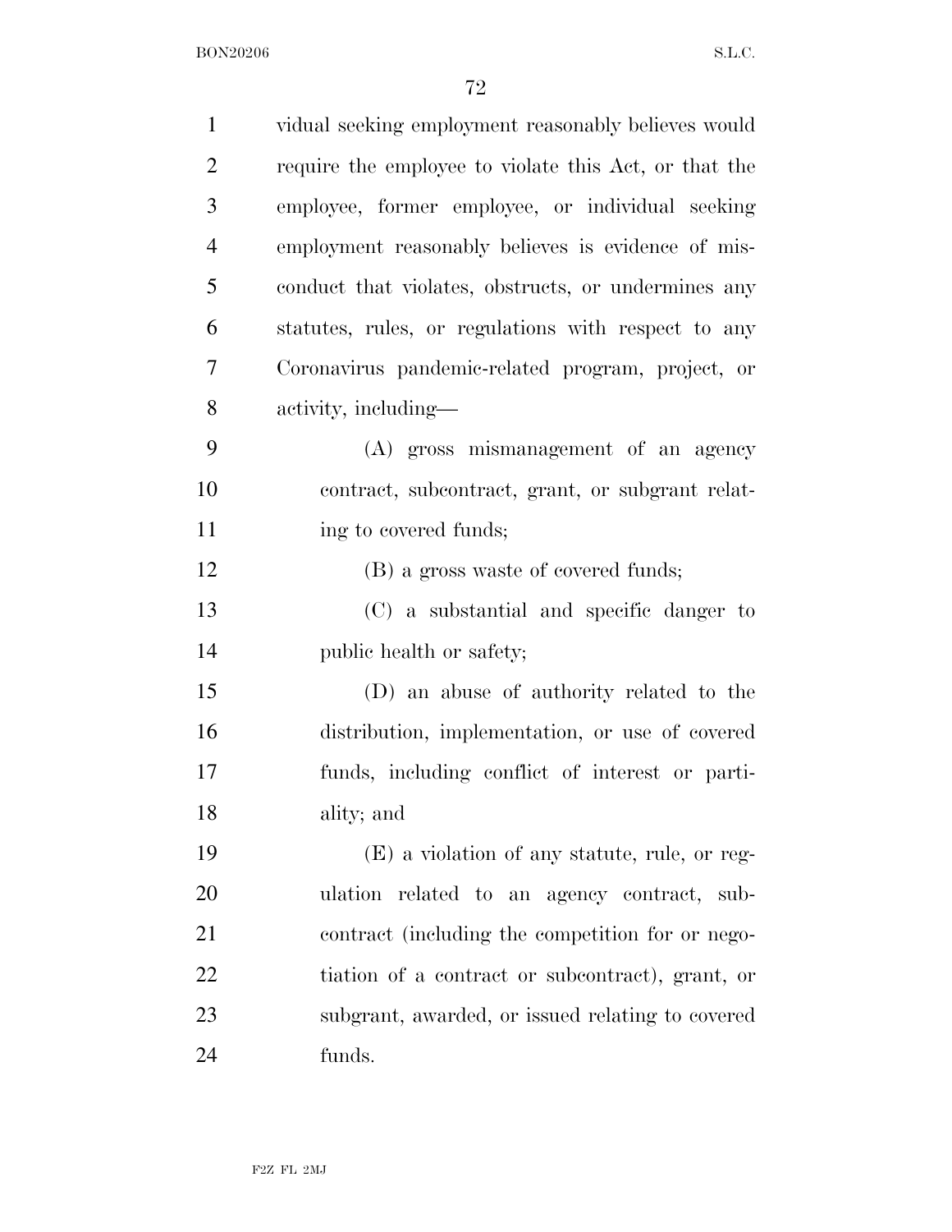vidual seeking employment reasonably believes would require the employee to violate this Act, or that the employee, former employee, or individual seeking employment reasonably believes is evidence of misconduct that violates, obstructs, or undermines any statutes, rules, or regulations with respect to any Coronavirus pandemic-related program, project, or activity, including—

(A) gross mismanagement of an agency contract, subcontract, grant, or subgrant relating to covered funds;

(B) a gross waste of covered funds;

(C) a substantial and specific danger to public health or safety;

(D) an abuse of authority related to the distribution, implementation, or use of covered funds, including conflict of interest or partiality; and

(E) a violation of any statute, rule, or regulation related to an agency contract, subcontract (including the competition for or negotiation of a contract or subcontract), grant, or subgrant, awarded, or issued relating to covered funds.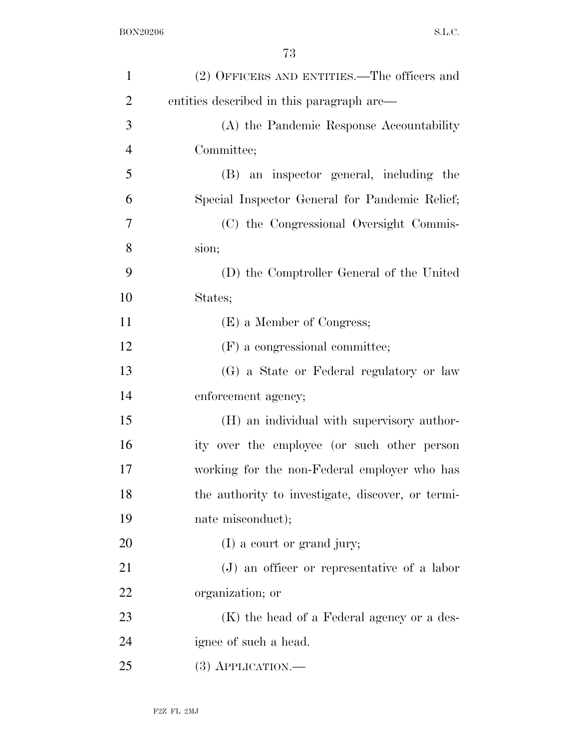(2) OFFICERS AND ENTITIES.—The officers and entities described in this paragraph are—

(A) the Pandemic Response Accountability Committee;

(B) an inspector general, including the Special Inspector General for Pandemic Relief;

(C) the Congressional Oversight Commission;

(D) the Comptroller General of the United States;

(E) a Member of Congress;

(F) a congressional committee;

(G) a State or Federal regulatory or law enforcement agency;

(H) an individual with supervisory authority over the employee (or such other person working for the non-Federal employer who has the authority to investigate, discover, or terminate misconduct);

(I) a court or grand jury;

(J) an officer or representative of a labor organization; or

(K) the head of a Federal agency or a designee of such a head.

(3) APPLICATION.—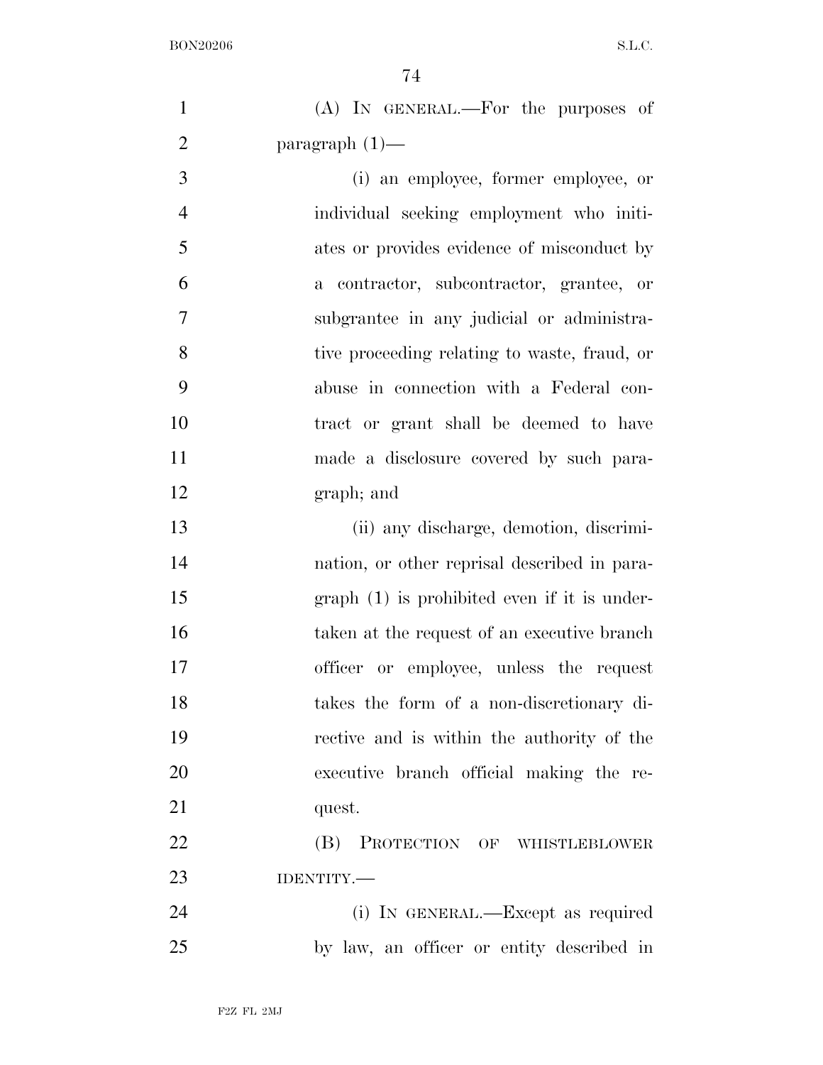(A) IN GENERAL.—For the purposes of paragraph (1)—

(i) an employee, former employee, or individual seeking employment who initiates or provides evidence of misconduct by a contractor, subcontractor, grantee, or subgrantee in any judicial or administrative proceeding relating to waste, fraud, or abuse in connection with a Federal contract or grant shall be deemed to have made a disclosure covered by such paragraph; and

(ii) any discharge, demotion, discrimination, or other reprisal described in paragraph (1) is prohibited even if it is undertaken at the request of an executive branch officer or employee, unless the request takes the form of a non-discretionary directive and is within the authority of the executive branch official making the request.

(B) PROTECTION OF WHISTLEBLOWER IDENTITY.—

(i) IN GENERAL.—Except as required by law, an officer or entity described in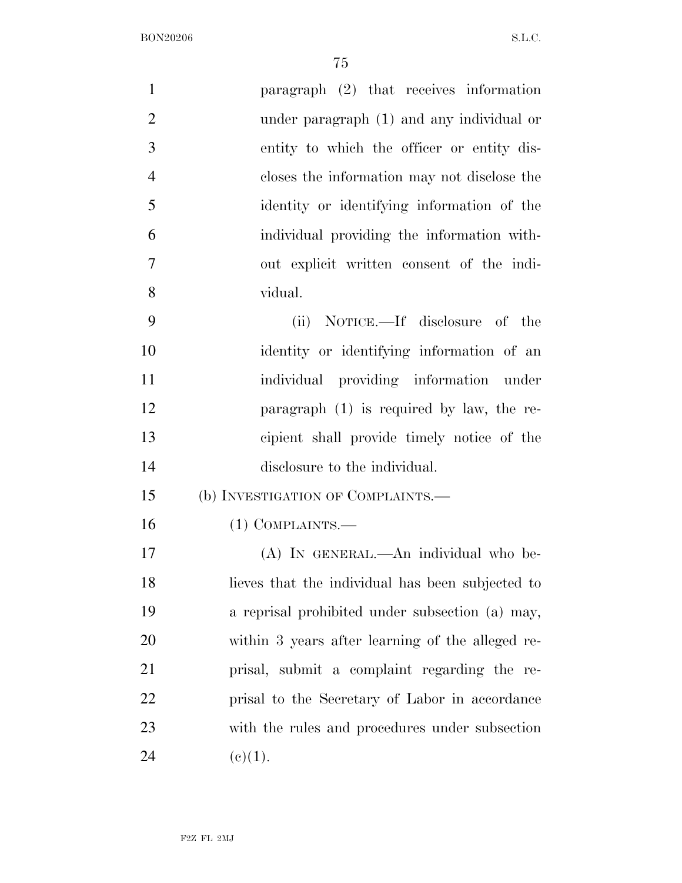paragraph (2) that receives information under paragraph (1) and any individual or entity to which the officer or entity discloses the information may not disclose the identity or identifying information of the individual providing the information without explicit written consent of the individual.

(ii) NOTICE.—If disclosure of the identity or identifying information of an individual providing information under paragraph (1) is required by law, the recipient shall provide timely notice of the disclosure to the individual.

(b) INVESTIGATION OF COMPLAINTS.—

(1) COMPLAINTS.—

(A) IN GENERAL.—An individual who believes that the individual has been subjected to a reprisal prohibited under subsection (a) may, within 3 years after learning of the alleged reprisal, submit a complaint regarding the reprisal to the Secretary of Labor in accordance with the rules and procedures under subsection (c)(1).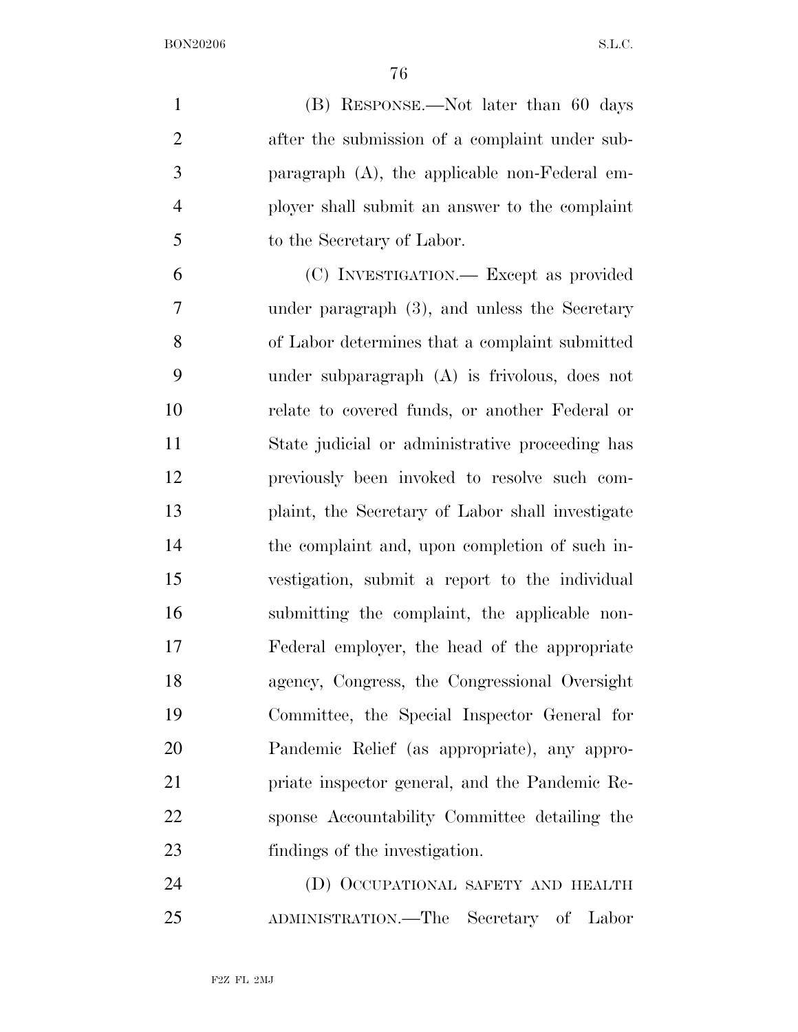(B) RESPONSE.—Not later than 60 days after the submission of a complaint under subparagraph (A), the applicable non-Federal employer shall submit an answer to the complaint to the Secretary of Labor.

(C) INVESTIGATION.— Except as provided under paragraph (3), and unless the Secretary of Labor determines that a complaint submitted under subparagraph (A) is frivolous, does not relate to covered funds, or another Federal or State judicial or administrative proceeding has previously been invoked to resolve such complaint, the Secretary of Labor shall investigate the complaint and, upon completion of such investigation, submit a report to the individual submitting the complaint, the applicable non-Federal employer, the head of the appropriate agency, Congress, the Congressional Oversight Committee, the Special Inspector General for Pandemic Relief (as appropriate), any appropriate inspector general, and the Pandemic Response Accountability Committee detailing the findings of the investigation.

(D) OCCUPATIONAL SAFETY AND HEALTH ADMINISTRATION.—The Secretary of Labor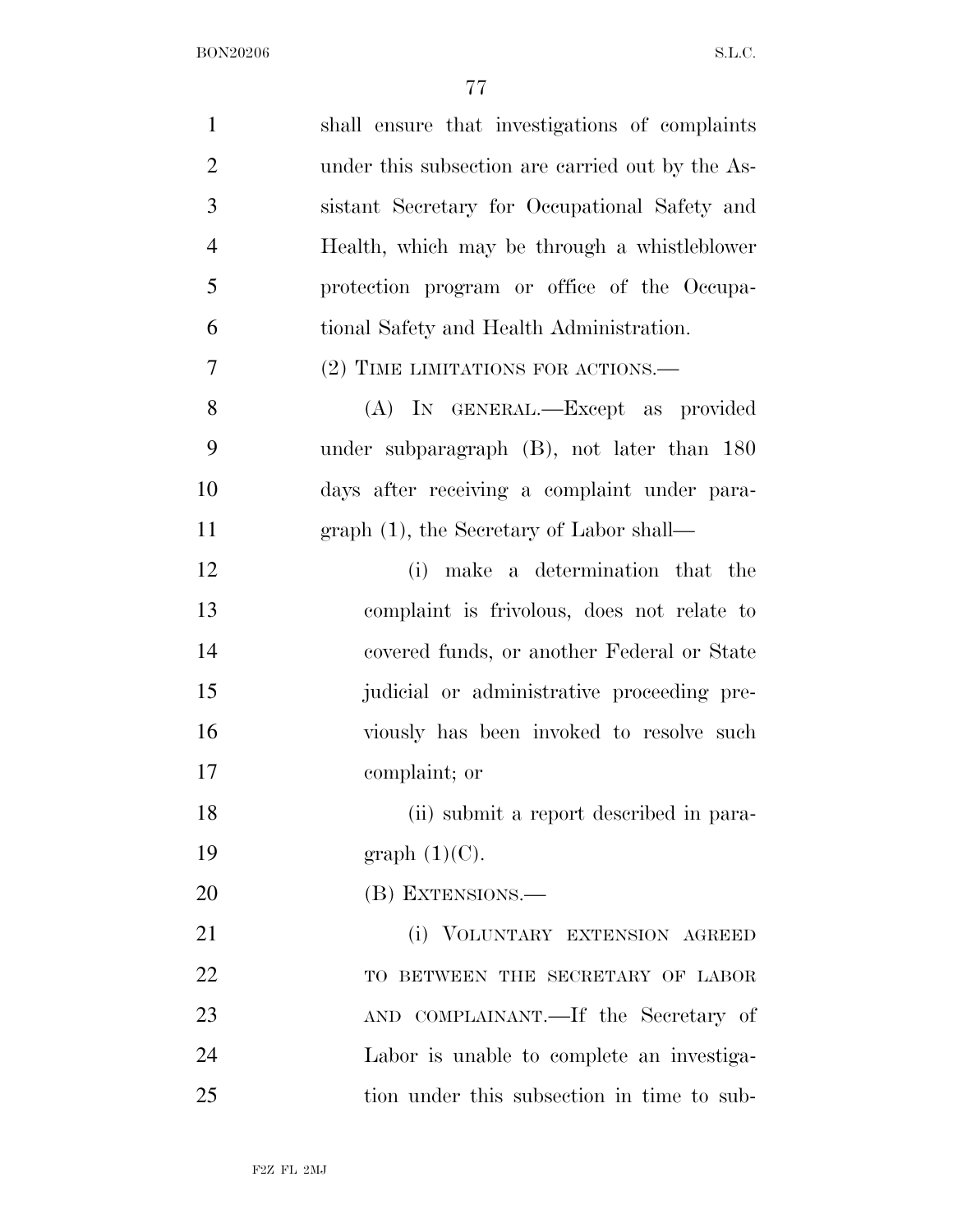shall ensure that investigations of complaints under this subsection are carried out by the Assistant Secretary for Occupational Safety and Health, which may be through a whistleblower protection program or office of the Occupational Safety and Health Administration.

(2) TIME LIMITATIONS FOR ACTIONS.—

(A) IN GENERAL.—Except as provided under subparagraph (B), not later than 180 days after receiving a complaint under paragraph (1), the Secretary of Labor shall—

(i) make a determination that the complaint is frivolous, does not relate to covered funds, or another Federal or State judicial or administrative proceeding previously has been invoked to resolve such complaint; or

(ii) submit a report described in paragraph (1)(C).

(B) EXTENSIONS.—

(i) VOLUNTARY EXTENSION AGREED TO BETWEEN THE SECRETARY OF LABOR AND COMPLAINANT.—If the Secretary of Labor is unable to complete an investigation under this subsection in time to sub-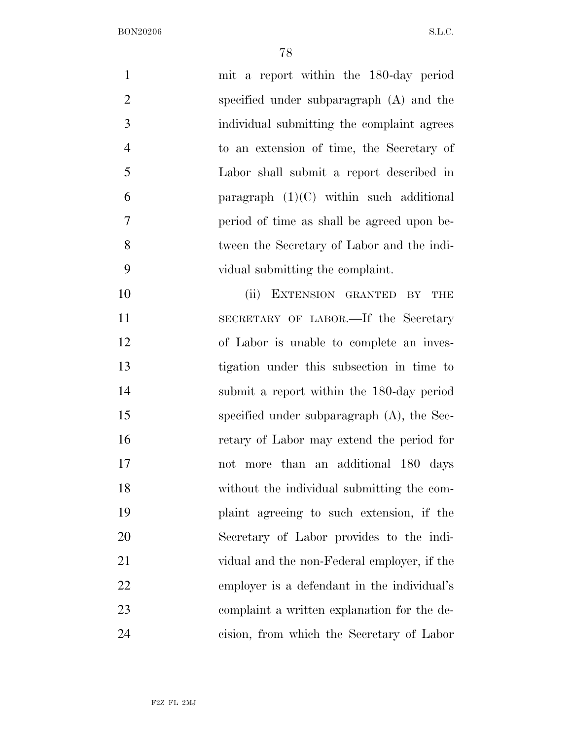mit a report within the 180-day period specified under subparagraph (A) and the individual submitting the complaint agrees to an extension of time, the Secretary of Labor shall submit a report described in paragraph (1)(C) within such additional period of time as shall be agreed upon between the Secretary of Labor and the individual submitting the complaint.

(ii) EXTENSION GRANTED BY THE SECRETARY OF LABOR.—If the Secretary of Labor is unable to complete an investigation under this subsection in time to submit a report within the 180-day period specified under subparagraph (A), the Secretary of Labor may extend the period for not more than an additional 180 days without the individual submitting the complaint agreeing to such extension, if the Secretary of Labor provides to the individual and the non-Federal employer, if the employer is a defendant in the individual's complaint a written explanation for the decision, from which the Secretary of Labor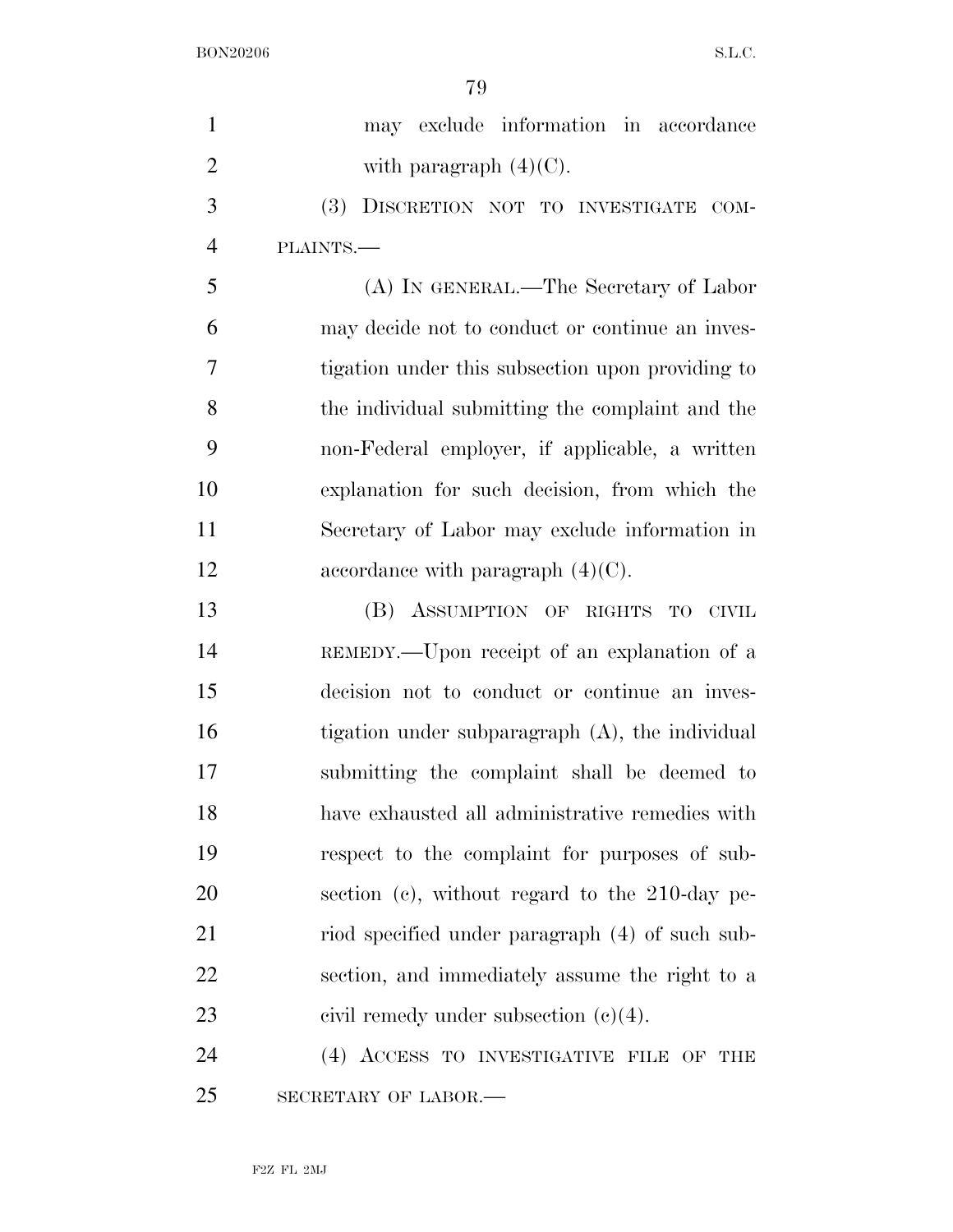may exclude information in accordance with paragraph (4)(C).

(3) DISCRETION NOT TO INVESTIGATE COMPLAINTS.—

(A) IN GENERAL.—The Secretary of Labor may decide not to conduct or continue an investigation under this subsection upon providing to the individual submitting the complaint and the non-Federal employer, if applicable, a written explanation for such decision, from which the Secretary of Labor may exclude information in accordance with paragraph (4)(C).

(B) ASSUMPTION OF RIGHTS TO CIVIL REMEDY.—Upon receipt of an explanation of a decision not to conduct or continue an investigation under subparagraph (A), the individual submitting the complaint shall be deemed to have exhausted all administrative remedies with respect to the complaint for purposes of subsection (c), without regard to the 210-day period specified under paragraph (4) of such subsection, and immediately assume the right to a civil remedy under subsection (c)(4).

(4) ACCESS TO INVESTIGATIVE FILE OF THE SECRETARY OF LABOR.—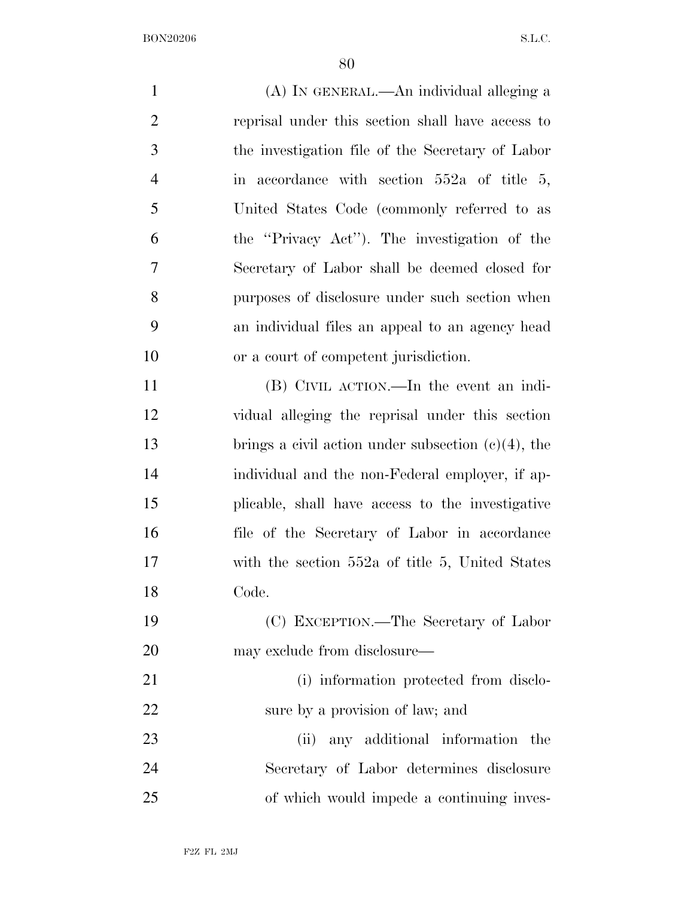(A) IN GENERAL.—An individual alleging a reprisal under this section shall have access to the investigation file of the Secretary of Labor in accordance with section 552a of title 5, United States Code (commonly referred to as the "Privacy Act"). The investigation of the Secretary of Labor shall be deemed closed for purposes of disclosure under such section when an individual files an appeal to an agency head or a court of competent jurisdiction.

(B) CIVIL ACTION.—In the event an individual alleging the reprisal under this section brings a civil action under subsection (c)(4), the individual and the non-Federal employer, if applicable, shall have access to the investigative file of the Secretary of Labor in accordance with the section 552a of title 5, United States Code.

(C) EXCEPTION.—The Secretary of Labor may exclude from disclosure—

(i) information protected from disclosure by a provision of law; and

(ii) any additional information the Secretary of Labor determines disclosure of which would impede a continuing inves-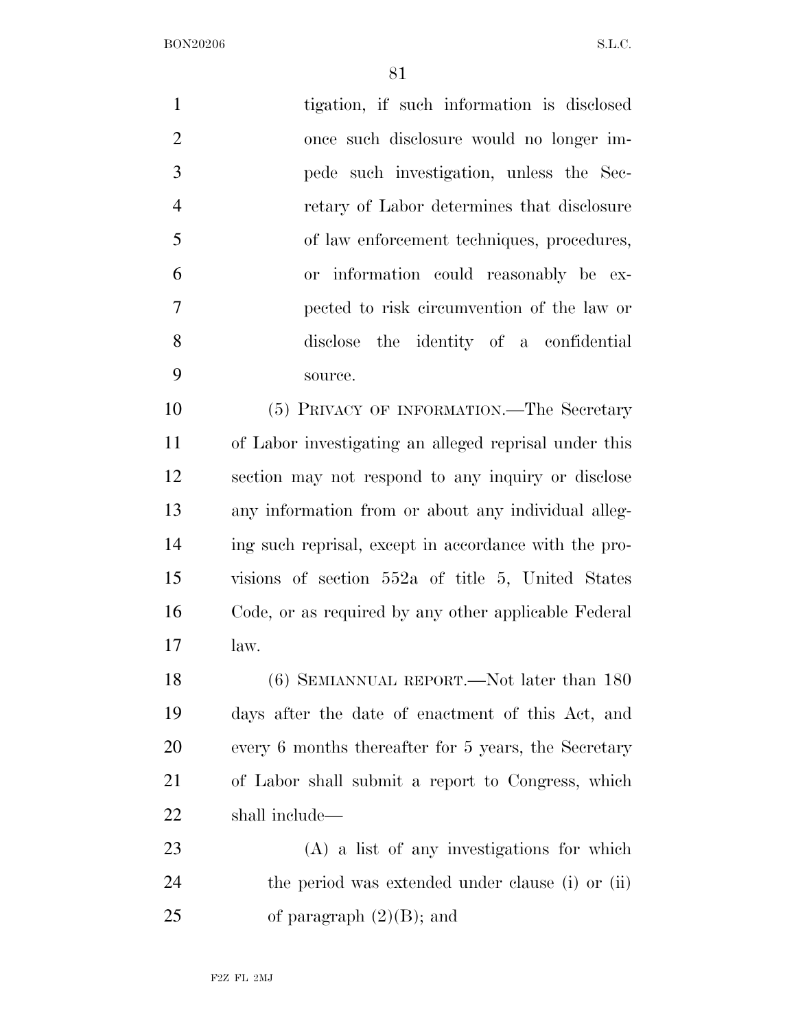tigation, if such information is disclosed once such disclosure would no longer impede such investigation, unless the Secretary of Labor determines that disclosure of law enforcement techniques, procedures, or information could reasonably be expected to risk circumvention of the law or disclose the identity of a confidential source.

(5) PRIVACY OF INFORMATION.—The Secretary of Labor investigating an alleged reprisal under this section may not respond to any inquiry or disclose any information from or about any individual alleging such reprisal, except in accordance with the provisions of section 552a of title 5, United States Code, or as required by any other applicable Federal law.

(6) SEMIANNUAL REPORT.—Not later than 180 days after the date of enactment of this Act, and every 6 months thereafter for 5 years, the Secretary of Labor shall submit a report to Congress, which shall include—

(A) a list of any investigations for which the period was extended under clause (i) or (ii) of paragraph (2)(B); and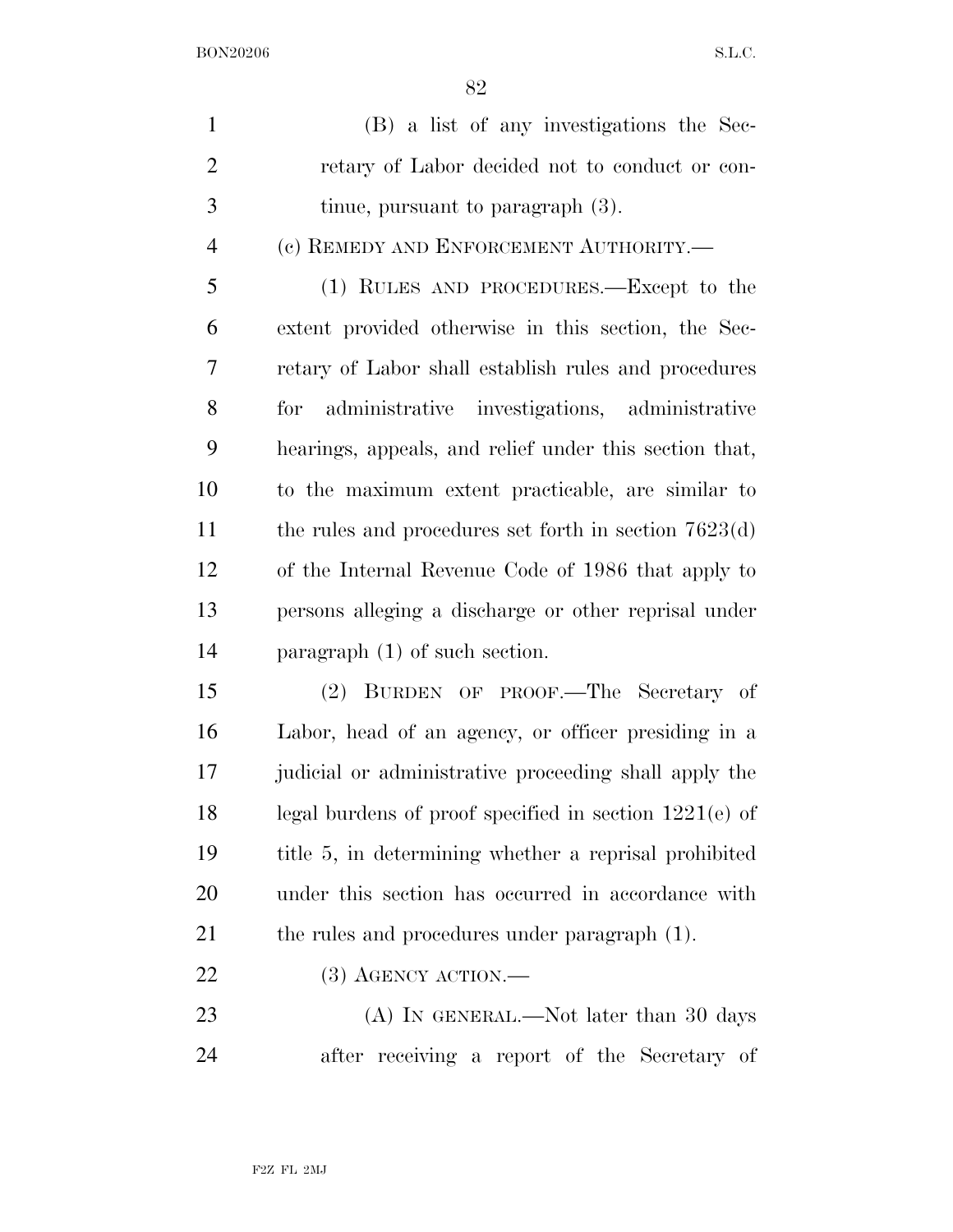(B) a list of any investigations the Secretary of Labor decided not to conduct or continue, pursuant to paragraph (3).

(c) REMEDY AND ENFORCEMENT AUTHORITY.—

(1) RULES AND PROCEDURES.—Except to the extent provided otherwise in this section, the Secretary of Labor shall establish rules and procedures for administrative investigations, administrative hearings, appeals, and relief under this section that, to the maximum extent practicable, are similar to the rules and procedures set forth in section 7623(d) of the Internal Revenue Code of 1986 that apply to persons alleging a discharge or other reprisal under paragraph (1) of such section.

(2) BURDEN OF PROOF.—The Secretary of Labor, head of an agency, or officer presiding in a judicial or administrative proceeding shall apply the legal burdens of proof specified in section 1221(e) of title 5, in determining whether a reprisal prohibited under this section has occurred in accordance with the rules and procedures under paragraph (1).

(3) AGENCY ACTION.—

(A) IN GENERAL.—Not later than 30 days after receiving a report of the Secretary of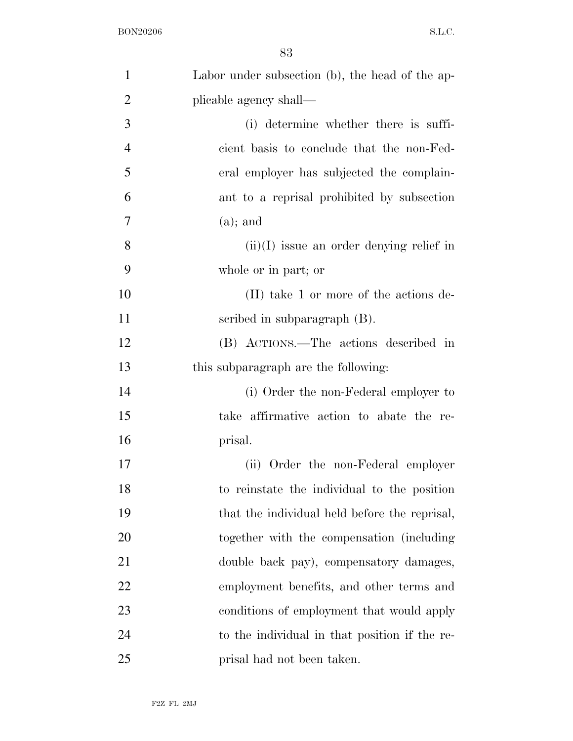Labor under subsection (b), the head of the applicable agency shall—

(i) determine whether there is sufficient basis to conclude that the non-Federal employer has subjected the complainant to a reprisal prohibited by subsection (a); and

(ii)(I) issue an order denying relief in whole or in part; or

(II) take 1 or more of the actions described in subparagraph (B).

(B) ACTIONS.—The actions described in this subparagraph are the following:

(i) Order the non-Federal employer to take affirmative action to abate the reprisal.

(ii) Order the non-Federal employer to reinstate the individual to the position that the individual held before the reprisal, together with the compensation (including double back pay), compensatory damages, employment benefits, and other terms and conditions of employment that would apply to the individual in that position if the reprisal had not been taken.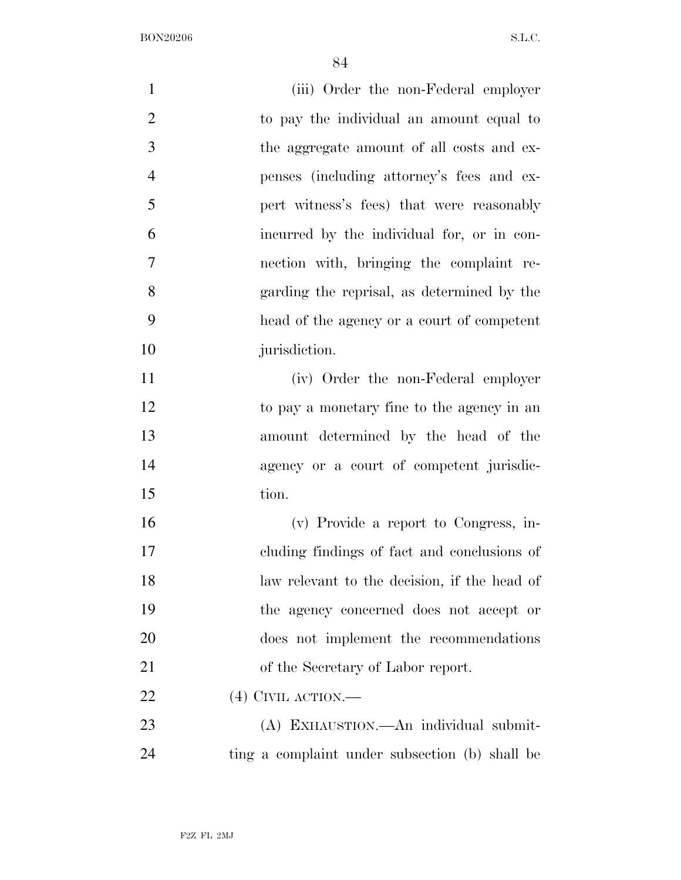(iii) Order the non-Federal employer to pay the individual an amount equal to the aggregate amount of all costs and expenses (including attorney's fees and expert witness's fees) that were reasonably incurred by the individual for, or in connection with, bringing the complaint regarding the reprisal, as determined by the head of the agency or a court of competent jurisdiction.

(iv) Order the non-Federal employer to pay a monetary fine to the agency in an amount determined by the head of the agency or a court of competent jurisdiction.

(v) Provide a report to Congress, including findings of fact and conclusions of law relevant to the decision, if the head of the agency concerned does not accept or does not implement the recommendations of the Secretary of Labor report.

(4) CIVIL ACTION.—

(A) EXHAUSTION.—An individual submitting a complaint under subsection (b) shall be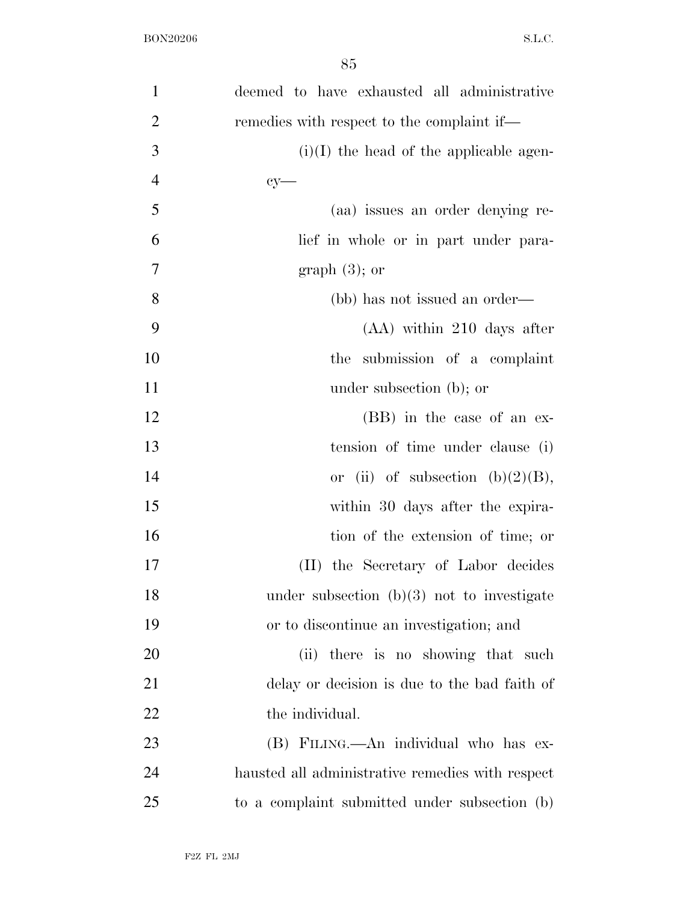deemed to have exhausted all administrative remedies with respect to the complaint if—

(i)(I) the head of the applicable agency—

(aa) issues an order denying relief in whole or in part under paragraph (3); or

(bb) has not issued an order—

(AA) within 210 days after the submission of a complaint under subsection (b); or

(BB) in the case of an extension of time under clause (i) or (ii) of subsection (b)(2)(B), within 30 days after the expiration of the extension of time; or

(II) the Secretary of Labor decides under subsection (b)(3) not to investigate or to discontinue an investigation; and

(ii) there is no showing that such delay or decision is due to the bad faith of the individual.

(B) FILING.—An individual who has exhausted all administrative remedies with respect to a complaint submitted under subsection (b)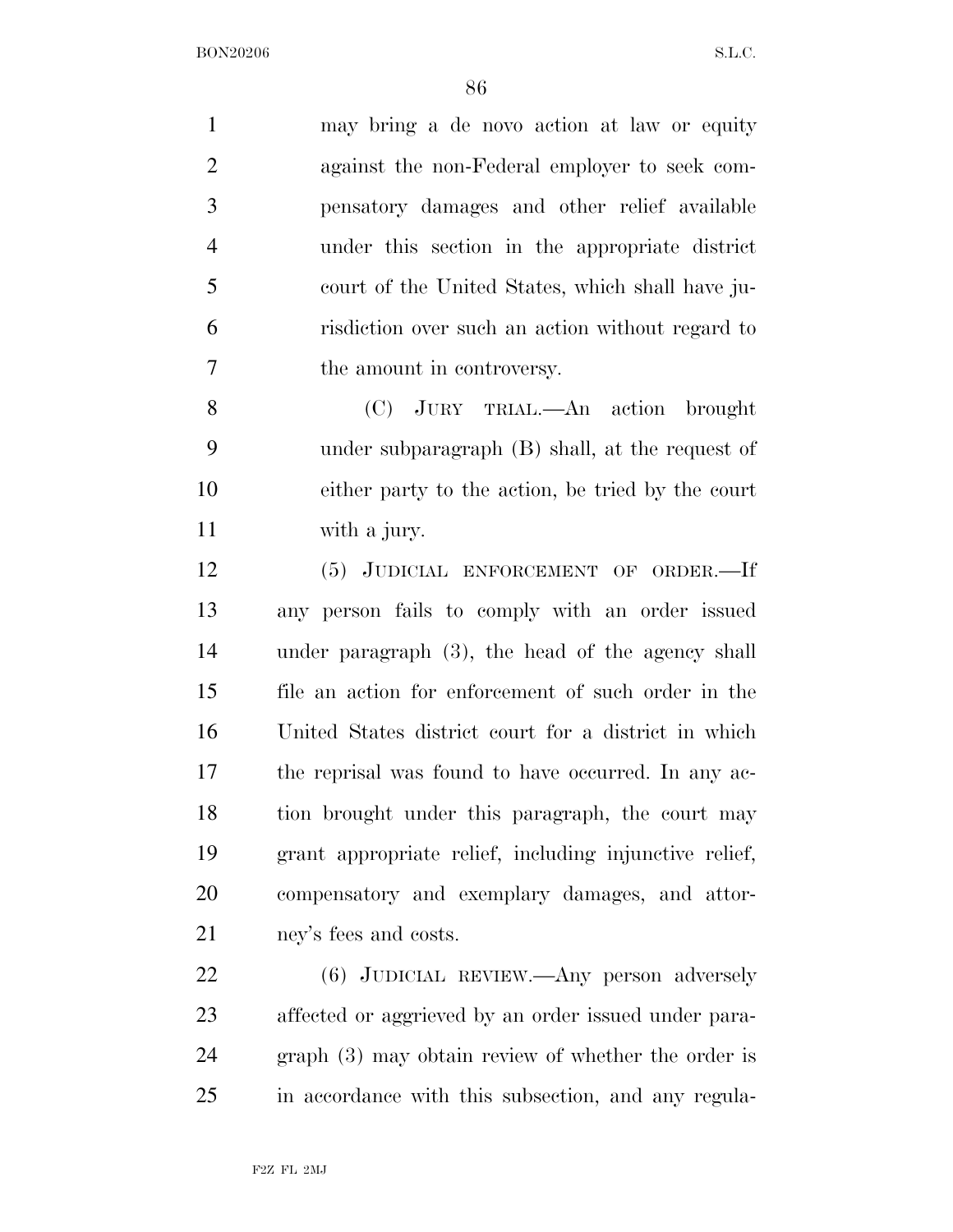may bring a de novo action at law or equity against the non-Federal employer to seek compensatory damages and other relief available under this section in the appropriate district court of the United States, which shall have jurisdiction over such an action without regard to the amount in controversy.

(C) JURY TRIAL.—An action brought under subparagraph (B) shall, at the request of either party to the action, be tried by the court with a jury.

(5) JUDICIAL ENFORCEMENT OF ORDER.—If any person fails to comply with an order issued under paragraph (3), the head of the agency shall file an action for enforcement of such order in the United States district court for a district in which the reprisal was found to have occurred. In any action brought under this paragraph, the court may grant appropriate relief, including injunctive relief, compensatory and exemplary damages, and attorney's fees and costs.

(6) JUDICIAL REVIEW.—Any person adversely affected or aggrieved by an order issued under paragraph (3) may obtain review of whether the order is in accordance with this subsection, and any regula-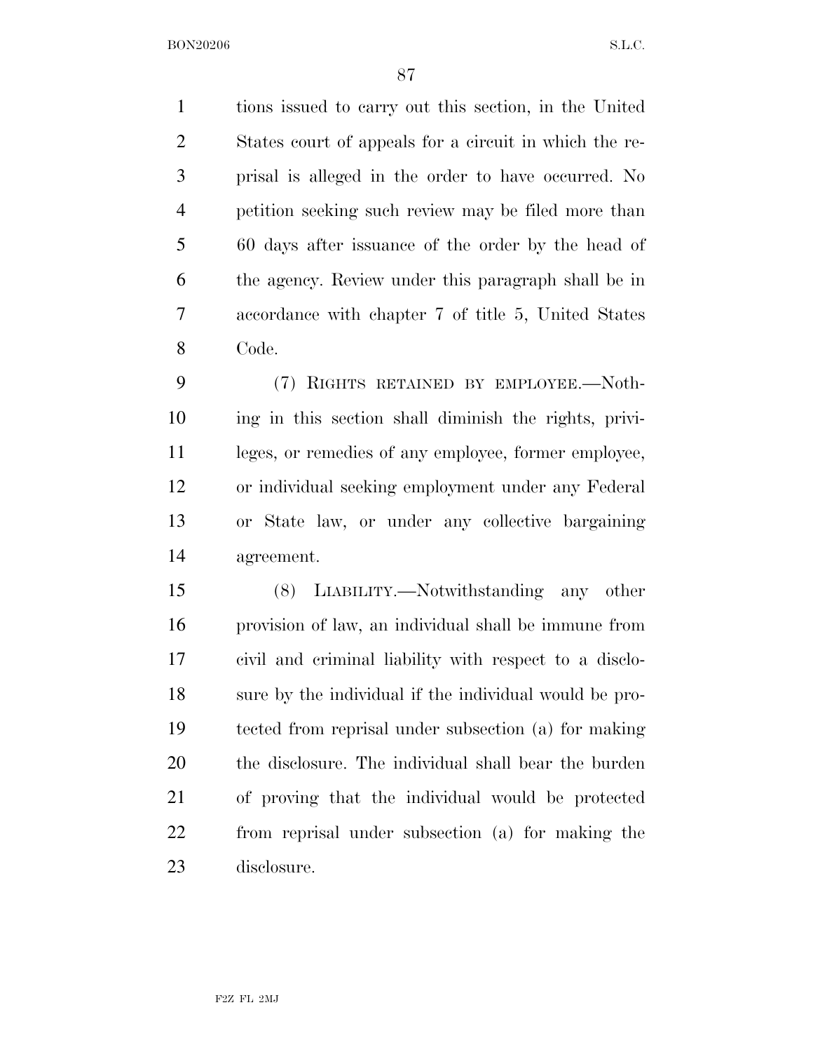tions issued to carry out this section, in the United States court of appeals for a circuit in which the reprisal is alleged in the order to have occurred. No petition seeking such review may be filed more than 60 days after issuance of the order by the head of the agency. Review under this paragraph shall be in accordance with chapter 7 of title 5, United States Code.

(7) RIGHTS RETAINED BY EMPLOYEE.—Nothing in this section shall diminish the rights, privileges, or remedies of any employee, former employee, or individual seeking employment under any Federal or State law, or under any collective bargaining agreement.

(8) LIABILITY.—Notwithstanding any other provision of law, an individual shall be immune from civil and criminal liability with respect to a disclosure by the individual if the individual would be protected from reprisal under subsection (a) for making the disclosure. The individual shall bear the burden of proving that the individual would be protected from reprisal under subsection (a) for making the disclosure.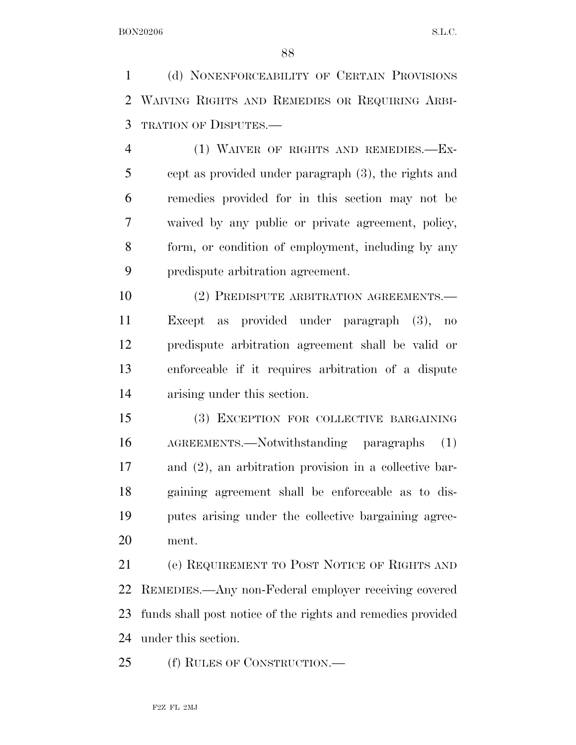(d) NONENFORCEABILITY OF CERTAIN PROVISIONS WAIVING RIGHTS AND REMEDIES OR REQUIRING ARBITRATION OF DISPUTES.—

(1) WAIVER OF RIGHTS AND REMEDIES.—Except as provided under paragraph (3), the rights and remedies provided for in this section may not be waived by any public or private agreement, policy, form, or condition of employment, including by any predispute arbitration agreement.

(2) PREDISPUTE ARBITRATION AGREEMENTS.—Except as provided under paragraph (3), no predispute arbitration agreement shall be valid or enforceable if it requires arbitration of a dispute arising under this section.

(3) EXCEPTION FOR COLLECTIVE BARGAINING AGREEMENTS.—Notwithstanding paragraphs (1) and (2), an arbitration provision in a collective bargaining agreement shall be enforceable as to disputes arising under the collective bargaining agreement.

(e) REQUIREMENT TO POST NOTICE OF RIGHTS AND REMEDIES.—Any non-Federal employer receiving covered funds shall post notice of the rights and remedies provided under this section.

(f) RULES OF CONSTRUCTION.—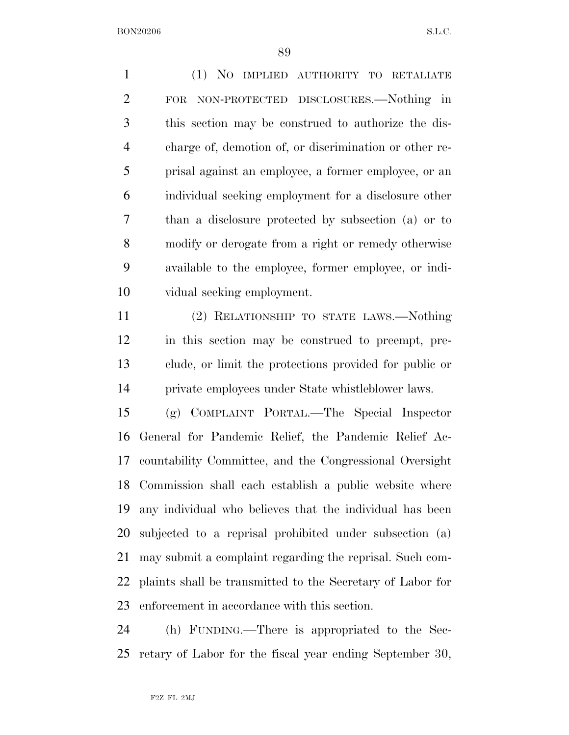(1) NO IMPLIED AUTHORITY TO RETALIATE FOR NON-PROTECTED DISCLOSURES.—Nothing in this section may be construed to authorize the discharge of, demotion of, or discrimination or other reprisal against an employee, a former employee, or an individual seeking employment for a disclosure other than a disclosure protected by subsection (a) or to modify or derogate from a right or remedy otherwise available to the employee, former employee, or individual seeking employment.

(2) RELATIONSHIP TO STATE LAWS.—Nothing in this section may be construed to preempt, preclude, or limit the protections provided for public or private employees under State whistleblower laws.

(g) COMPLAINT PORTAL.—The Special Inspector General for Pandemic Relief, the Pandemic Relief Accountability Committee, and the Congressional Oversight Commission shall each establish a public website where any individual who believes that the individual has been subjected to a reprisal prohibited under subsection (a) may submit a complaint regarding the reprisal. Such complaints shall be transmitted to the Secretary of Labor for enforcement in accordance with this section.

(h) FUNDING.—There is appropriated to the Secretary of Labor for the fiscal year ending September 30,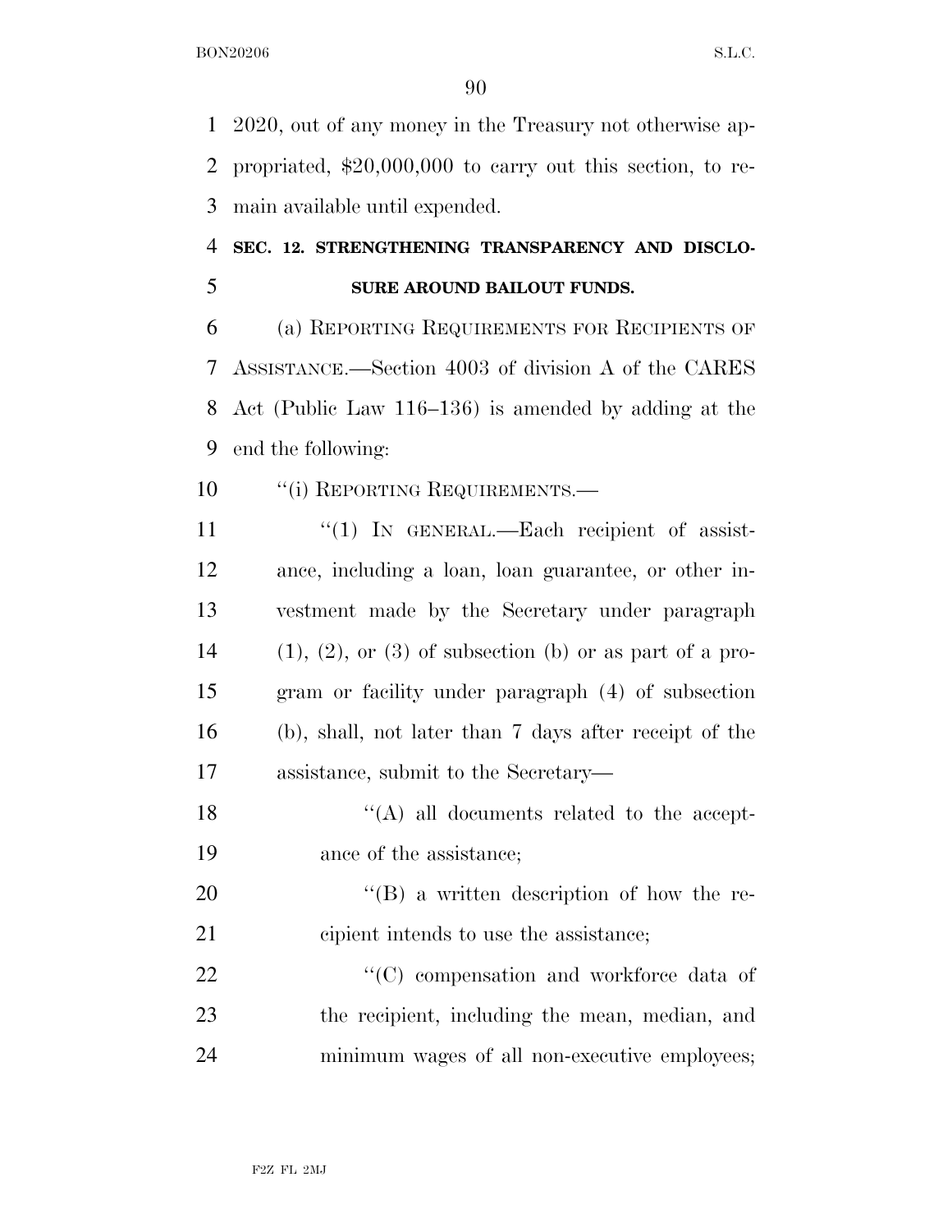2020, out of any money in the Treasury not otherwise appropriated, $20,000,000 to carry out this section, to remain available until expended.

**SEC. 12. STRENGTHENING TRANSPARENCY AND DISCLOSURE AROUND BAILOUT FUNDS.**

(a) REPORTING REQUIREMENTS FOR RECIPIENTS OF ASSISTANCE.—Section 4003 of division A of the CARES Act (Public Law 116–136) is amended by adding at the end the following:

''(i) REPORTING REQUIREMENTS.—

''(1) IN GENERAL.—Each recipient of assistance, including a loan, loan guarantee, or other investment made by the Secretary under paragraph (1), (2), or (3) of subsection (b) or as part of a program or facility under paragraph (4) of subsection (b), shall, not later than 7 days after receipt of the assistance, submit to the Secretary—

''(A) all documents related to the acceptance of the assistance;

''(B) a written description of how the recipient intends to use the assistance;

''(C) compensation and workforce data of the recipient, including the mean, median, and minimum wages of all non-executive employees;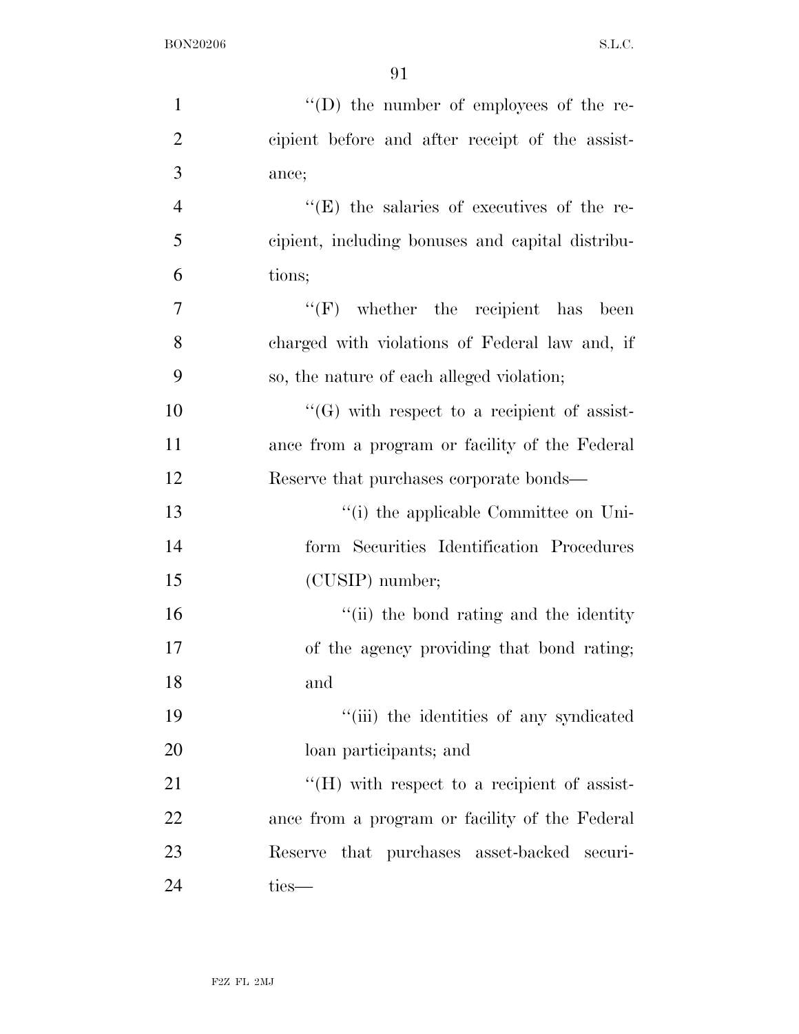''(D) the number of employees of the recipient before and after receipt of the assistance;

''(E) the salaries of executives of the recipient, including bonuses and capital distributions;

''(F) whether the recipient has been charged with violations of Federal law and, if so, the nature of each alleged violation;

''(G) with respect to a recipient of assistance from a program or facility of the Federal Reserve that purchases corporate bonds—

''(i) the applicable Committee on Uniform Securities Identification Procedures (CUSIP) number;

''(ii) the bond rating and the identity of the agency providing that bond rating; and

''(iii) the identities of any syndicated loan participants; and

''(H) with respect to a recipient of assistance from a program or facility of the Federal Reserve that purchases asset-backed securities—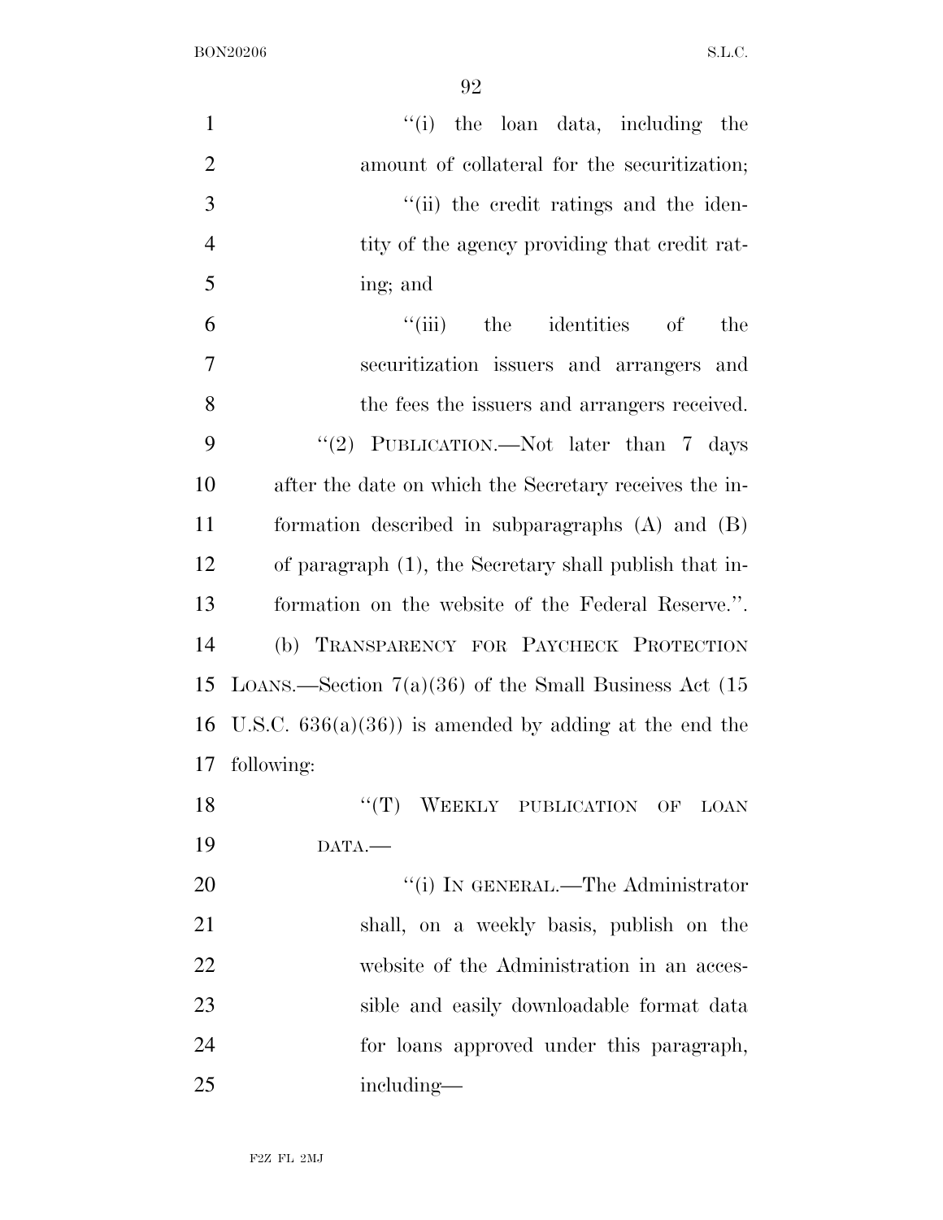"(i) the loan data, including the amount of collateral for the securitization;

"(ii) the credit ratings and the identity of the agency providing that credit rating; and

"(iii) the identities of the securitization issuers and arrangers and the fees the issuers and arrangers received.

"(2) PUBLICATION.—Not later than 7 days after the date on which the Secretary receives the information described in subparagraphs (A) and (B) of paragraph (1), the Secretary shall publish that information on the website of the Federal Reserve.".

(b) TRANSPARENCY FOR PAYCHECK PROTECTION LOANS.—Section 7(a)(36) of the Small Business Act (15 U.S.C. 636(a)(36)) is amended by adding at the end the following:

"(T) WEEKLY PUBLICATION OF LOAN DATA.—

"(i) IN GENERAL.—The Administrator shall, on a weekly basis, publish on the website of the Administration in an accessible and easily downloadable format data for loans approved under this paragraph, including—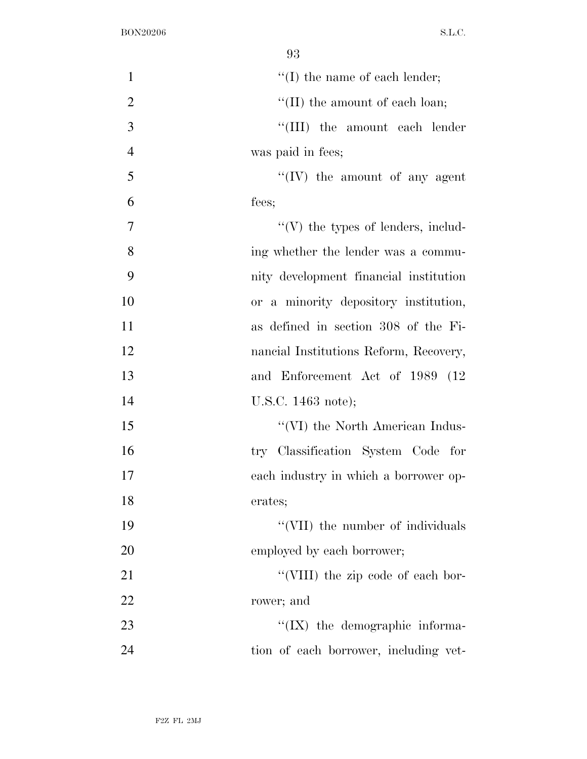''(I) the name of each lender;

''(II) the amount of each loan;

''(III) the amount each lender was paid in fees;

''(IV) the amount of any agent fees;

''(V) the types of lenders, including whether the lender was a community development financial institution or a minority depository institution, as defined in section 308 of the Financial Institutions Reform, Recovery, and Enforcement Act of 1989 (12 U.S.C. 1463 note);

''(VI) the North American Industry Classification System Code for each industry in which a borrower operates;

''(VII) the number of individuals employed by each borrower;

''(VIII) the zip code of each borrower; and

''(IX) the demographic information of each borrower, including vet-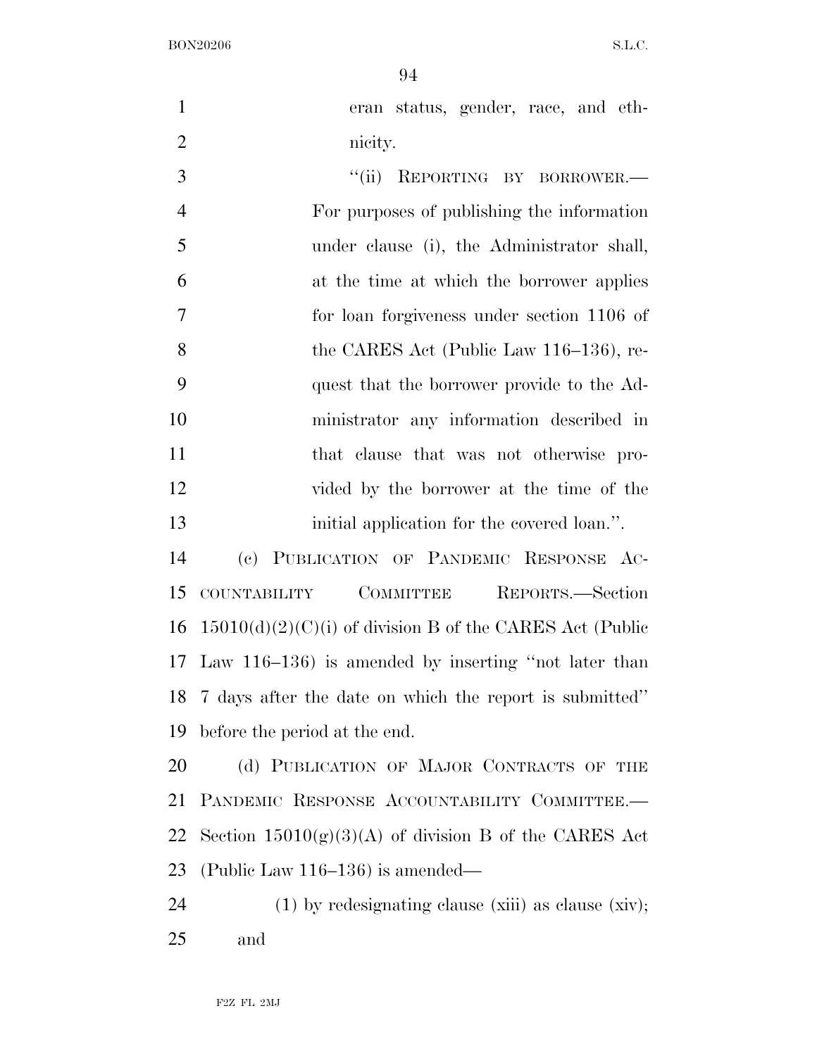eran status, gender, race, and ethnicity.

"(ii) REPORTING BY BORROWER.—For purposes of publishing the information under clause (i), the Administrator shall, at the time at which the borrower applies for loan forgiveness under section 1106 of the CARES Act (Public Law 116–136), request that the borrower provide to the Administrator any information described in that clause that was not otherwise provided by the borrower at the time of the initial application for the covered loan.".

(c) PUBLICATION OF PANDEMIC RESPONSE ACCOUNTABILITY COMMITTEE REPORTS.—Section 15010(d)(2)(C)(i) of division B of the CARES Act (Public Law 116–136) is amended by inserting "not later than 7 days after the date on which the report is submitted" before the period at the end.

(d) PUBLICATION OF MAJOR CONTRACTS OF THE PANDEMIC RESPONSE ACCOUNTABILITY COMMITTEE.—Section 15010(g)(3)(A) of division B of the CARES Act (Public Law 116–136) is amended—

(1) by redesignating clause (xiii) as clause (xiv); and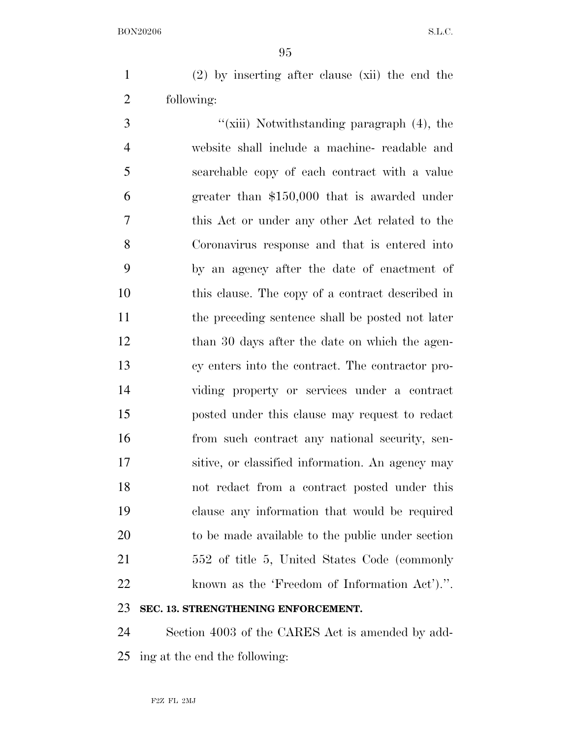(2) by inserting after clause (xii) the end the following:

"(xiii) Notwithstanding paragraph (4), the website shall include a machine- readable and searchable copy of each contract with a value greater than $150,000 that is awarded under this Act or under any other Act related to the Coronavirus response and that is entered into by an agency after the date of enactment of this clause. The copy of a contract described in the preceding sentence shall be posted not later than 30 days after the date on which the agency enters into the contract. The contractor providing property or services under a contract posted under this clause may request to redact from such contract any national security, sensitive, or classified information. An agency may not redact from a contract posted under this clause any information that would be required to be made available to the public under section 552 of title 5, United States Code (commonly known as the 'Freedom of Information Act').".

**SEC. 13. STRENGTHENING ENFORCEMENT.**

Section 4003 of the CARES Act is amended by adding at the end the following: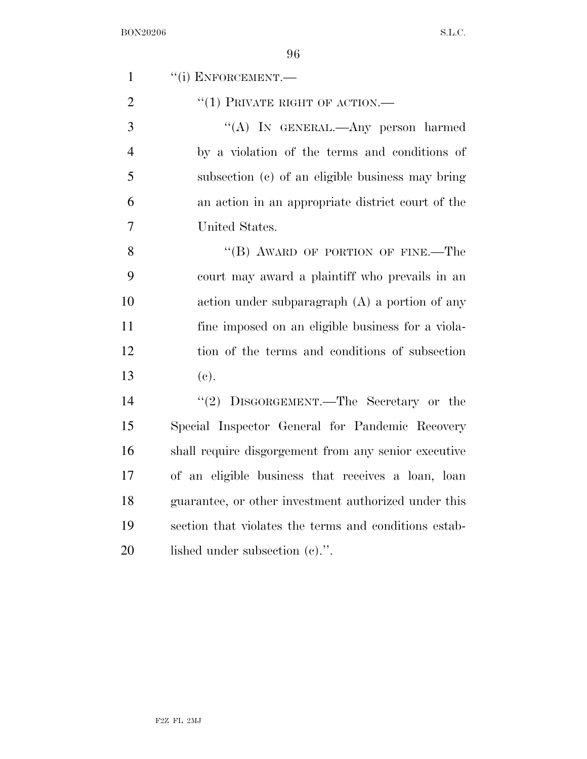"(i) ENFORCEMENT.—

"(1) PRIVATE RIGHT OF ACTION.—

"(A) IN GENERAL.—Any person harmed by a violation of the terms and conditions of subsection (c) of an eligible business may bring an action in an appropriate district court of the United States.

"(B) AWARD OF PORTION OF FINE.—The court may award a plaintiff who prevails in an action under subparagraph (A) a portion of any fine imposed on an eligible business for a violation of the terms and conditions of subsection (c).

"(2) DISGORGEMENT.—The Secretary or the Special Inspector General for Pandemic Recovery shall require disgorgement from any senior executive of an eligible business that receives a loan, loan guarantee, or other investment authorized under this section that violates the terms and conditions established under subsection (c).".